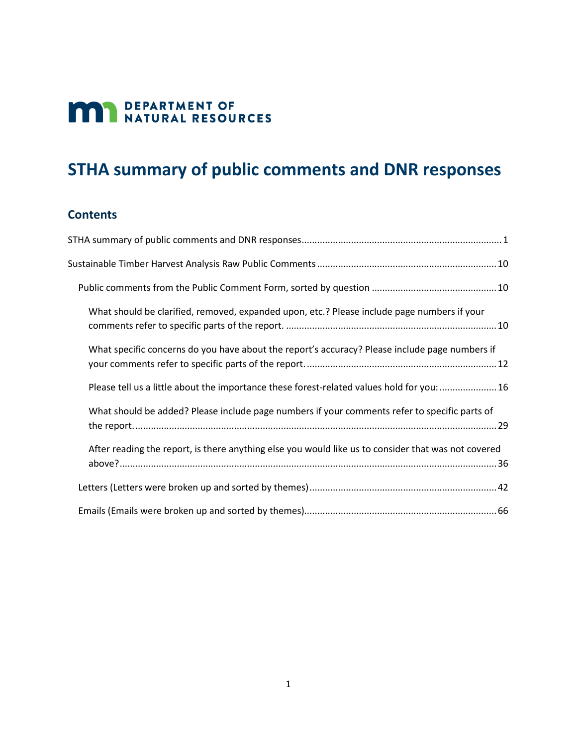DEPARTMENT OF NATURAL RESOURCES

# STHA summary of public comments and DNR responses

## Contents

STHA summary of public comments and DNR responses ........ 1

Sustainable Timber Harvest Analysis Raw Public Comments ........ 10

- Public comments from the Public Comment Form, sorted by question ........ 10
  - What should be clarified, removed, expanded upon, etc.? Please include page numbers if your comments refer to specific parts of the report. ........ 10
  - What specific concerns do you have about the report's accuracy? Please include page numbers if your comments refer to specific parts of the report. ........ 12
  - Please tell us a little about the importance these forest-related values hold for you: ........ 16
  - What should be added? Please include page numbers if your comments refer to specific parts of the report. ........ 29
  - After reading the report, is there anything else you would like us to consider that was not covered above? ........ 36
- Letters (Letters were broken up and sorted by themes) ........ 42
- Emails (Emails were broken up and sorted by themes) ........ 66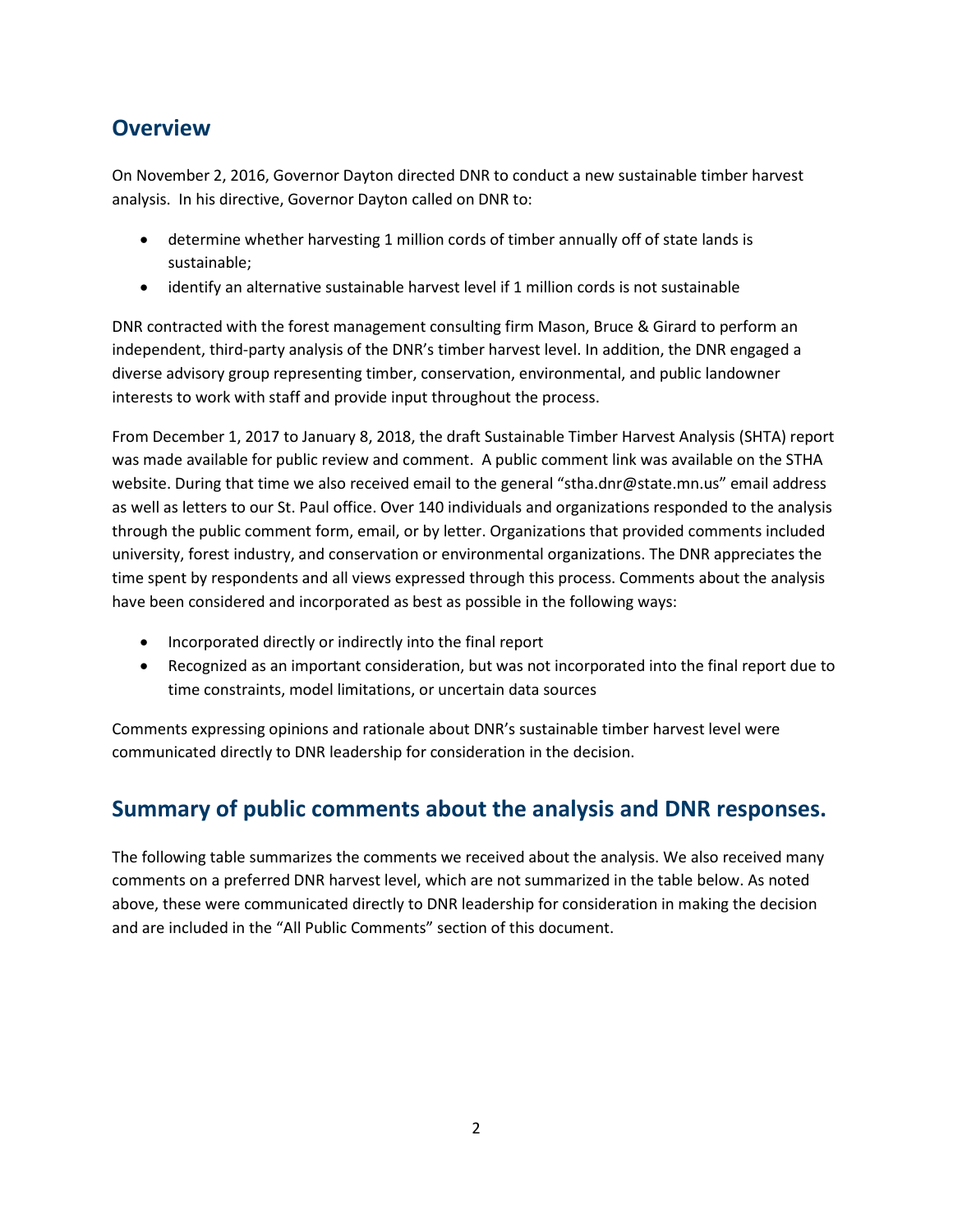## Overview

On November 2, 2016, Governor Dayton directed DNR to conduct a new sustainable timber harvest analysis. In his directive, Governor Dayton called on DNR to:

- determine whether harvesting 1 million cords of timber annually off of state lands is sustainable;
- identify an alternative sustainable harvest level if 1 million cords is not sustainable

DNR contracted with the forest management consulting firm Mason, Bruce & Girard to perform an independent, third-party analysis of the DNR's timber harvest level. In addition, the DNR engaged a diverse advisory group representing timber, conservation, environmental, and public landowner interests to work with staff and provide input throughout the process.

From December 1, 2017 to January 8, 2018, the draft Sustainable Timber Harvest Analysis (SHTA) report was made available for public review and comment. A public comment link was available on the STHA website. During that time we also received email to the general "stha.dnr@state.mn.us" email address as well as letters to our St. Paul office. Over 140 individuals and organizations responded to the analysis through the public comment form, email, or by letter. Organizations that provided comments included university, forest industry, and conservation or environmental organizations. The DNR appreciates the time spent by respondents and all views expressed through this process. Comments about the analysis have been considered and incorporated as best as possible in the following ways:

- Incorporated directly or indirectly into the final report
- Recognized as an important consideration, but was not incorporated into the final report due to time constraints, model limitations, or uncertain data sources

Comments expressing opinions and rationale about DNR's sustainable timber harvest level were communicated directly to DNR leadership for consideration in the decision.

## Summary of public comments about the analysis and DNR responses.

The following table summarizes the comments we received about the analysis. We also received many comments on a preferred DNR harvest level, which are not summarized in the table below. As noted above, these were communicated directly to DNR leadership for consideration in making the decision and are included in the "All Public Comments" section of this document.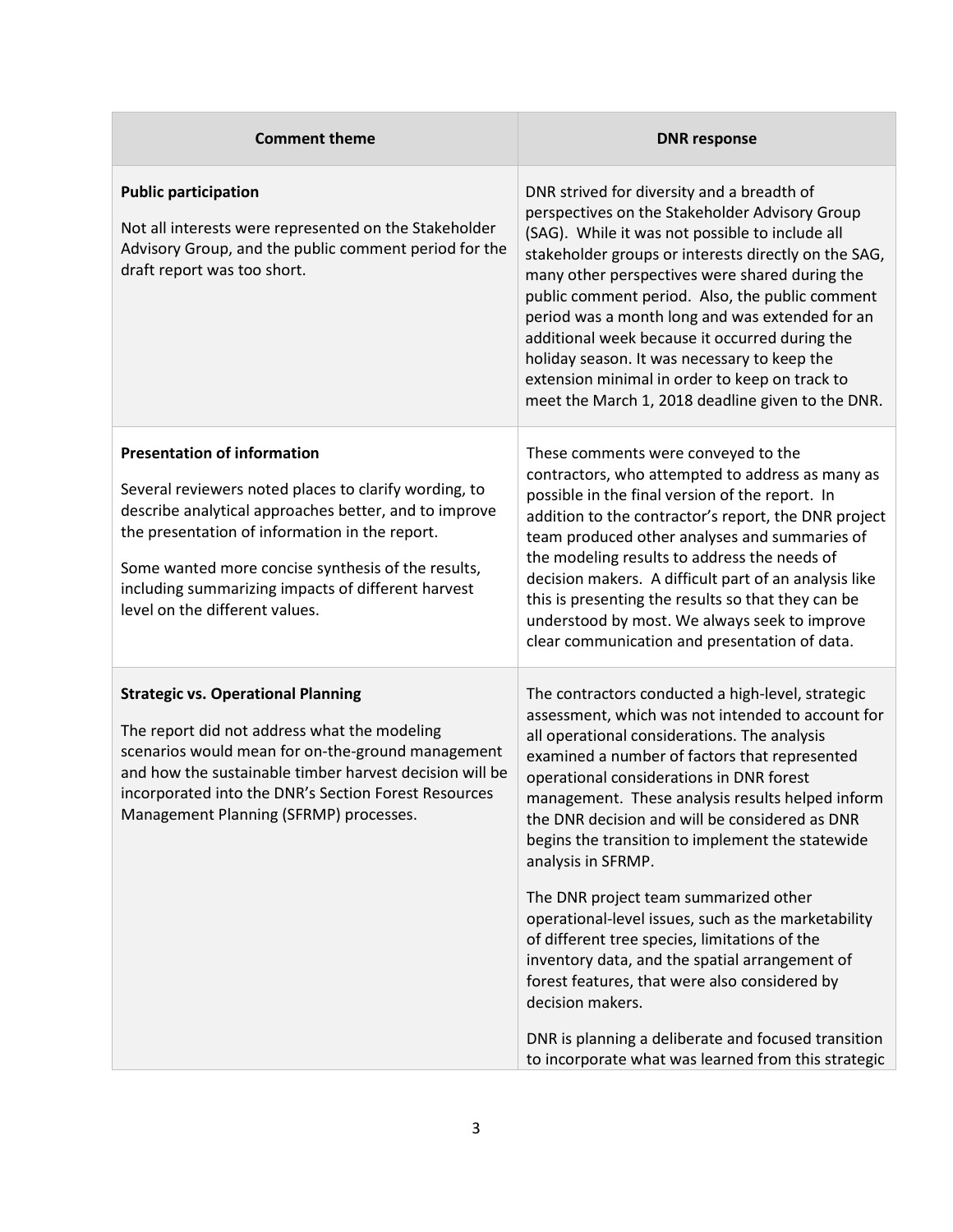| Comment theme | DNR response |
|---|---|
| **Public participation**<br><br>Not all interests were represented on the Stakeholder Advisory Group, and the public comment period for the draft report was too short. | DNR strived for diversity and a breadth of perspectives on the Stakeholder Advisory Group (SAG). While it was not possible to include all stakeholder groups or interests directly on the SAG, many other perspectives were shared during the public comment period. Also, the public comment period was a month long and was extended for an additional week because it occurred during the holiday season. It was necessary to keep the extension minimal in order to keep on track to meet the March 1, 2018 deadline given to the DNR. |
| **Presentation of information**<br><br>Several reviewers noted places to clarify wording, to describe analytical approaches better, and to improve the presentation of information in the report.<br><br>Some wanted more concise synthesis of the results, including summarizing impacts of different harvest level on the different values. | These comments were conveyed to the contractors, who attempted to address as many as possible in the final version of the report. In addition to the contractor's report, the DNR project team produced other analyses and summaries of the modeling results to address the needs of decision makers. A difficult part of an analysis like this is presenting the results so that they can be understood by most. We always seek to improve clear communication and presentation of data. |
| **Strategic vs. Operational Planning**<br><br>The report did not address what the modeling scenarios would mean for on-the-ground management and how the sustainable timber harvest decision will be incorporated into the DNR's Section Forest Resources Management Planning (SFRMP) processes. | The contractors conducted a high-level, strategic assessment, which was not intended to account for all operational considerations. The analysis examined a number of factors that represented operational considerations in DNR forest management. These analysis results helped inform the DNR decision and will be considered as DNR begins the transition to implement the statewide analysis in SFRMP.<br><br>The DNR project team summarized other operational-level issues, such as the marketability of different tree species, limitations of the inventory data, and the spatial arrangement of forest features, that were also considered by decision makers.<br><br>DNR is planning a deliberate and focused transition to incorporate what was learned from this strategic |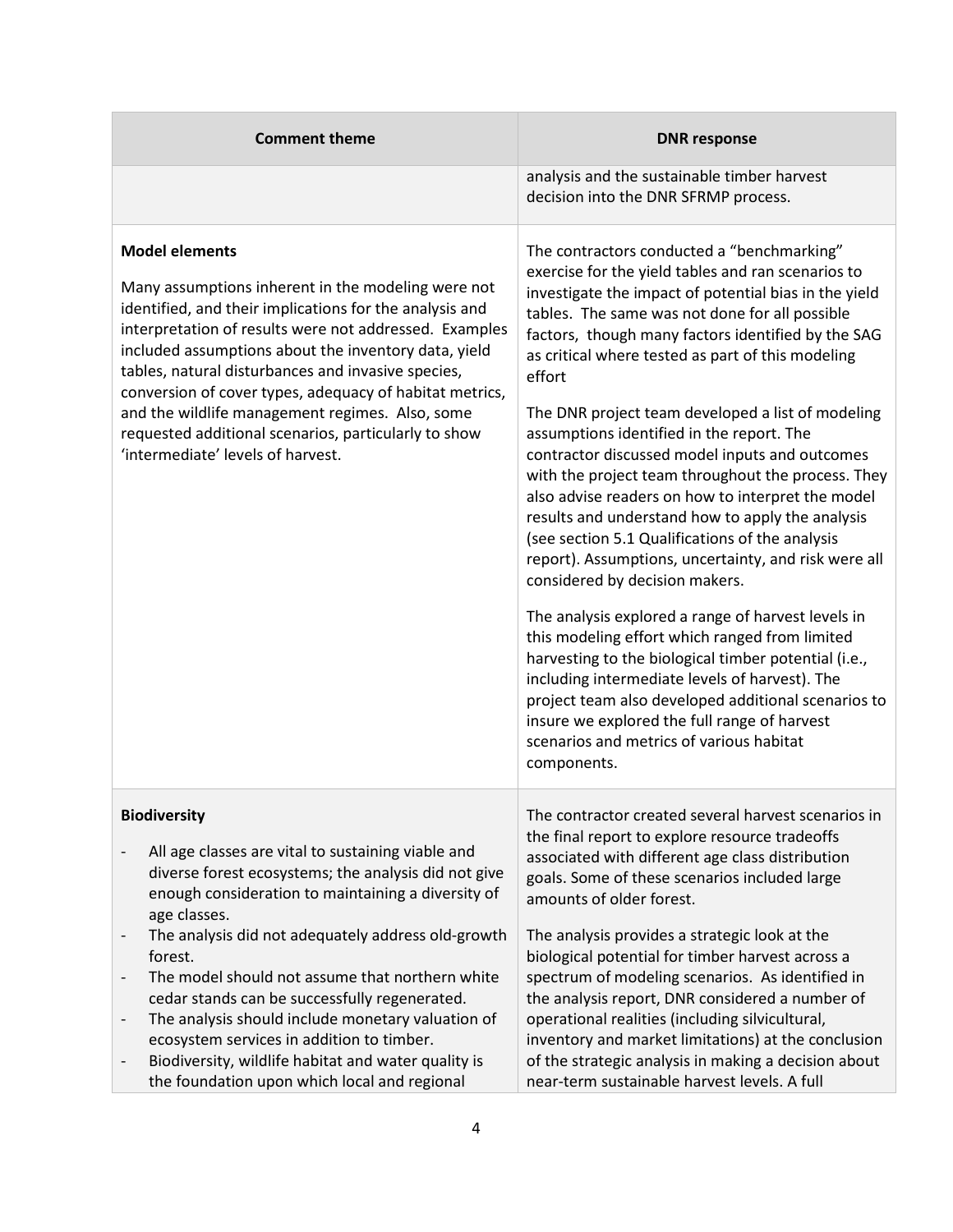| Comment theme | DNR response |
|---|---|
| | analysis and the sustainable timber harvest decision into the DNR SFRMP process. |
| **Model elements**<br><br>Many assumptions inherent in the modeling were not identified, and their implications for the analysis and interpretation of results were not addressed. Examples included assumptions about the inventory data, yield tables, natural disturbances and invasive species, conversion of cover types, adequacy of habitat metrics, and the wildlife management regimes. Also, some requested additional scenarios, particularly to show 'intermediate' levels of harvest. | The contractors conducted a "benchmarking" exercise for the yield tables and ran scenarios to investigate the impact of potential bias in the yield tables. The same was not done for all possible factors, though many factors identified by the SAG as critical where tested as part of this modeling effort<br><br>The DNR project team developed a list of modeling assumptions identified in the report. The contractor discussed model inputs and outcomes with the project team throughout the process. They also advise readers on how to interpret the model results and understand how to apply the analysis (see section 5.1 Qualifications of the analysis report). Assumptions, uncertainty, and risk were all considered by decision makers.<br><br>The analysis explored a range of harvest levels in this modeling effort which ranged from limited harvesting to the biological timber potential (i.e., including intermediate levels of harvest). The project team also developed additional scenarios to insure we explored the full range of harvest scenarios and metrics of various habitat components. |
| **Biodiversity**<br><br>- All age classes are vital to sustaining viable and diverse forest ecosystems; the analysis did not give enough consideration to maintaining a diversity of age classes.<br>- The analysis did not adequately address old-growth forest.<br>- The model should not assume that northern white cedar stands can be successfully regenerated.<br>- The analysis should include monetary valuation of ecosystem services in addition to timber.<br>- Biodiversity, wildlife habitat and water quality is the foundation upon which local and regional | The contractor created several harvest scenarios in the final report to explore resource tradeoffs associated with different age class distribution goals. Some of these scenarios included large amounts of older forest.<br><br>The analysis provides a strategic look at the biological potential for timber harvest across a spectrum of modeling scenarios. As identified in the analysis report, DNR considered a number of operational realities (including silvicultural, inventory and market limitations) at the conclusion of the strategic analysis in making a decision about near-term sustainable harvest levels. A full |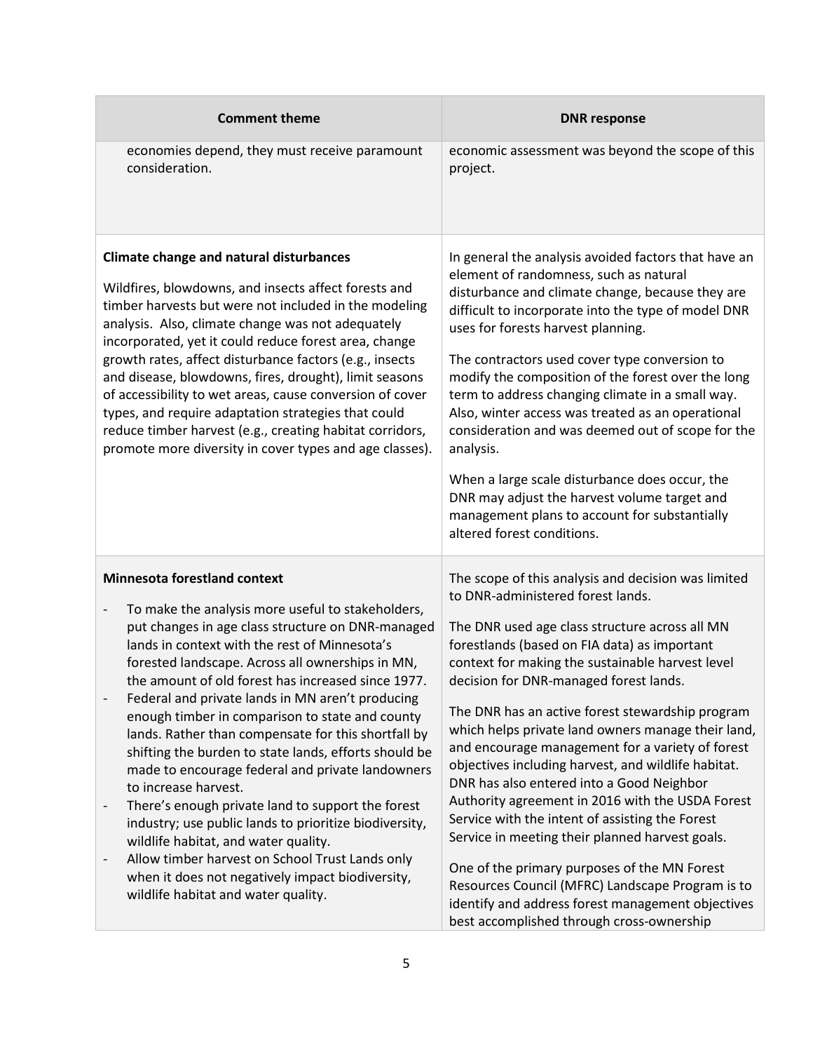| Comment theme | DNR response |
|---|---|
| economies depend, they must receive paramount consideration. | economic assessment was beyond the scope of this project. |
| **Climate change and natural disturbances**<br><br>Wildfires, blowdowns, and insects affect forests and timber harvests but were not included in the modeling analysis. Also, climate change was not adequately incorporated, yet it could reduce forest area, change growth rates, affect disturbance factors (e.g., insects and disease, blowdowns, fires, drought), limit seasons of accessibility to wet areas, cause conversion of cover types, and require adaptation strategies that could reduce timber harvest (e.g., creating habitat corridors, promote more diversity in cover types and age classes). | In general the analysis avoided factors that have an element of randomness, such as natural disturbance and climate change, because they are difficult to incorporate into the type of model DNR uses for forests harvest planning.<br><br>The contractors used cover type conversion to modify the composition of the forest over the long term to address changing climate in a small way. Also, winter access was treated as an operational consideration and was deemed out of scope for the analysis.<br><br>When a large scale disturbance does occur, the DNR may adjust the harvest volume target and management plans to account for substantially altered forest conditions. |
| **Minnesota forestland context**<br><br>- To make the analysis more useful to stakeholders, put changes in age class structure on DNR-managed lands in context with the rest of Minnesota's forested landscape. Across all ownerships in MN, the amount of old forest has increased since 1977.<br>- Federal and private lands in MN aren't producing enough timber in comparison to state and county lands. Rather than compensate for this shortfall by shifting the burden to state lands, efforts should be made to encourage federal and private landowners to increase harvest.<br>- There's enough private land to support the forest industry; use public lands to prioritize biodiversity, wildlife habitat, and water quality.<br>- Allow timber harvest on School Trust Lands only when it does not negatively impact biodiversity, wildlife habitat and water quality. | The scope of this analysis and decision was limited to DNR-administered forest lands.<br><br>The DNR used age class structure across all MN forestlands (based on FIA data) as important context for making the sustainable harvest level decision for DNR-managed forest lands.<br><br>The DNR has an active forest stewardship program which helps private land owners manage their land, and encourage management for a variety of forest objectives including harvest, and wildlife habitat. DNR has also entered into a Good Neighbor Authority agreement in 2016 with the USDA Forest Service with the intent of assisting the Forest Service in meeting their planned harvest goals.<br><br>One of the primary purposes of the MN Forest Resources Council (MFRC) Landscape Program is to identify and address forest management objectives best accomplished through cross-ownership |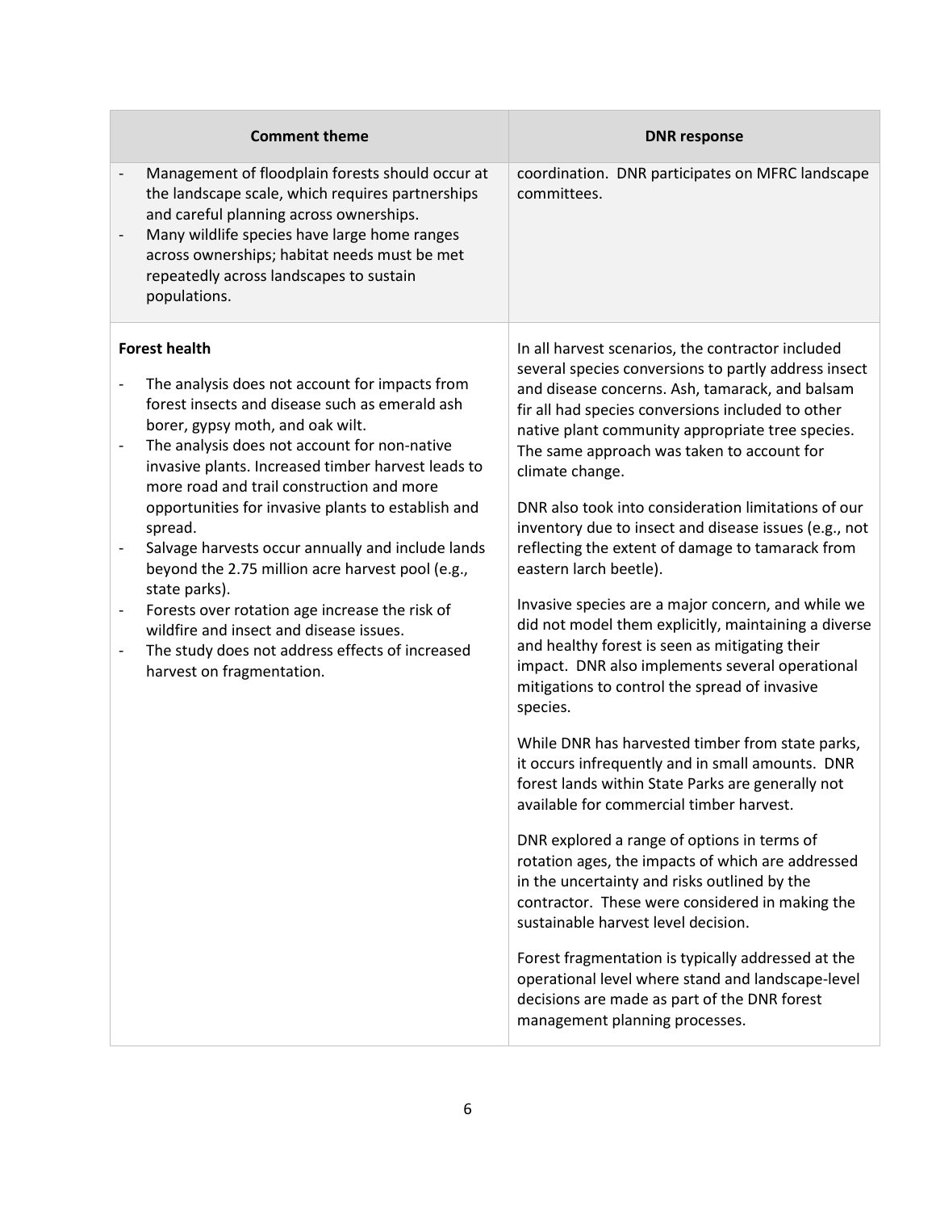| Comment theme | DNR response |
|---|---|
| - Management of floodplain forests should occur at the landscape scale, which requires partnerships and careful planning across ownerships.<br>- Many wildlife species have large home ranges across ownerships; habitat needs must be met repeatedly across landscapes to sustain populations. | coordination. DNR participates on MFRC landscape committees. |
| **Forest health**<br>- The analysis does not account for impacts from forest insects and disease such as emerald ash borer, gypsy moth, and oak wilt.<br>- The analysis does not account for non-native invasive plants. Increased timber harvest leads to more road and trail construction and more opportunities for invasive plants to establish and spread.<br>- Salvage harvests occur annually and include lands beyond the 2.75 million acre harvest pool (e.g., state parks).<br>- Forests over rotation age increase the risk of wildfire and insect and disease issues.<br>- The study does not address effects of increased harvest on fragmentation. | In all harvest scenarios, the contractor included several species conversions to partly address insect and disease concerns. Ash, tamarack, and balsam fir all had species conversions included to other native plant community appropriate tree species. The same approach was taken to account for climate change.<br><br>DNR also took into consideration limitations of our inventory due to insect and disease issues (e.g., not reflecting the extent of damage to tamarack from eastern larch beetle).<br><br>Invasive species are a major concern, and while we did not model them explicitly, maintaining a diverse and healthy forest is seen as mitigating their impact. DNR also implements several operational mitigations to control the spread of invasive species.<br><br>While DNR has harvested timber from state parks, it occurs infrequently and in small amounts. DNR forest lands within State Parks are generally not available for commercial timber harvest.<br><br>DNR explored a range of options in terms of rotation ages, the impacts of which are addressed in the uncertainty and risks outlined by the contractor. These were considered in making the sustainable harvest level decision.<br><br>Forest fragmentation is typically addressed at the operational level where stand and landscape-level decisions are made as part of the DNR forest management planning processes. |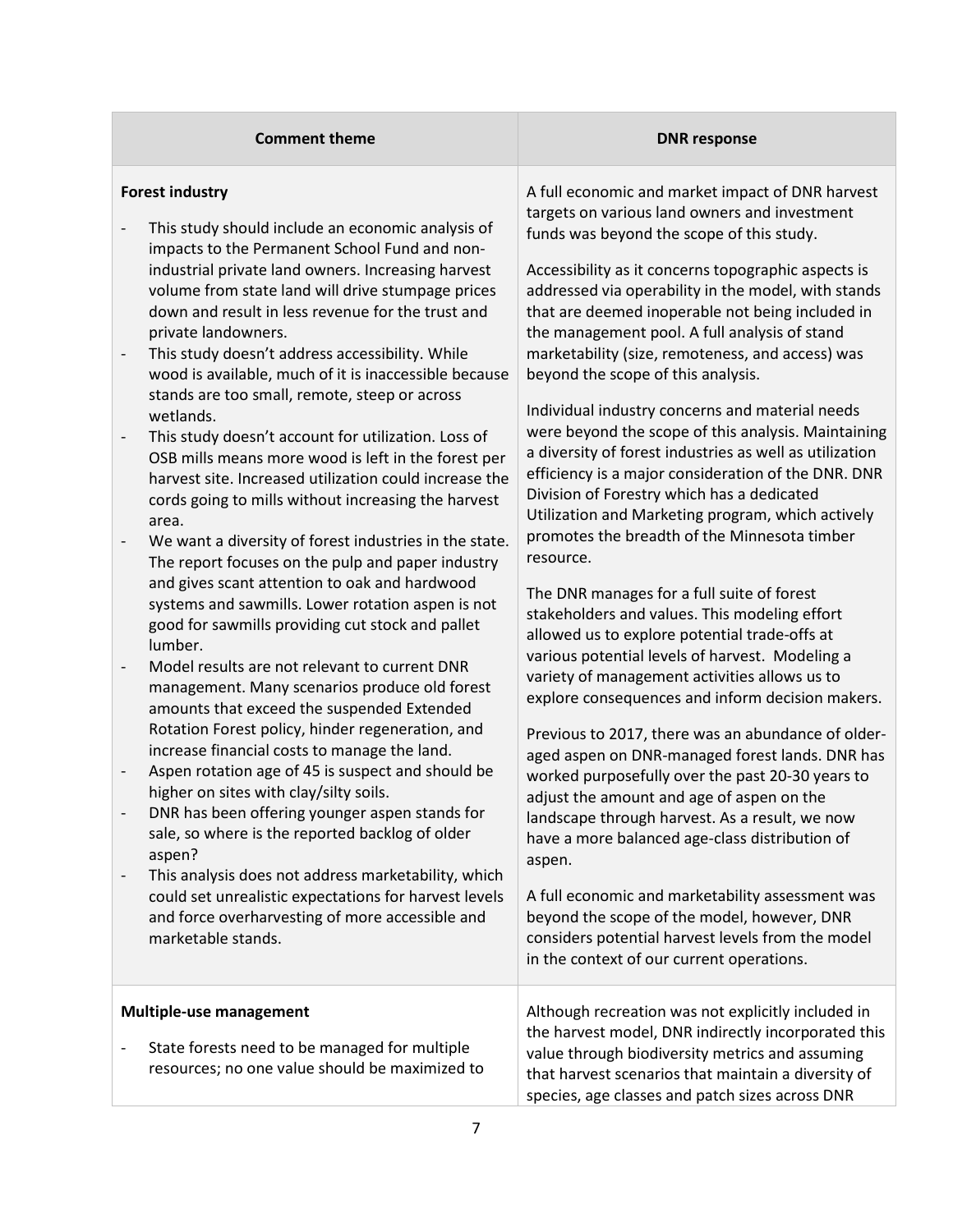| Comment theme | DNR response |
|---|---|
| **Forest industry**<br><br>- This study should include an economic analysis of impacts to the Permanent School Fund and non-industrial private land owners. Increasing harvest volume from state land will drive stumpage prices down and result in less revenue for the trust and private landowners.<br>- This study doesn't address accessibility. While wood is available, much of it is inaccessible because stands are too small, remote, steep or across wetlands.<br>- This study doesn't account for utilization. Loss of OSB mills means more wood is left in the forest per harvest site. Increased utilization could increase the cords going to mills without increasing the harvest area.<br>- We want a diversity of forest industries in the state. The report focuses on the pulp and paper industry and gives scant attention to oak and hardwood systems and sawmills. Lower rotation aspen is not good for sawmills providing cut stock and pallet lumber.<br>- Model results are not relevant to current DNR management. Many scenarios produce old forest amounts that exceed the suspended Extended Rotation Forest policy, hinder regeneration, and increase financial costs to manage the land.<br>- Aspen rotation age of 45 is suspect and should be higher on sites with clay/silty soils.<br>- DNR has been offering younger aspen stands for sale, so where is the reported backlog of older aspen?<br>- This analysis does not address marketability, which could set unrealistic expectations for harvest levels and force overharvesting of more accessible and marketable stands. | A full economic and market impact of DNR harvest targets on various land owners and investment funds was beyond the scope of this study.<br><br>Accessibility as it concerns topographic aspects is addressed via operability in the model, with stands that are deemed inoperable not being included in the management pool. A full analysis of stand marketability (size, remoteness, and access) was beyond the scope of this analysis.<br><br>Individual industry concerns and material needs were beyond the scope of this analysis. Maintaining a diversity of forest industries as well as utilization efficiency is a major consideration of the DNR. DNR Division of Forestry which has a dedicated Utilization and Marketing program, which actively promotes the breadth of the Minnesota timber resource.<br><br>The DNR manages for a full suite of forest stakeholders and values. This modeling effort allowed us to explore potential trade-offs at various potential levels of harvest. Modeling a variety of management activities allows us to explore consequences and inform decision makers.<br><br>Previous to 2017, there was an abundance of older-aged aspen on DNR-managed forest lands. DNR has worked purposefully over the past 20-30 years to adjust the amount and age of aspen on the landscape through harvest. As a result, we now have a more balanced age-class distribution of aspen.<br><br>A full economic and marketability assessment was beyond the scope of the model, however, DNR considers potential harvest levels from the model in the context of our current operations. |
| **Multiple-use management**<br><br>- State forests need to be managed for multiple resources; no one value should be maximized to | Although recreation was not explicitly included in the harvest model, DNR indirectly incorporated this value through biodiversity metrics and assuming that harvest scenarios that maintain a diversity of species, age classes and patch sizes across DNR |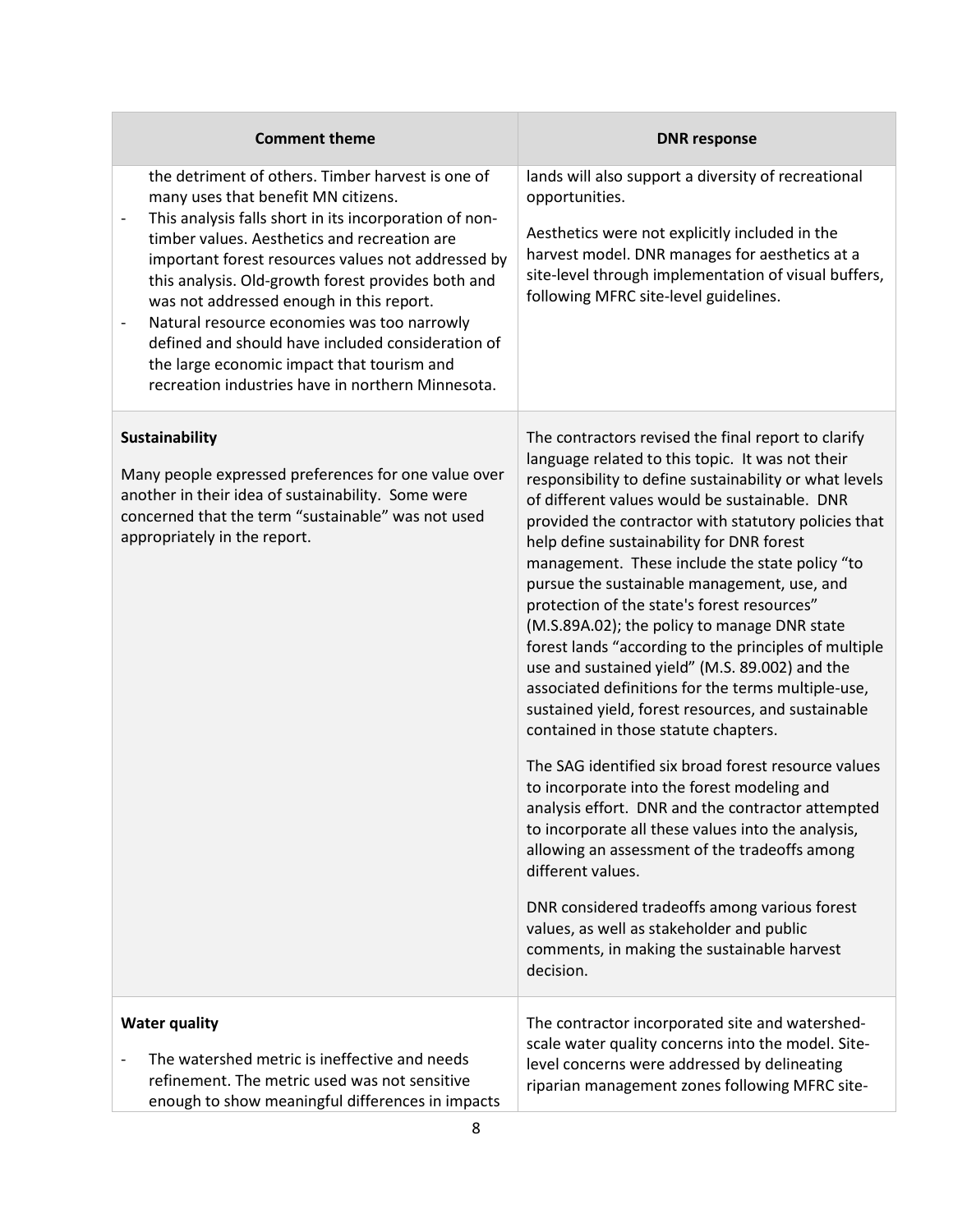| Comment theme | DNR response |
| --- | --- |
| the detriment of others. Timber harvest is one of many uses that benefit MN citizens.<br>- This analysis falls short in its incorporation of non-timber values. Aesthetics and recreation are important forest resources values not addressed by this analysis. Old-growth forest provides both and was not addressed enough in this report.<br>- Natural resource economies was too narrowly defined and should have included consideration of the large economic impact that tourism and recreation industries have in northern Minnesota. | lands will also support a diversity of recreational opportunities.<br><br>Aesthetics were not explicitly included in the harvest model. DNR manages for aesthetics at a site-level through implementation of visual buffers, following MFRC site-level guidelines. |
| **Sustainability**<br><br>Many people expressed preferences for one value over another in their idea of sustainability. Some were concerned that the term "sustainable" was not used appropriately in the report. | The contractors revised the final report to clarify language related to this topic. It was not their responsibility to define sustainability or what levels of different values would be sustainable. DNR provided the contractor with statutory policies that help define sustainability for DNR forest management. These include the state policy "to pursue the sustainable management, use, and protection of the state's forest resources" (M.S.89A.02); the policy to manage DNR state forest lands "according to the principles of multiple use and sustained yield" (M.S. 89.002) and the associated definitions for the terms multiple-use, sustained yield, forest resources, and sustainable contained in those statute chapters.<br><br>The SAG identified six broad forest resource values to incorporate into the forest modeling and analysis effort. DNR and the contractor attempted to incorporate all these values into the analysis, allowing an assessment of the tradeoffs among different values.<br><br>DNR considered tradeoffs among various forest values, as well as stakeholder and public comments, in making the sustainable harvest decision. |
| **Water quality**<br><br>- The watershed metric is ineffective and needs refinement. The metric used was not sensitive enough to show meaningful differences in impacts | The contractor incorporated site and watershed-scale water quality concerns into the model. Site-level concerns were addressed by delineating riparian management zones following MFRC site- |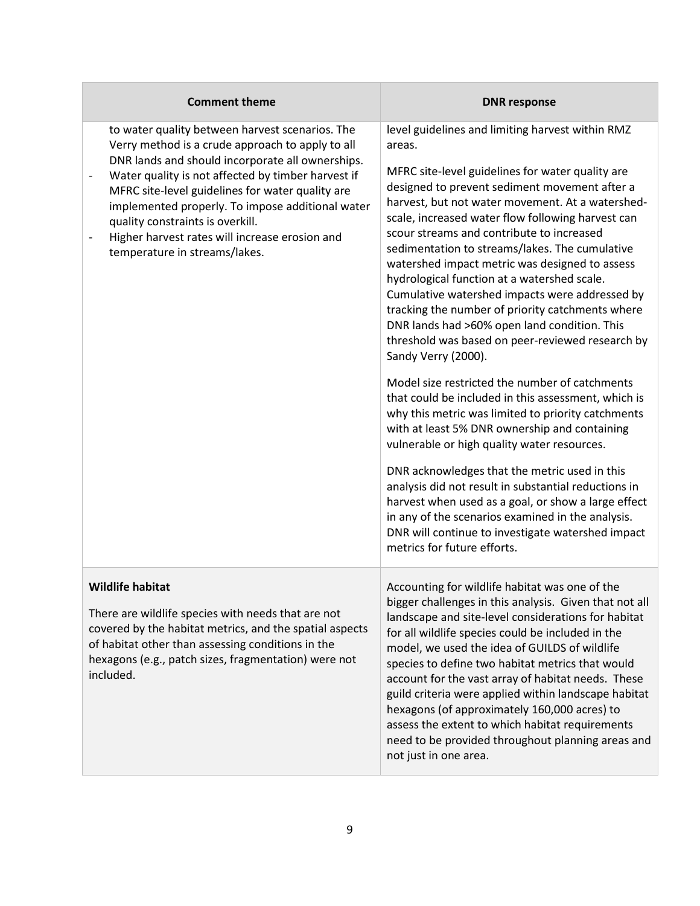| Comment theme | DNR response |
|---|---|
| to water quality between harvest scenarios. The Verry method is a crude approach to apply to all DNR lands and should incorporate all ownerships.<br>- Water quality is not affected by timber harvest if MFRC site-level guidelines for water quality are implemented properly. To impose additional water quality constraints is overkill.<br>- Higher harvest rates will increase erosion and temperature in streams/lakes. | level guidelines and limiting harvest within RMZ areas.<br><br>MFRC site-level guidelines for water quality are designed to prevent sediment movement after a harvest, but not water movement. At a watershed-scale, increased water flow following harvest can scour streams and contribute to increased sedimentation to streams/lakes. The cumulative watershed impact metric was designed to assess hydrological function at a watershed scale. Cumulative watershed impacts were addressed by tracking the number of priority catchments where DNR lands had >60% open land condition. This threshold was based on peer-reviewed research by Sandy Verry (2000).<br><br>Model size restricted the number of catchments that could be included in this assessment, which is why this metric was limited to priority catchments with at least 5% DNR ownership and containing vulnerable or high quality water resources.<br><br>DNR acknowledges that the metric used in this analysis did not result in substantial reductions in harvest when used as a goal, or show a large effect in any of the scenarios examined in the analysis. DNR will continue to investigate watershed impact metrics for future efforts. |
| **Wildlife habitat**<br><br>There are wildlife species with needs that are not covered by the habitat metrics, and the spatial aspects of habitat other than assessing conditions in the hexagons (e.g., patch sizes, fragmentation) were not included. | Accounting for wildlife habitat was one of the bigger challenges in this analysis. Given that not all landscape and site-level considerations for habitat for all wildlife species could be included in the model, we used the idea of GUILDS of wildlife species to define two habitat metrics that would account for the vast array of habitat needs. These guild criteria were applied within landscape habitat hexagons (of approximately 160,000 acres) to assess the extent to which habitat requirements need to be provided throughout planning areas and not just in one area. |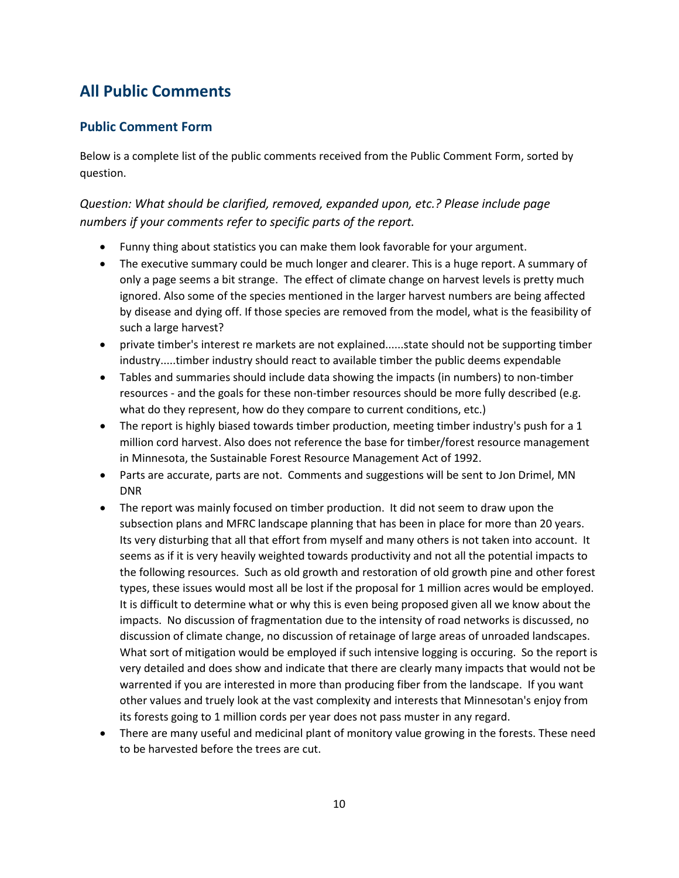## All Public Comments

### Public Comment Form

Below is a complete list of the public comments received from the Public Comment Form, sorted by question.

*Question: What should be clarified, removed, expanded upon, etc.? Please include page numbers if your comments refer to specific parts of the report.*

- Funny thing about statistics you can make them look favorable for your argument.
- The executive summary could be much longer and clearer. This is a huge report. A summary of only a page seems a bit strange. The effect of climate change on harvest levels is pretty much ignored. Also some of the species mentioned in the larger harvest numbers are being affected by disease and dying off. If those species are removed from the model, what is the feasibility of such a large harvest?
- private timber's interest re markets are not explained......state should not be supporting timber industry.....timber industry should react to available timber the public deems expendable
- Tables and summaries should include data showing the impacts (in numbers) to non-timber resources - and the goals for these non-timber resources should be more fully described (e.g. what do they represent, how do they compare to current conditions, etc.)
- The report is highly biased towards timber production, meeting timber industry's push for a 1 million cord harvest. Also does not reference the base for timber/forest resource management in Minnesota, the Sustainable Forest Resource Management Act of 1992.
- Parts are accurate, parts are not. Comments and suggestions will be sent to Jon Drimel, MN DNR
- The report was mainly focused on timber production. It did not seem to draw upon the subsection plans and MFRC landscape planning that has been in place for more than 20 years. Its very disturbing that all that effort from myself and many others is not taken into account. It seems as if it is very heavily weighted towards productivity and not all the potential impacts to the following resources. Such as old growth and restoration of old growth pine and other forest types, these issues would most all be lost if the proposal for 1 million acres would be employed. It is difficult to determine what or why this is even being proposed given all we know about the impacts. No discussion of fragmentation due to the intensity of road networks is discussed, no discussion of climate change, no discussion of retainage of large areas of unroaded landscapes. What sort of mitigation would be employed if such intensive logging is occuring. So the report is very detailed and does show and indicate that there are clearly many impacts that would not be warrented if you are interested in more than producing fiber from the landscape. If you want other values and truely look at the vast complexity and interests that Minnesotan's enjoy from its forests going to 1 million cords per year does not pass muster in any regard.
- There are many useful and medicinal plant of monitory value growing in the forests. These need to be harvested before the trees are cut.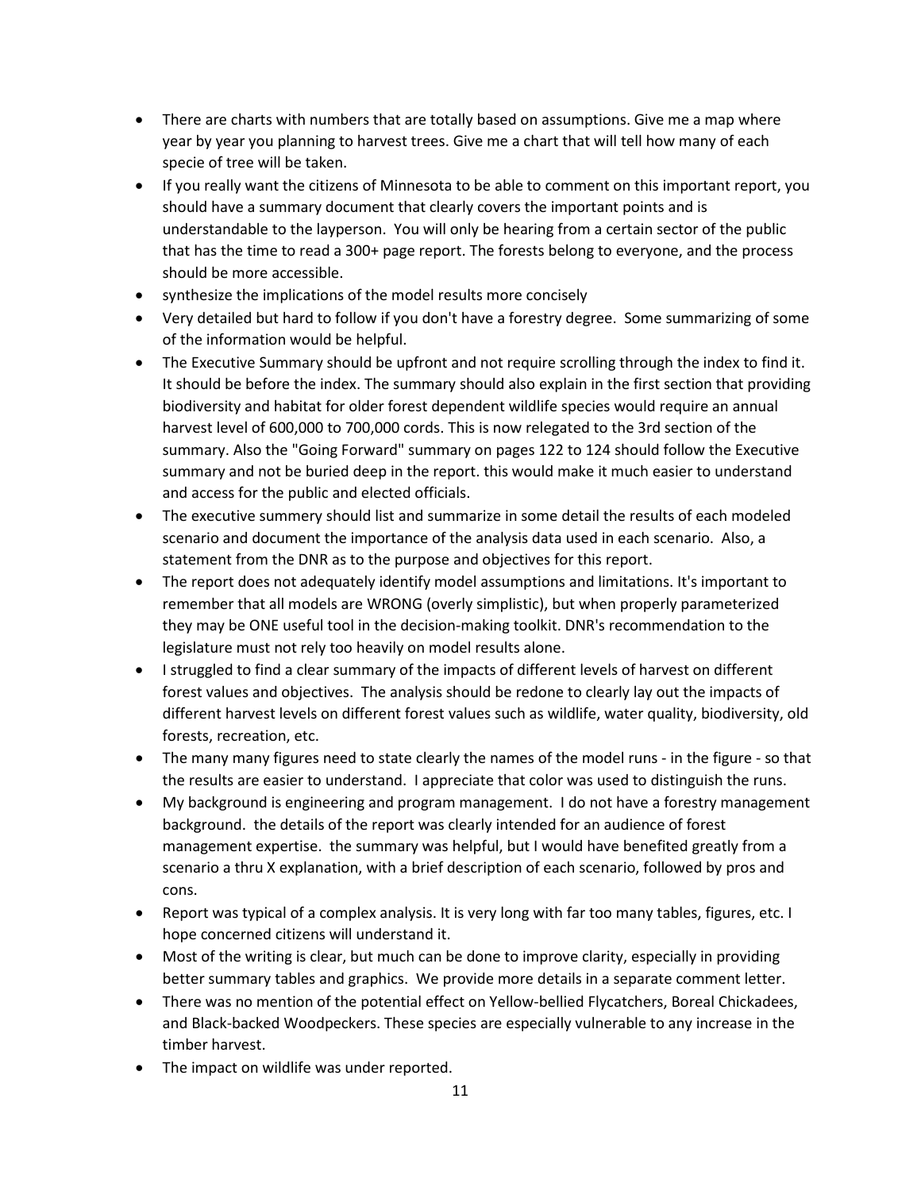- There are charts with numbers that are totally based on assumptions. Give me a map where year by year you planning to harvest trees. Give me a chart that will tell how many of each specie of tree will be taken.
- If you really want the citizens of Minnesota to be able to comment on this important report, you should have a summary document that clearly covers the important points and is understandable to the layperson. You will only be hearing from a certain sector of the public that has the time to read a 300+ page report. The forests belong to everyone, and the process should be more accessible.
- synthesize the implications of the model results more concisely
- Very detailed but hard to follow if you don't have a forestry degree. Some summarizing of some of the information would be helpful.
- The Executive Summary should be upfront and not require scrolling through the index to find it. It should be before the index. The summary should also explain in the first section that providing biodiversity and habitat for older forest dependent wildlife species would require an annual harvest level of 600,000 to 700,000 cords. This is now relegated to the 3rd section of the summary. Also the "Going Forward" summary on pages 122 to 124 should follow the Executive summary and not be buried deep in the report. this would make it much easier to understand and access for the public and elected officials.
- The executive summery should list and summarize in some detail the results of each modeled scenario and document the importance of the analysis data used in each scenario. Also, a statement from the DNR as to the purpose and objectives for this report.
- The report does not adequately identify model assumptions and limitations. It's important to remember that all models are WRONG (overly simplistic), but when properly parameterized they may be ONE useful tool in the decision-making toolkit. DNR's recommendation to the legislature must not rely too heavily on model results alone.
- I struggled to find a clear summary of the impacts of different levels of harvest on different forest values and objectives. The analysis should be redone to clearly lay out the impacts of different harvest levels on different forest values such as wildlife, water quality, biodiversity, old forests, recreation, etc.
- The many many figures need to state clearly the names of the model runs - in the figure - so that the results are easier to understand. I appreciate that color was used to distinguish the runs.
- My background is engineering and program management. I do not have a forestry management background. the details of the report was clearly intended for an audience of forest management expertise. the summary was helpful, but I would have benefited greatly from a scenario a thru X explanation, with a brief description of each scenario, followed by pros and cons.
- Report was typical of a complex analysis. It is very long with far too many tables, figures, etc. I hope concerned citizens will understand it.
- Most of the writing is clear, but much can be done to improve clarity, especially in providing better summary tables and graphics. We provide more details in a separate comment letter.
- There was no mention of the potential effect on Yellow-bellied Flycatchers, Boreal Chickadees, and Black-backed Woodpeckers. These species are especially vulnerable to any increase in the timber harvest.
- The impact on wildlife was under reported.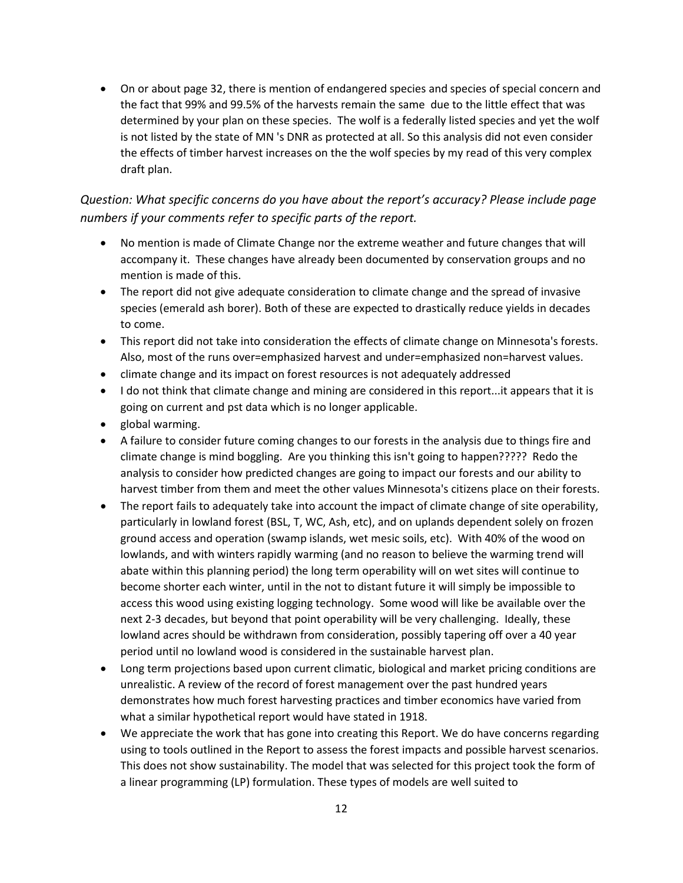- On or about page 32, there is mention of endangered species and species of special concern and the fact that 99% and 99.5% of the harvests remain the same due to the little effect that was determined by your plan on these species. The wolf is a federally listed species and yet the wolf is not listed by the state of MN 's DNR as protected at all. So this analysis did not even consider the effects of timber harvest increases on the the wolf species by my read of this very complex draft plan.

*Question: What specific concerns do you have about the report's accuracy? Please include page numbers if your comments refer to specific parts of the report.*

- No mention is made of Climate Change nor the extreme weather and future changes that will accompany it. These changes have already been documented by conservation groups and no mention is made of this.
- The report did not give adequate consideration to climate change and the spread of invasive species (emerald ash borer). Both of these are expected to drastically reduce yields in decades to come.
- This report did not take into consideration the effects of climate change on Minnesota's forests. Also, most of the runs over=emphasized harvest and under=emphasized non=harvest values.
- climate change and its impact on forest resources is not adequately addressed
- I do not think that climate change and mining are considered in this report...it appears that it is going on current and pst data which is no longer applicable.
- global warming.
- A failure to consider future coming changes to our forests in the analysis due to things fire and climate change is mind boggling. Are you thinking this isn't going to happen????? Redo the analysis to consider how predicted changes are going to impact our forests and our ability to harvest timber from them and meet the other values Minnesota's citizens place on their forests.
- The report fails to adequately take into account the impact of climate change of site operability, particularly in lowland forest (BSL, T, WC, Ash, etc), and on uplands dependent solely on frozen ground access and operation (swamp islands, wet mesic soils, etc). With 40% of the wood on lowlands, and with winters rapidly warming (and no reason to believe the warming trend will abate within this planning period) the long term operability will on wet sites will continue to become shorter each winter, until in the not to distant future it will simply be impossible to access this wood using existing logging technology. Some wood will like be available over the next 2-3 decades, but beyond that point operability will be very challenging. Ideally, these lowland acres should be withdrawn from consideration, possibly tapering off over a 40 year period until no lowland wood is considered in the sustainable harvest plan.
- Long term projections based upon current climatic, biological and market pricing conditions are unrealistic. A review of the record of forest management over the past hundred years demonstrates how much forest harvesting practices and timber economics have varied from what a similar hypothetical report would have stated in 1918.
- We appreciate the work that has gone into creating this Report. We do have concerns regarding using to tools outlined in the Report to assess the forest impacts and possible harvest scenarios. This does not show sustainability. The model that was selected for this project took the form of a linear programming (LP) formulation. These types of models are well suited to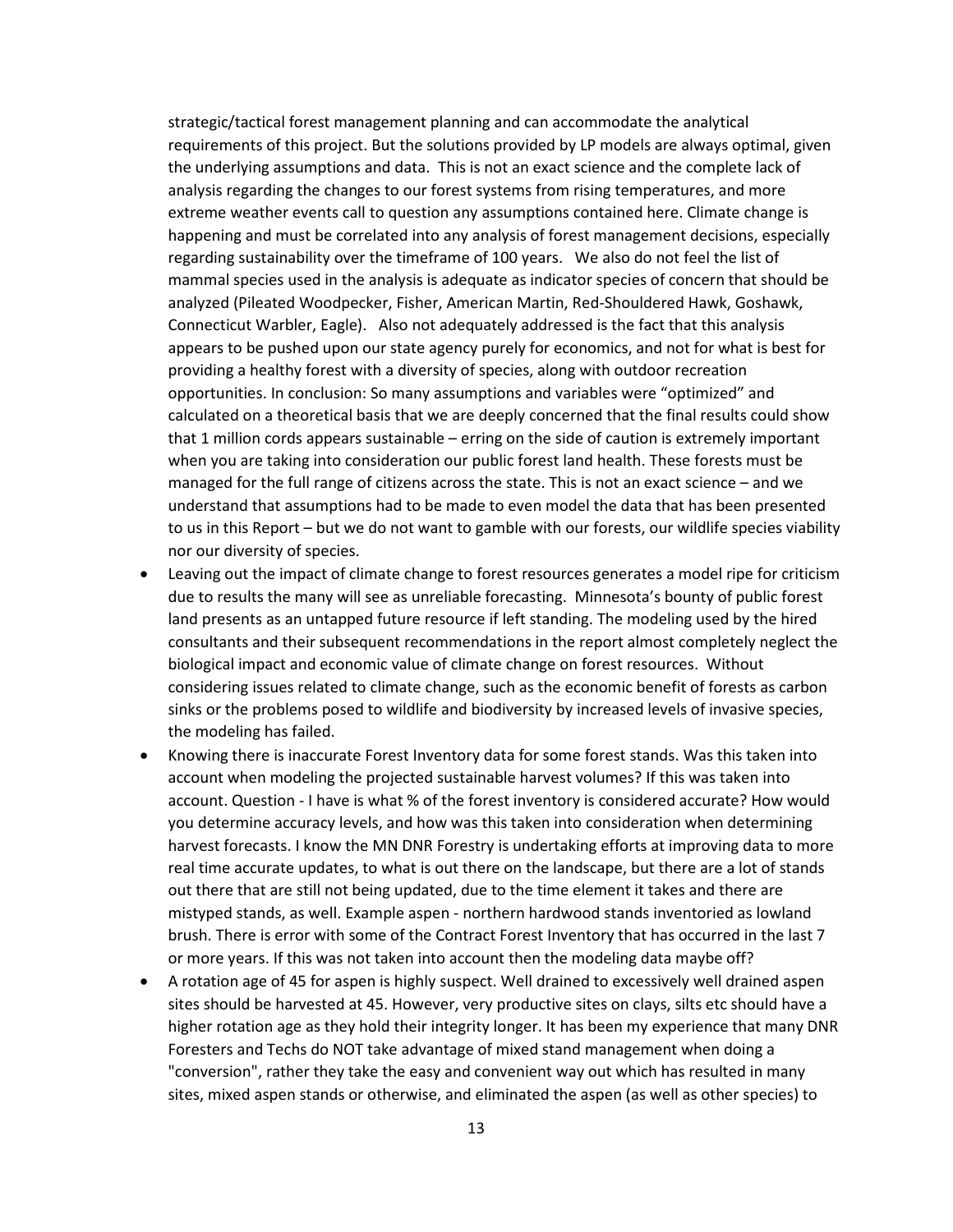strategic/tactical forest management planning and can accommodate the analytical requirements of this project. But the solutions provided by LP models are always optimal, given the underlying assumptions and data. This is not an exact science and the complete lack of analysis regarding the changes to our forest systems from rising temperatures, and more extreme weather events call to question any assumptions contained here. Climate change is happening and must be correlated into any analysis of forest management decisions, especially regarding sustainability over the timeframe of 100 years. We also do not feel the list of mammal species used in the analysis is adequate as indicator species of concern that should be analyzed (Pileated Woodpecker, Fisher, American Martin, Red-Shouldered Hawk, Goshawk, Connecticut Warbler, Eagle). Also not adequately addressed is the fact that this analysis appears to be pushed upon our state agency purely for economics, and not for what is best for providing a healthy forest with a diversity of species, along with outdoor recreation opportunities. In conclusion: So many assumptions and variables were "optimized" and calculated on a theoretical basis that we are deeply concerned that the final results could show that 1 million cords appears sustainable – erring on the side of caution is extremely important when you are taking into consideration our public forest land health. These forests must be managed for the full range of citizens across the state. This is not an exact science – and we understand that assumptions had to be made to even model the data that has been presented to us in this Report – but we do not want to gamble with our forests, our wildlife species viability nor our diversity of species.

- Leaving out the impact of climate change to forest resources generates a model ripe for criticism due to results the many will see as unreliable forecasting. Minnesota's bounty of public forest land presents as an untapped future resource if left standing. The modeling used by the hired consultants and their subsequent recommendations in the report almost completely neglect the biological impact and economic value of climate change on forest resources. Without considering issues related to climate change, such as the economic benefit of forests as carbon sinks or the problems posed to wildlife and biodiversity by increased levels of invasive species, the modeling has failed.
- Knowing there is inaccurate Forest Inventory data for some forest stands. Was this taken into account when modeling the projected sustainable harvest volumes? If this was taken into account. Question - I have is what % of the forest inventory is considered accurate? How would you determine accuracy levels, and how was this taken into consideration when determining harvest forecasts. I know the MN DNR Forestry is undertaking efforts at improving data to more real time accurate updates, to what is out there on the landscape, but there are a lot of stands out there that are still not being updated, due to the time element it takes and there are mistyped stands, as well. Example aspen - northern hardwood stands inventoried as lowland brush. There is error with some of the Contract Forest Inventory that has occurred in the last 7 or more years. If this was not taken into account then the modeling data maybe off?
- A rotation age of 45 for aspen is highly suspect. Well drained to excessively well drained aspen sites should be harvested at 45. However, very productive sites on clays, silts etc should have a higher rotation age as they hold their integrity longer. It has been my experience that many DNR Foresters and Techs do NOT take advantage of mixed stand management when doing a "conversion", rather they take the easy and convenient way out which has resulted in many sites, mixed aspen stands or otherwise, and eliminated the aspen (as well as other species) to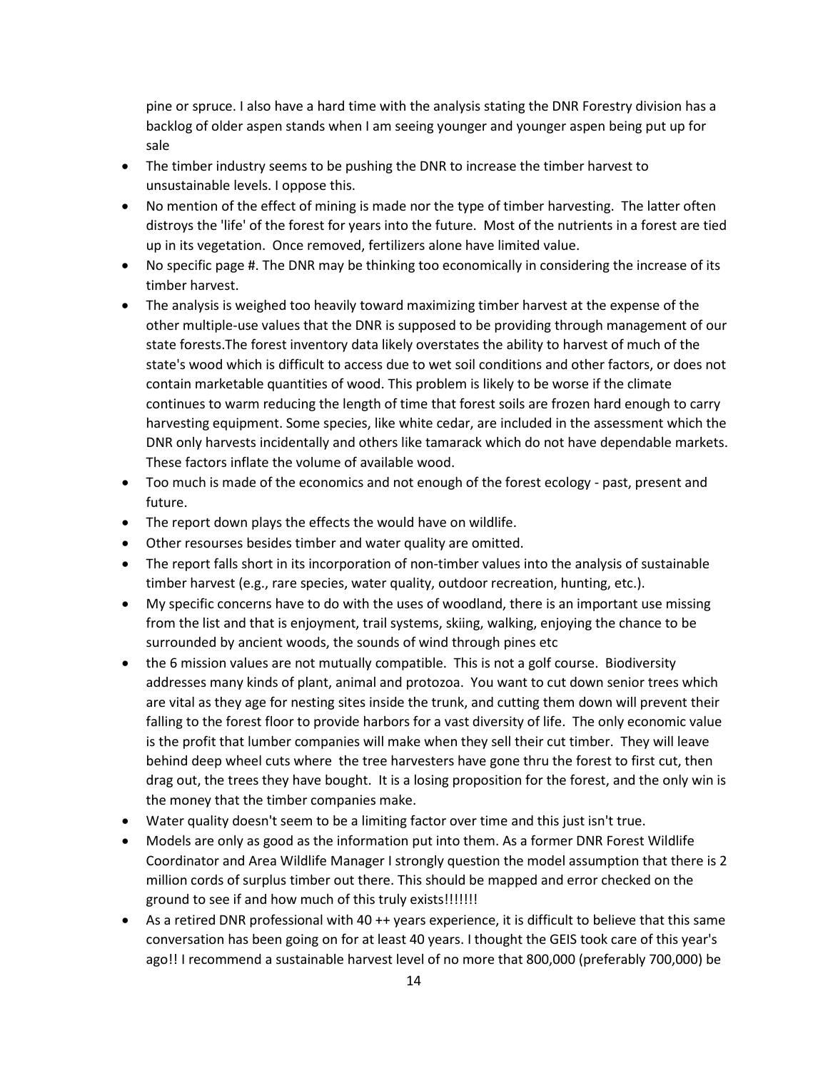pine or spruce. I also have a hard time with the analysis stating the DNR Forestry division has a backlog of older aspen stands when I am seeing younger and younger aspen being put up for sale

- The timber industry seems to be pushing the DNR to increase the timber harvest to unsustainable levels. I oppose this.
- No mention of the effect of mining is made nor the type of timber harvesting. The latter often distroys the 'life' of the forest for years into the future. Most of the nutrients in a forest are tied up in its vegetation. Once removed, fertilizers alone have limited value.
- No specific page #. The DNR may be thinking too economically in considering the increase of its timber harvest.
- The analysis is weighed too heavily toward maximizing timber harvest at the expense of the other multiple-use values that the DNR is supposed to be providing through management of our state forests.The forest inventory data likely overstates the ability to harvest of much of the state's wood which is difficult to access due to wet soil conditions and other factors, or does not contain marketable quantities of wood. This problem is likely to be worse if the climate continues to warm reducing the length of time that forest soils are frozen hard enough to carry harvesting equipment. Some species, like white cedar, are included in the assessment which the DNR only harvests incidentally and others like tamarack which do not have dependable markets. These factors inflate the volume of available wood.
- Too much is made of the economics and not enough of the forest ecology - past, present and future.
- The report down plays the effects the would have on wildlife.
- Other resourses besides timber and water quality are omitted.
- The report falls short in its incorporation of non-timber values into the analysis of sustainable timber harvest (e.g., rare species, water quality, outdoor recreation, hunting, etc.).
- My specific concerns have to do with the uses of woodland, there is an important use missing from the list and that is enjoyment, trail systems, skiing, walking, enjoying the chance to be surrounded by ancient woods, the sounds of wind through pines etc
- the 6 mission values are not mutually compatible. This is not a golf course. Biodiversity addresses many kinds of plant, animal and protozoa. You want to cut down senior trees which are vital as they age for nesting sites inside the trunk, and cutting them down will prevent their falling to the forest floor to provide harbors for a vast diversity of life. The only economic value is the profit that lumber companies will make when they sell their cut timber. They will leave behind deep wheel cuts where the tree harvesters have gone thru the forest to first cut, then drag out, the trees they have bought. It is a losing proposition for the forest, and the only win is the money that the timber companies make.
- Water quality doesn't seem to be a limiting factor over time and this just isn't true.
- Models are only as good as the information put into them. As a former DNR Forest Wildlife Coordinator and Area Wildlife Manager I strongly question the model assumption that there is 2 million cords of surplus timber out there. This should be mapped and error checked on the ground to see if and how much of this truly exists!!!!!!!
- As a retired DNR professional with 40 ++ years experience, it is difficult to believe that this same conversation has been going on for at least 40 years. I thought the GEIS took care of this year's ago!! I recommend a sustainable harvest level of no more that 800,000 (preferably 700,000) be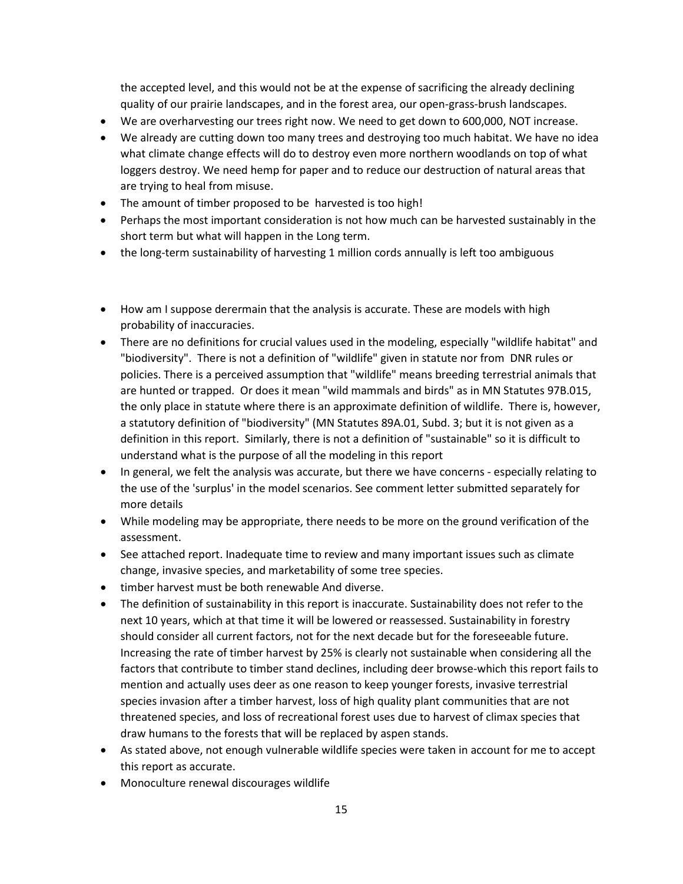the accepted level, and this would not be at the expense of sacrificing the already declining quality of our prairie landscapes, and in the forest area, our open-grass-brush landscapes.

- We are overharvesting our trees right now. We need to get down to 600,000, NOT increase.
- We already are cutting down too many trees and destroying too much habitat. We have no idea what climate change effects will do to destroy even more northern woodlands on top of what loggers destroy. We need hemp for paper and to reduce our destruction of natural areas that are trying to heal from misuse.
- The amount of timber proposed to be harvested is too high!
- Perhaps the most important consideration is not how much can be harvested sustainably in the short term but what will happen in the Long term.
- the long-term sustainability of harvesting 1 million cords annually is left too ambiguous

- How am I suppose deremain that the analysis is accurate. These are models with high probability of inaccuracies.
- There are no definitions for crucial values used in the modeling, especially "wildlife habitat" and "biodiversity". There is not a definition of "wildlife" given in statute nor from DNR rules or policies. There is a perceived assumption that "wildlife" means breeding terrestrial animals that are hunted or trapped. Or does it mean "wild mammals and birds" as in MN Statutes 97B.015, the only place in statute where there is an approximate definition of wildlife. There is, however, a statutory definition of "biodiversity" (MN Statutes 89A.01, Subd. 3; but it is not given as a definition in this report. Similarly, there is not a definition of "sustainable" so it is difficult to understand what is the purpose of all the modeling in this report
- In general, we felt the analysis was accurate, but there we have concerns - especially relating to the use of the 'surplus' in the model scenarios. See comment letter submitted separately for more details
- While modeling may be appropriate, there needs to be more on the ground verification of the assessment.
- See attached report. Inadequate time to review and many important issues such as climate change, invasive species, and marketability of some tree species.
- timber harvest must be both renewable And diverse.
- The definition of sustainability in this report is inaccurate. Sustainability does not refer to the next 10 years, which at that time it will be lowered or reassessed. Sustainability in forestry should consider all current factors, not for the next decade but for the foreseeable future. Increasing the rate of timber harvest by 25% is clearly not sustainable when considering all the factors that contribute to timber stand declines, including deer browse-which this report fails to mention and actually uses deer as one reason to keep younger forests, invasive terrestrial species invasion after a timber harvest, loss of high quality plant communities that are not threatened species, and loss of recreational forest uses due to harvest of climax species that draw humans to the forests that will be replaced by aspen stands.
- As stated above, not enough vulnerable wildlife species were taken in account for me to accept this report as accurate.
- Monoculture renewal discourages wildlife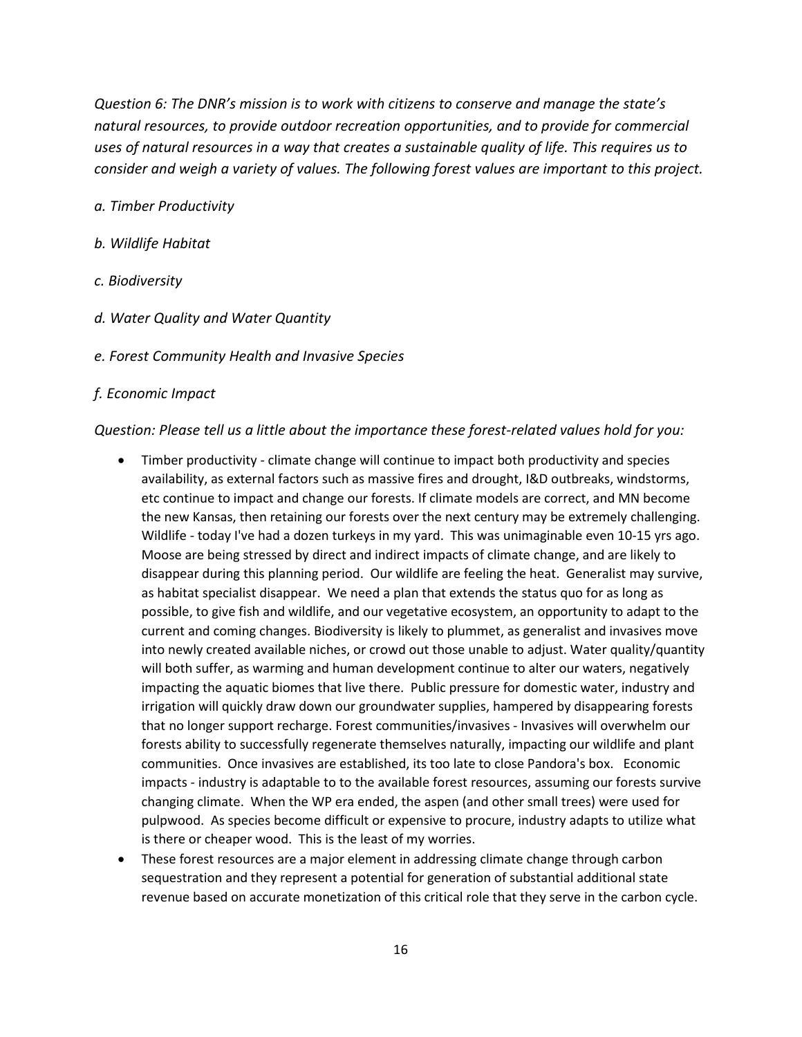*Question 6: The DNR's mission is to work with citizens to conserve and manage the state's natural resources, to provide outdoor recreation opportunities, and to provide for commercial uses of natural resources in a way that creates a sustainable quality of life. This requires us to consider and weigh a variety of values. The following forest values are important to this project.*

*a. Timber Productivity*

*b. Wildlife Habitat*

*c. Biodiversity*

*d. Water Quality and Water Quantity*

*e. Forest Community Health and Invasive Species*

*f. Economic Impact*

*Question: Please tell us a little about the importance these forest-related values hold for you:*

- Timber productivity - climate change will continue to impact both productivity and species availability, as external factors such as massive fires and drought, I&D outbreaks, windstorms, etc continue to impact and change our forests. If climate models are correct, and MN become the new Kansas, then retaining our forests over the next century may be extremely challenging. Wildlife - today I've had a dozen turkeys in my yard. This was unimaginable even 10-15 yrs ago. Moose are being stressed by direct and indirect impacts of climate change, and are likely to disappear during this planning period. Our wildlife are feeling the heat. Generalist may survive, as habitat specialist disappear. We need a plan that extends the status quo for as long as possible, to give fish and wildlife, and our vegetative ecosystem, an opportunity to adapt to the current and coming changes. Biodiversity is likely to plummet, as generalist and invasives move into newly created available niches, or crowd out those unable to adjust. Water quality/quantity will both suffer, as warming and human development continue to alter our waters, negatively impacting the aquatic biomes that live there. Public pressure for domestic water, industry and irrigation will quickly draw down our groundwater supplies, hampered by disappearing forests that no longer support recharge. Forest communities/invasives - Invasives will overwhelm our forests ability to successfully regenerate themselves naturally, impacting our wildlife and plant communities. Once invasives are established, its too late to close Pandora's box. Economic impacts - industry is adaptable to to the available forest resources, assuming our forests survive changing climate. When the WP era ended, the aspen (and other small trees) were used for pulpwood. As species become difficult or expensive to procure, industry adapts to utilize what is there or cheaper wood. This is the least of my worries.
- These forest resources are a major element in addressing climate change through carbon sequestration and they represent a potential for generation of substantial additional state revenue based on accurate monetization of this critical role that they serve in the carbon cycle.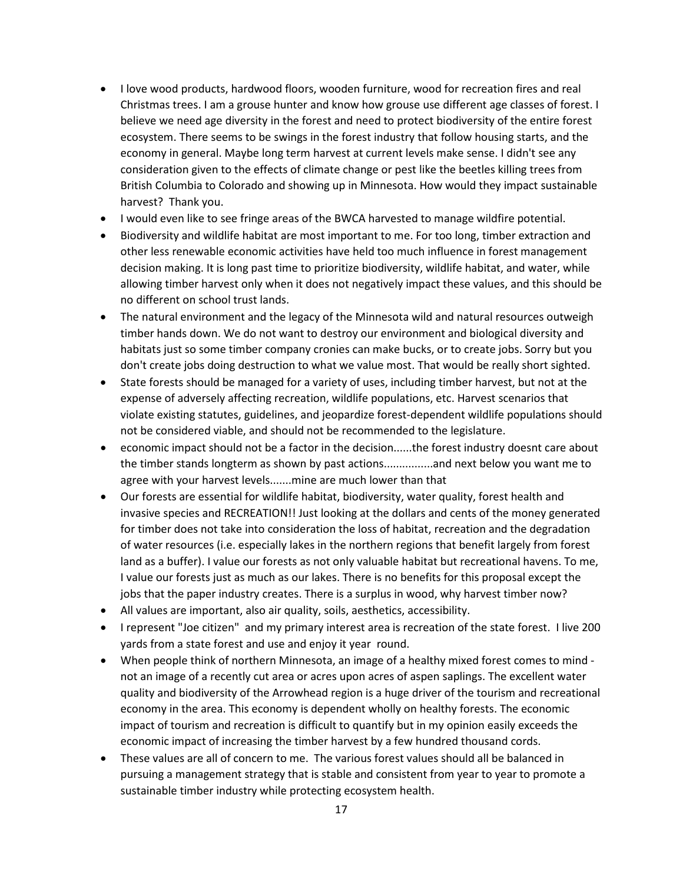- I love wood products, hardwood floors, wooden furniture, wood for recreation fires and real Christmas trees. I am a grouse hunter and know how grouse use different age classes of forest. I believe we need age diversity in the forest and need to protect biodiversity of the entire forest ecosystem. There seems to be swings in the forest industry that follow housing starts, and the economy in general. Maybe long term harvest at current levels make sense. I didn't see any consideration given to the effects of climate change or pest like the beetles killing trees from British Columbia to Colorado and showing up in Minnesota. How would they impact sustainable harvest? Thank you.
- I would even like to see fringe areas of the BWCA harvested to manage wildfire potential.
- Biodiversity and wildlife habitat are most important to me. For too long, timber extraction and other less renewable economic activities have held too much influence in forest management decision making. It is long past time to prioritize biodiversity, wildlife habitat, and water, while allowing timber harvest only when it does not negatively impact these values, and this should be no different on school trust lands.
- The natural environment and the legacy of the Minnesota wild and natural resources outweigh timber hands down. We do not want to destroy our environment and biological diversity and habitats just so some timber company cronies can make bucks, or to create jobs. Sorry but you don't create jobs doing destruction to what we value most. That would be really short sighted.
- State forests should be managed for a variety of uses, including timber harvest, but not at the expense of adversely affecting recreation, wildlife populations, etc. Harvest scenarios that violate existing statutes, guidelines, and jeopardize forest-dependent wildlife populations should not be considered viable, and should not be recommended to the legislature.
- economic impact should not be a factor in the decision......the forest industry doesnt care about the timber stands longterm as shown by past actions................and next below you want me to agree with your harvest levels.......mine are much lower than that
- Our forests are essential for wildlife habitat, biodiversity, water quality, forest health and invasive species and RECREATION!! Just looking at the dollars and cents of the money generated for timber does not take into consideration the loss of habitat, recreation and the degradation of water resources (i.e. especially lakes in the northern regions that benefit largely from forest land as a buffer). I value our forests as not only valuable habitat but recreational havens. To me, I value our forests just as much as our lakes. There is no benefits for this proposal except the jobs that the paper industry creates. There is a surplus in wood, why harvest timber now?
- All values are important, also air quality, soils, aesthetics, accessibility.
- I represent "Joe citizen" and my primary interest area is recreation of the state forest. I live 200 yards from a state forest and use and enjoy it year round.
- When people think of northern Minnesota, an image of a healthy mixed forest comes to mind - not an image of a recently cut area or acres upon acres of aspen saplings. The excellent water quality and biodiversity of the Arrowhead region is a huge driver of the tourism and recreational economy in the area. This economy is dependent wholly on healthy forests. The economic impact of tourism and recreation is difficult to quantify but in my opinion easily exceeds the economic impact of increasing the timber harvest by a few hundred thousand cords.
- These values are all of concern to me. The various forest values should all be balanced in pursuing a management strategy that is stable and consistent from year to year to promote a sustainable timber industry while protecting ecosystem health.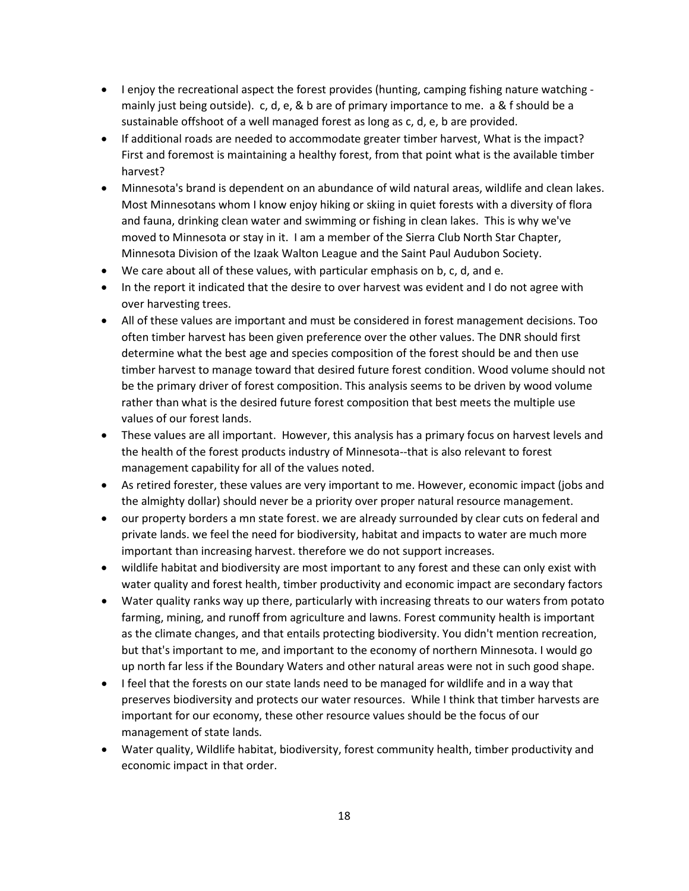- I enjoy the recreational aspect the forest provides (hunting, camping fishing nature watching - mainly just being outside). c, d, e, & b are of primary importance to me. a & f should be a sustainable offshoot of a well managed forest as long as c, d, e, b are provided.
- If additional roads are needed to accommodate greater timber harvest, What is the impact? First and foremost is maintaining a healthy forest, from that point what is the available timber harvest?
- Minnesota's brand is dependent on an abundance of wild natural areas, wildlife and clean lakes. Most Minnesotans whom I know enjoy hiking or skiing in quiet forests with a diversity of flora and fauna, drinking clean water and swimming or fishing in clean lakes. This is why we've moved to Minnesota or stay in it. I am a member of the Sierra Club North Star Chapter, Minnesota Division of the Izaak Walton League and the Saint Paul Audubon Society.
- We care about all of these values, with particular emphasis on b, c, d, and e.
- In the report it indicated that the desire to over harvest was evident and I do not agree with over harvesting trees.
- All of these values are important and must be considered in forest management decisions. Too often timber harvest has been given preference over the other values. The DNR should first determine what the best age and species composition of the forest should be and then use timber harvest to manage toward that desired future forest condition. Wood volume should not be the primary driver of forest composition. This analysis seems to be driven by wood volume rather than what is the desired future forest composition that best meets the multiple use values of our forest lands.
- These values are all important. However, this analysis has a primary focus on harvest levels and the health of the forest products industry of Minnesota--that is also relevant to forest management capability for all of the values noted.
- As retired forester, these values are very important to me. However, economic impact (jobs and the almighty dollar) should never be a priority over proper natural resource management.
- our property borders a mn state forest. we are already surrounded by clear cuts on federal and private lands. we feel the need for biodiversity, habitat and impacts to water are much more important than increasing harvest. therefore we do not support increases.
- wildlife habitat and biodiversity are most important to any forest and these can only exist with water quality and forest health, timber productivity and economic impact are secondary factors
- Water quality ranks way up there, particularly with increasing threats to our waters from potato farming, mining, and runoff from agriculture and lawns. Forest community health is important as the climate changes, and that entails protecting biodiversity. You didn't mention recreation, but that's important to me, and important to the economy of northern Minnesota. I would go up north far less if the Boundary Waters and other natural areas were not in such good shape.
- I feel that the forests on our state lands need to be managed for wildlife and in a way that preserves biodiversity and protects our water resources. While I think that timber harvests are important for our economy, these other resource values should be the focus of our management of state lands.
- Water quality, Wildlife habitat, biodiversity, forest community health, timber productivity and economic impact in that order.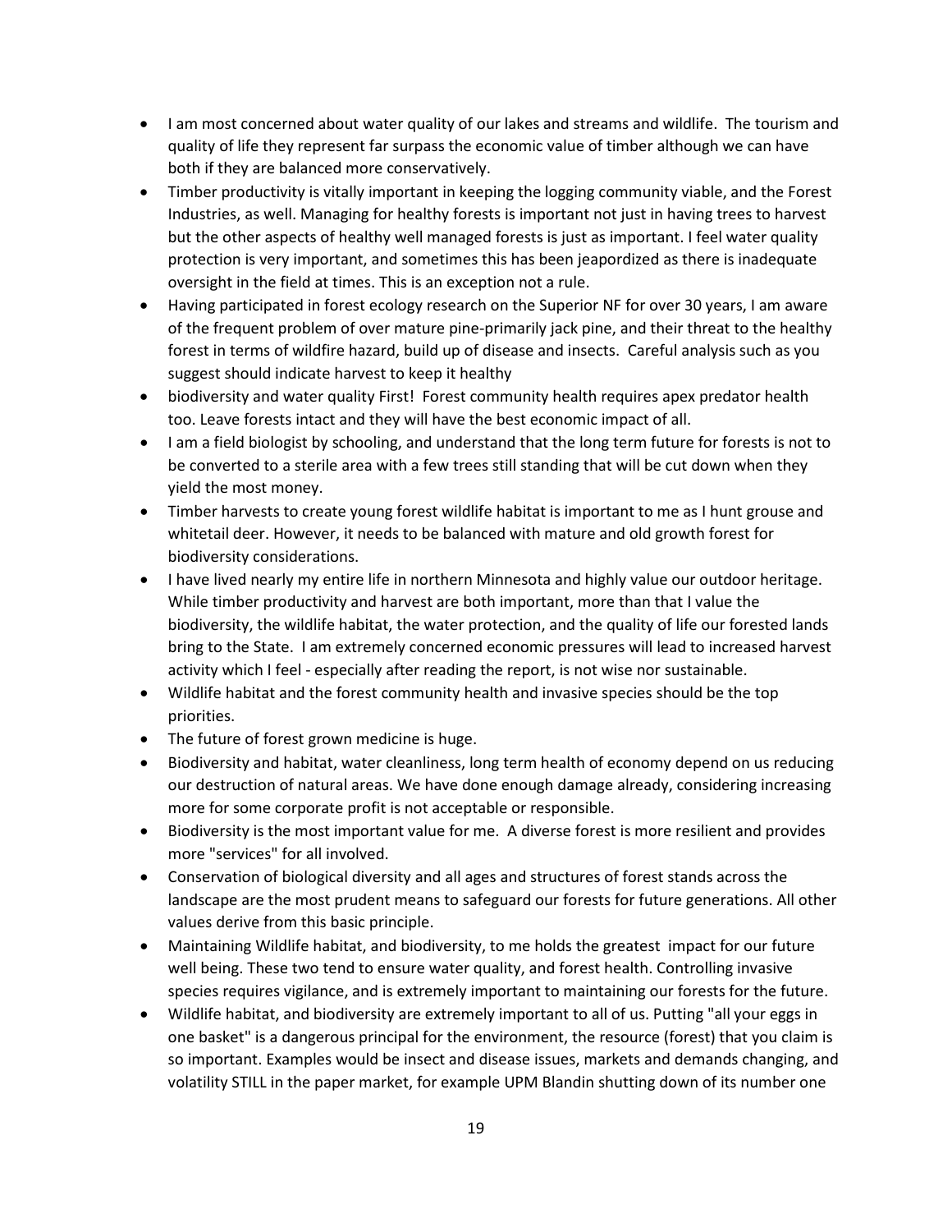- I am most concerned about water quality of our lakes and streams and wildlife. The tourism and quality of life they represent far surpass the economic value of timber although we can have both if they are balanced more conservatively.
- Timber productivity is vitally important in keeping the logging community viable, and the Forest Industries, as well. Managing for healthy forests is important not just in having trees to harvest but the other aspects of healthy well managed forests is just as important. I feel water quality protection is very important, and sometimes this has been jeapordized as there is inadequate oversight in the field at times. This is an exception not a rule.
- Having participated in forest ecology research on the Superior NF for over 30 years, I am aware of the frequent problem of over mature pine-primarily jack pine, and their threat to the healthy forest in terms of wildfire hazard, build up of disease and insects. Careful analysis such as you suggest should indicate harvest to keep it healthy
- biodiversity and water quality First! Forest community health requires apex predator health too. Leave forests intact and they will have the best economic impact of all.
- I am a field biologist by schooling, and understand that the long term future for forests is not to be converted to a sterile area with a few trees still standing that will be cut down when they yield the most money.
- Timber harvests to create young forest wildlife habitat is important to me as I hunt grouse and whitetail deer. However, it needs to be balanced with mature and old growth forest for biodiversity considerations.
- I have lived nearly my entire life in northern Minnesota and highly value our outdoor heritage. While timber productivity and harvest are both important, more than that I value the biodiversity, the wildlife habitat, the water protection, and the quality of life our forested lands bring to the State. I am extremely concerned economic pressures will lead to increased harvest activity which I feel - especially after reading the report, is not wise nor sustainable.
- Wildlife habitat and the forest community health and invasive species should be the top priorities.
- The future of forest grown medicine is huge.
- Biodiversity and habitat, water cleanliness, long term health of economy depend on us reducing our destruction of natural areas. We have done enough damage already, considering increasing more for some corporate profit is not acceptable or responsible.
- Biodiversity is the most important value for me. A diverse forest is more resilient and provides more "services" for all involved.
- Conservation of biological diversity and all ages and structures of forest stands across the landscape are the most prudent means to safeguard our forests for future generations. All other values derive from this basic principle.
- Maintaining Wildlife habitat, and biodiversity, to me holds the greatest impact for our future well being. These two tend to ensure water quality, and forest health. Controlling invasive species requires vigilance, and is extremely important to maintaining our forests for the future.
- Wildlife habitat, and biodiversity are extremely important to all of us. Putting "all your eggs in one basket" is a dangerous principal for the environment, the resource (forest) that you claim is so important. Examples would be insect and disease issues, markets and demands changing, and volatility STILL in the paper market, for example UPM Blandin shutting down of its number one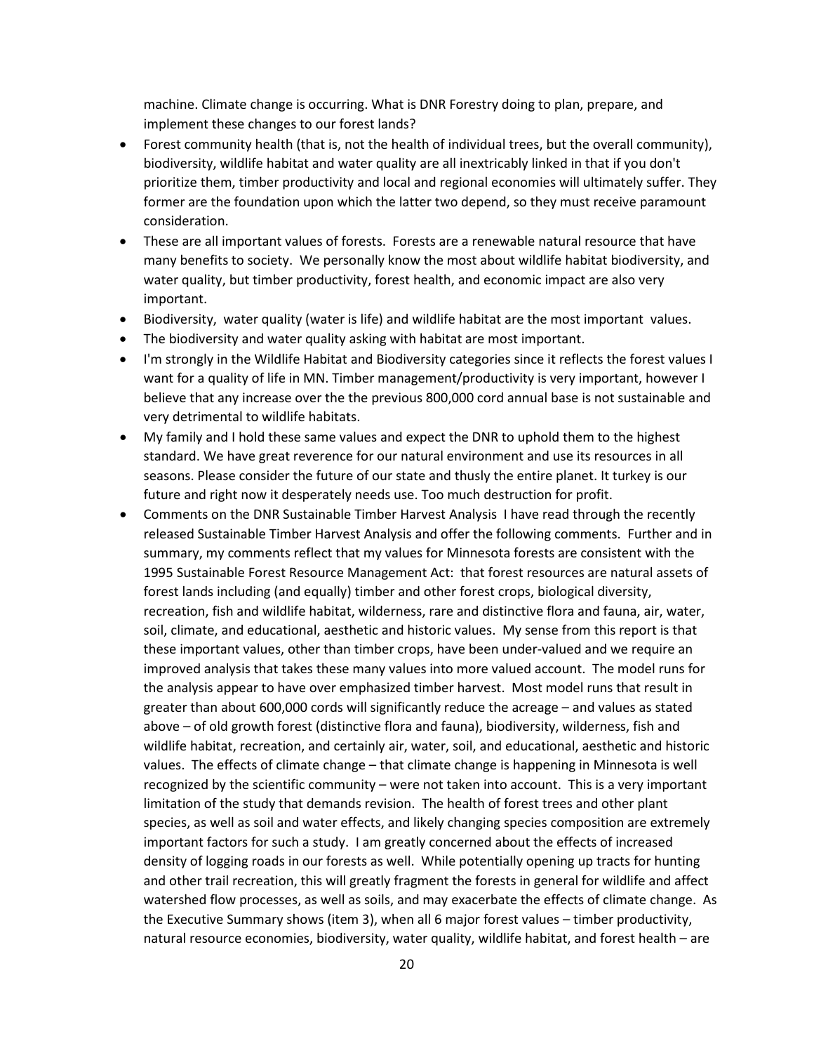machine. Climate change is occurring. What is DNR Forestry doing to plan, prepare, and implement these changes to our forest lands?

- Forest community health (that is, not the health of individual trees, but the overall community), biodiversity, wildlife habitat and water quality are all inextricably linked in that if you don't prioritize them, timber productivity and local and regional economies will ultimately suffer. They former are the foundation upon which the latter two depend, so they must receive paramount consideration.
- These are all important values of forests. Forests are a renewable natural resource that have many benefits to society. We personally know the most about wildlife habitat biodiversity, and water quality, but timber productivity, forest health, and economic impact are also very important.
- Biodiversity, water quality (water is life) and wildlife habitat are the most important values.
- The biodiversity and water quality asking with habitat are most important.
- I'm strongly in the Wildlife Habitat and Biodiversity categories since it reflects the forest values I want for a quality of life in MN. Timber management/productivity is very important, however I believe that any increase over the the previous 800,000 cord annual base is not sustainable and very detrimental to wildlife habitats.
- My family and I hold these same values and expect the DNR to uphold them to the highest standard. We have great reverence for our natural environment and use its resources in all seasons. Please consider the future of our state and thusly the entire planet. It turkey is our future and right now it desperately needs use. Too much destruction for profit.
- Comments on the DNR Sustainable Timber Harvest Analysis I have read through the recently released Sustainable Timber Harvest Analysis and offer the following comments. Further and in summary, my comments reflect that my values for Minnesota forests are consistent with the 1995 Sustainable Forest Resource Management Act: that forest resources are natural assets of forest lands including (and equally) timber and other forest crops, biological diversity, recreation, fish and wildlife habitat, wilderness, rare and distinctive flora and fauna, air, water, soil, climate, and educational, aesthetic and historic values. My sense from this report is that these important values, other than timber crops, have been under-valued and we require an improved analysis that takes these many values into more valued account. The model runs for the analysis appear to have over emphasized timber harvest. Most model runs that result in greater than about 600,000 cords will significantly reduce the acreage – and values as stated above – of old growth forest (distinctive flora and fauna), biodiversity, wilderness, fish and wildlife habitat, recreation, and certainly air, water, soil, and educational, aesthetic and historic values. The effects of climate change – that climate change is happening in Minnesota is well recognized by the scientific community – were not taken into account. This is a very important limitation of the study that demands revision. The health of forest trees and other plant species, as well as soil and water effects, and likely changing species composition are extremely important factors for such a study. I am greatly concerned about the effects of increased density of logging roads in our forests as well. While potentially opening up tracts for hunting and other trail recreation, this will greatly fragment the forests in general for wildlife and affect watershed flow processes, as well as soils, and may exacerbate the effects of climate change. As the Executive Summary shows (item 3), when all 6 major forest values – timber productivity, natural resource economies, biodiversity, water quality, wildlife habitat, and forest health – are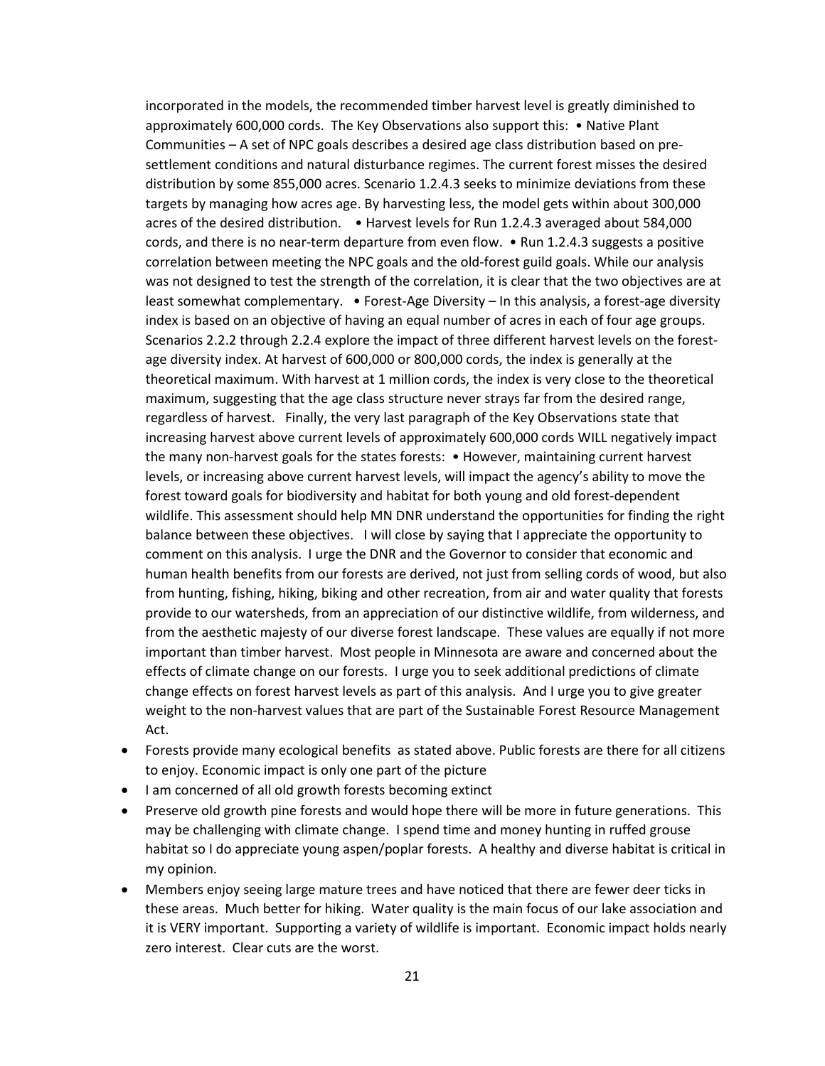incorporated in the models, the recommended timber harvest level is greatly diminished to approximately 600,000 cords. The Key Observations also support this: • Native Plant Communities – A set of NPC goals describes a desired age class distribution based on pre-settlement conditions and natural disturbance regimes. The current forest misses the desired distribution by some 855,000 acres. Scenario 1.2.4.3 seeks to minimize deviations from these targets by managing how acres age. By harvesting less, the model gets within about 300,000 acres of the desired distribution. • Harvest levels for Run 1.2.4.3 averaged about 584,000 cords, and there is no near-term departure from even flow. • Run 1.2.4.3 suggests a positive correlation between meeting the NPC goals and the old-forest guild goals. While our analysis was not designed to test the strength of the correlation, it is clear that the two objectives are at least somewhat complementary. • Forest-Age Diversity – In this analysis, a forest-age diversity index is based on an objective of having an equal number of acres in each of four age groups. Scenarios 2.2.2 through 2.2.4 explore the impact of three different harvest levels on the forest-age diversity index. At harvest of 600,000 or 800,000 cords, the index is generally at the theoretical maximum. With harvest at 1 million cords, the index is very close to the theoretical maximum, suggesting that the age class structure never strays far from the desired range, regardless of harvest. Finally, the very last paragraph of the Key Observations state that increasing harvest above current levels of approximately 600,000 cords WILL negatively impact the many non-harvest goals for the states forests: • However, maintaining current harvest levels, or increasing above current harvest levels, will impact the agency's ability to move the forest toward goals for biodiversity and habitat for both young and old forest-dependent wildlife. This assessment should help MN DNR understand the opportunities for finding the right balance between these objectives. I will close by saying that I appreciate the opportunity to comment on this analysis. I urge the DNR and the Governor to consider that economic and human health benefits from our forests are derived, not just from selling cords of wood, but also from hunting, fishing, hiking, biking and other recreation, from air and water quality that forests provide to our watersheds, from an appreciation of our distinctive wildlife, from wilderness, and from the aesthetic majesty of our diverse forest landscape. These values are equally if not more important than timber harvest. Most people in Minnesota are aware and concerned about the effects of climate change on our forests. I urge you to seek additional predictions of climate change effects on forest harvest levels as part of this analysis. And I urge you to give greater weight to the non-harvest values that are part of the Sustainable Forest Resource Management Act.

- Forests provide many ecological benefits as stated above. Public forests are there for all citizens to enjoy. Economic impact is only one part of the picture
- I am concerned of all old growth forests becoming extinct
- Preserve old growth pine forests and would hope there will be more in future generations. This may be challenging with climate change. I spend time and money hunting in ruffed grouse habitat so I do appreciate young aspen/poplar forests. A healthy and diverse habitat is critical in my opinion.
- Members enjoy seeing large mature trees and have noticed that there are fewer deer ticks in these areas. Much better for hiking. Water quality is the main focus of our lake association and it is VERY important. Supporting a variety of wildlife is important. Economic impact holds nearly zero interest. Clear cuts are the worst.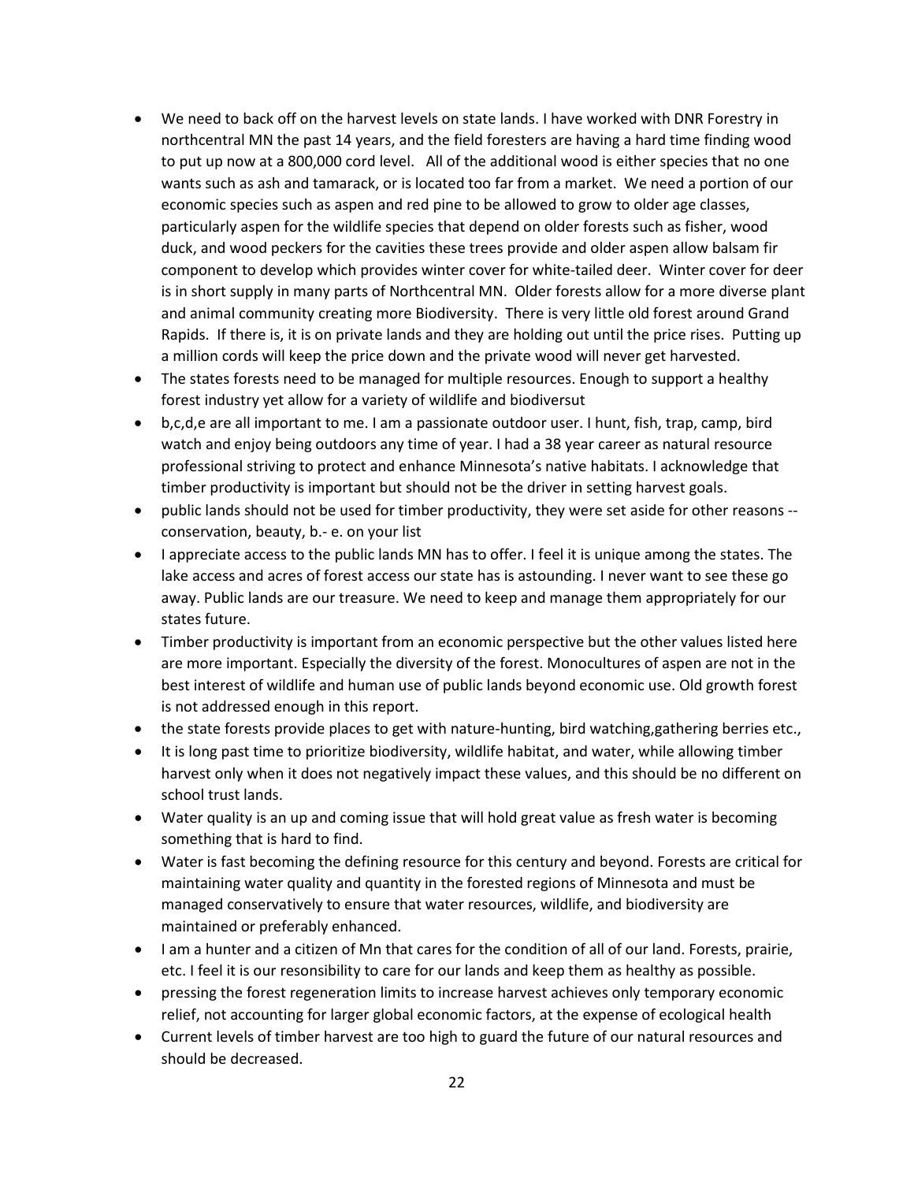- We need to back off on the harvest levels on state lands. I have worked with DNR Forestry in northcentral MN the past 14 years, and the field foresters are having a hard time finding wood to put up now at a 800,000 cord level. All of the additional wood is either species that no one wants such as ash and tamarack, or is located too far from a market. We need a portion of our economic species such as aspen and red pine to be allowed to grow to older age classes, particularly aspen for the wildlife species that depend on older forests such as fisher, wood duck, and wood peckers for the cavities these trees provide and older aspen allow balsam fir component to develop which provides winter cover for white-tailed deer. Winter cover for deer is in short supply in many parts of Northcentral MN. Older forests allow for a more diverse plant and animal community creating more Biodiversity. There is very little old forest around Grand Rapids. If there is, it is on private lands and they are holding out until the price rises. Putting up a million cords will keep the price down and the private wood will never get harvested.
- The states forests need to be managed for multiple resources. Enough to support a healthy forest industry yet allow for a variety of wildlife and biodiversut
- b,c,d,e are all important to me. I am a passionate outdoor user. I hunt, fish, trap, camp, bird watch and enjoy being outdoors any time of year. I had a 38 year career as natural resource professional striving to protect and enhance Minnesota's native habitats. I acknowledge that timber productivity is important but should not be the driver in setting harvest goals.
- public lands should not be used for timber productivity, they were set aside for other reasons -- conservation, beauty, b.- e. on your list
- I appreciate access to the public lands MN has to offer. I feel it is unique among the states. The lake access and acres of forest access our state has is astounding. I never want to see these go away. Public lands are our treasure. We need to keep and manage them appropriately for our states future.
- Timber productivity is important from an economic perspective but the other values listed here are more important. Especially the diversity of the forest. Monocultures of aspen are not in the best interest of wildlife and human use of public lands beyond economic use. Old growth forest is not addressed enough in this report.
- the state forests provide places to get with nature-hunting, bird watching,gathering berries etc.,
- It is long past time to prioritize biodiversity, wildlife habitat, and water, while allowing timber harvest only when it does not negatively impact these values, and this should be no different on school trust lands.
- Water quality is an up and coming issue that will hold great value as fresh water is becoming something that is hard to find.
- Water is fast becoming the defining resource for this century and beyond. Forests are critical for maintaining water quality and quantity in the forested regions of Minnesota and must be managed conservatively to ensure that water resources, wildlife, and biodiversity are maintained or preferably enhanced.
- I am a hunter and a citizen of Mn that cares for the condition of all of our land. Forests, prairie, etc. I feel it is our resonsibility to care for our lands and keep them as healthy as possible.
- pressing the forest regeneration limits to increase harvest achieves only temporary economic relief, not accounting for larger global economic factors, at the expense of ecological health
- Current levels of timber harvest are too high to guard the future of our natural resources and should be decreased.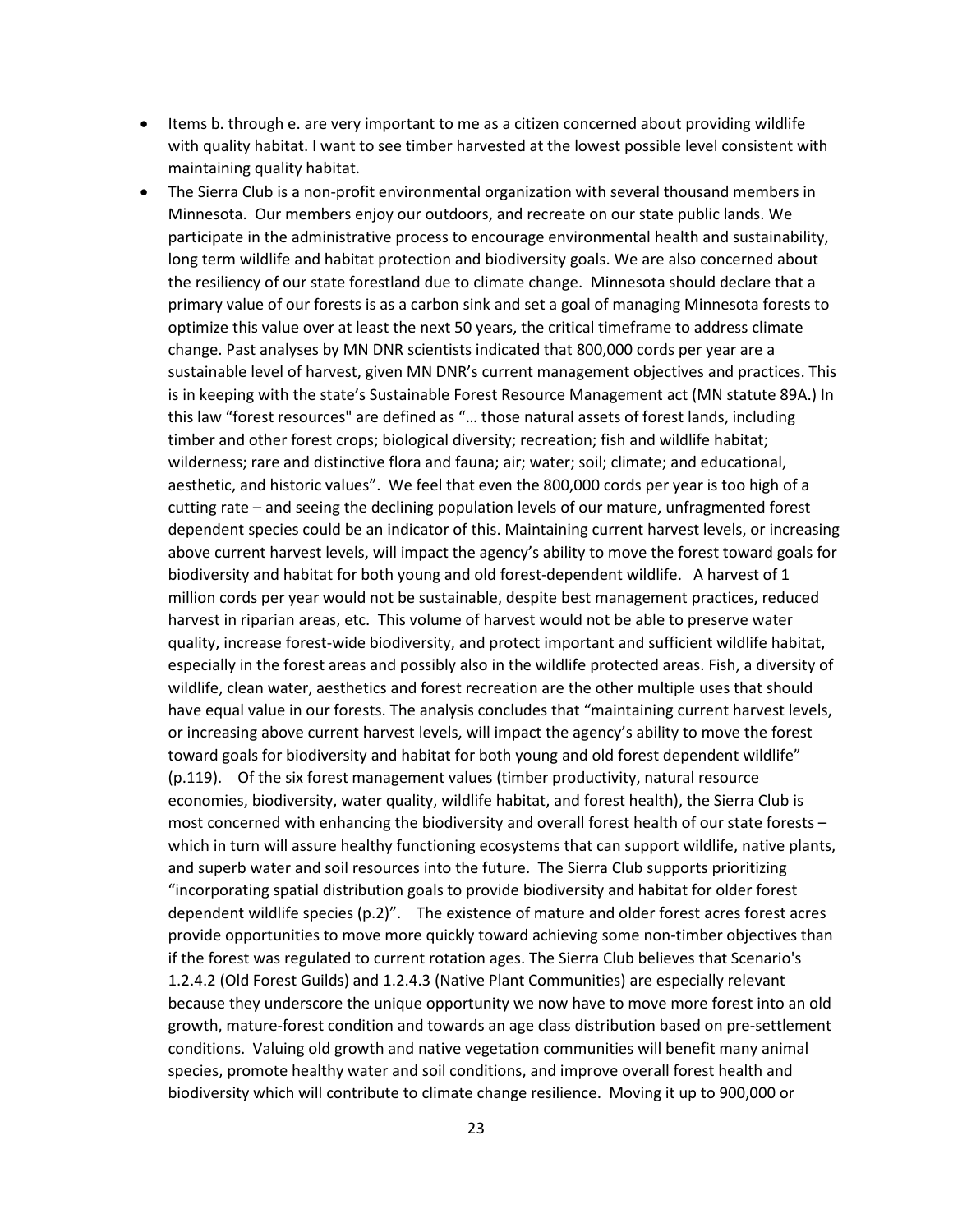- Items b. through e. are very important to me as a citizen concerned about providing wildlife with quality habitat. I want to see timber harvested at the lowest possible level consistent with maintaining quality habitat.
- The Sierra Club is a non-profit environmental organization with several thousand members in Minnesota. Our members enjoy our outdoors, and recreate on our state public lands. We participate in the administrative process to encourage environmental health and sustainability, long term wildlife and habitat protection and biodiversity goals. We are also concerned about the resiliency of our state forestland due to climate change. Minnesota should declare that a primary value of our forests is as a carbon sink and set a goal of managing Minnesota forests to optimize this value over at least the next 50 years, the critical timeframe to address climate change. Past analyses by MN DNR scientists indicated that 800,000 cords per year are a sustainable level of harvest, given MN DNR's current management objectives and practices. This is in keeping with the state's Sustainable Forest Resource Management act (MN statute 89A.) In this law "forest resources" are defined as "… those natural assets of forest lands, including timber and other forest crops; biological diversity; recreation; fish and wildlife habitat; wilderness; rare and distinctive flora and fauna; air; water; soil; climate; and educational, aesthetic, and historic values". We feel that even the 800,000 cords per year is too high of a cutting rate – and seeing the declining population levels of our mature, unfragmented forest dependent species could be an indicator of this. Maintaining current harvest levels, or increasing above current harvest levels, will impact the agency's ability to move the forest toward goals for biodiversity and habitat for both young and old forest-dependent wildlife. A harvest of 1 million cords per year would not be sustainable, despite best management practices, reduced harvest in riparian areas, etc. This volume of harvest would not be able to preserve water quality, increase forest-wide biodiversity, and protect important and sufficient wildlife habitat, especially in the forest areas and possibly also in the wildlife protected areas. Fish, a diversity of wildlife, clean water, aesthetics and forest recreation are the other multiple uses that should have equal value in our forests. The analysis concludes that "maintaining current harvest levels, or increasing above current harvest levels, will impact the agency's ability to move the forest toward goals for biodiversity and habitat for both young and old forest dependent wildlife" (p.119). Of the six forest management values (timber productivity, natural resource economies, biodiversity, water quality, wildlife habitat, and forest health), the Sierra Club is most concerned with enhancing the biodiversity and overall forest health of our state forests – which in turn will assure healthy functioning ecosystems that can support wildlife, native plants, and superb water and soil resources into the future. The Sierra Club supports prioritizing "incorporating spatial distribution goals to provide biodiversity and habitat for older forest dependent wildlife species (p.2)". The existence of mature and older forest acres forest acres provide opportunities to move more quickly toward achieving some non-timber objectives than if the forest was regulated to current rotation ages. The Sierra Club believes that Scenario's 1.2.4.2 (Old Forest Guilds) and 1.2.4.3 (Native Plant Communities) are especially relevant because they underscore the unique opportunity we now have to move more forest into an old growth, mature-forest condition and towards an age class distribution based on pre-settlement conditions. Valuing old growth and native vegetation communities will benefit many animal species, promote healthy water and soil conditions, and improve overall forest health and biodiversity which will contribute to climate change resilience. Moving it up to 900,000 or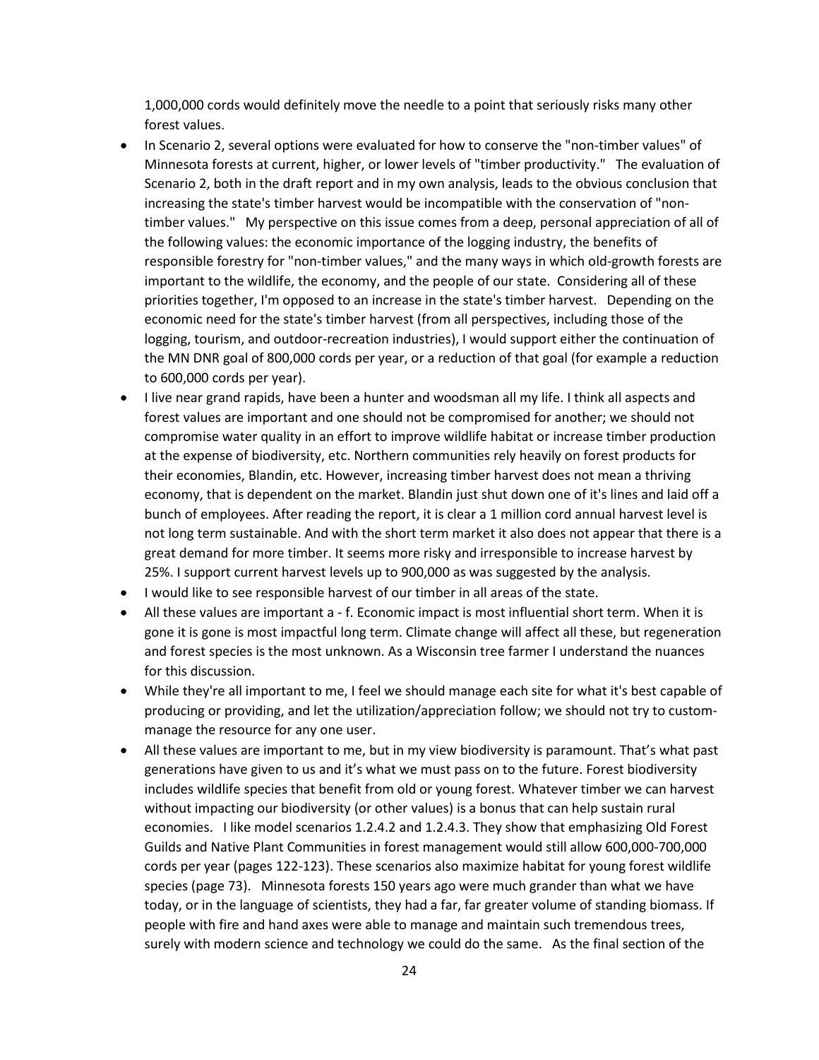1,000,000 cords would definitely move the needle to a point that seriously risks many other forest values.

- In Scenario 2, several options were evaluated for how to conserve the "non-timber values" of Minnesota forests at current, higher, or lower levels of "timber productivity." The evaluation of Scenario 2, both in the draft report and in my own analysis, leads to the obvious conclusion that increasing the state's timber harvest would be incompatible with the conservation of "non-timber values." My perspective on this issue comes from a deep, personal appreciation of all of the following values: the economic importance of the logging industry, the benefits of responsible forestry for "non-timber values," and the many ways in which old-growth forests are important to the wildlife, the economy, and the people of our state. Considering all of these priorities together, I'm opposed to an increase in the state's timber harvest. Depending on the economic need for the state's timber harvest (from all perspectives, including those of the logging, tourism, and outdoor-recreation industries), I would support either the continuation of the MN DNR goal of 800,000 cords per year, or a reduction of that goal (for example a reduction to 600,000 cords per year).
- I live near grand rapids, have been a hunter and woodsman all my life. I think all aspects and forest values are important and one should not be compromised for another; we should not compromise water quality in an effort to improve wildlife habitat or increase timber production at the expense of biodiversity, etc. Northern communities rely heavily on forest products for their economies, Blandin, etc. However, increasing timber harvest does not mean a thriving economy, that is dependent on the market. Blandin just shut down one of it's lines and laid off a bunch of employees. After reading the report, it is clear a 1 million cord annual harvest level is not long term sustainable. And with the short term market it also does not appear that there is a great demand for more timber. It seems more risky and irresponsible to increase harvest by 25%. I support current harvest levels up to 900,000 as was suggested by the analysis.
- I would like to see responsible harvest of our timber in all areas of the state.
- All these values are important a - f. Economic impact is most influential short term. When it is gone it is gone is most impactful long term. Climate change will affect all these, but regeneration and forest species is the most unknown. As a Wisconsin tree farmer I understand the nuances for this discussion.
- While they're all important to me, I feel we should manage each site for what it's best capable of producing or providing, and let the utilization/appreciation follow; we should not try to custom-manage the resource for any one user.
- All these values are important to me, but in my view biodiversity is paramount. That's what past generations have given to us and it's what we must pass on to the future. Forest biodiversity includes wildlife species that benefit from old or young forest. Whatever timber we can harvest without impacting our biodiversity (or other values) is a bonus that can help sustain rural economies. I like model scenarios 1.2.4.2 and 1.2.4.3. They show that emphasizing Old Forest Guilds and Native Plant Communities in forest management would still allow 600,000-700,000 cords per year (pages 122-123). These scenarios also maximize habitat for young forest wildlife species (page 73). Minnesota forests 150 years ago were much grander than what we have today, or in the language of scientists, they had a far, far greater volume of standing biomass. If people with fire and hand axes were able to manage and maintain such tremendous trees, surely with modern science and technology we could do the same. As the final section of the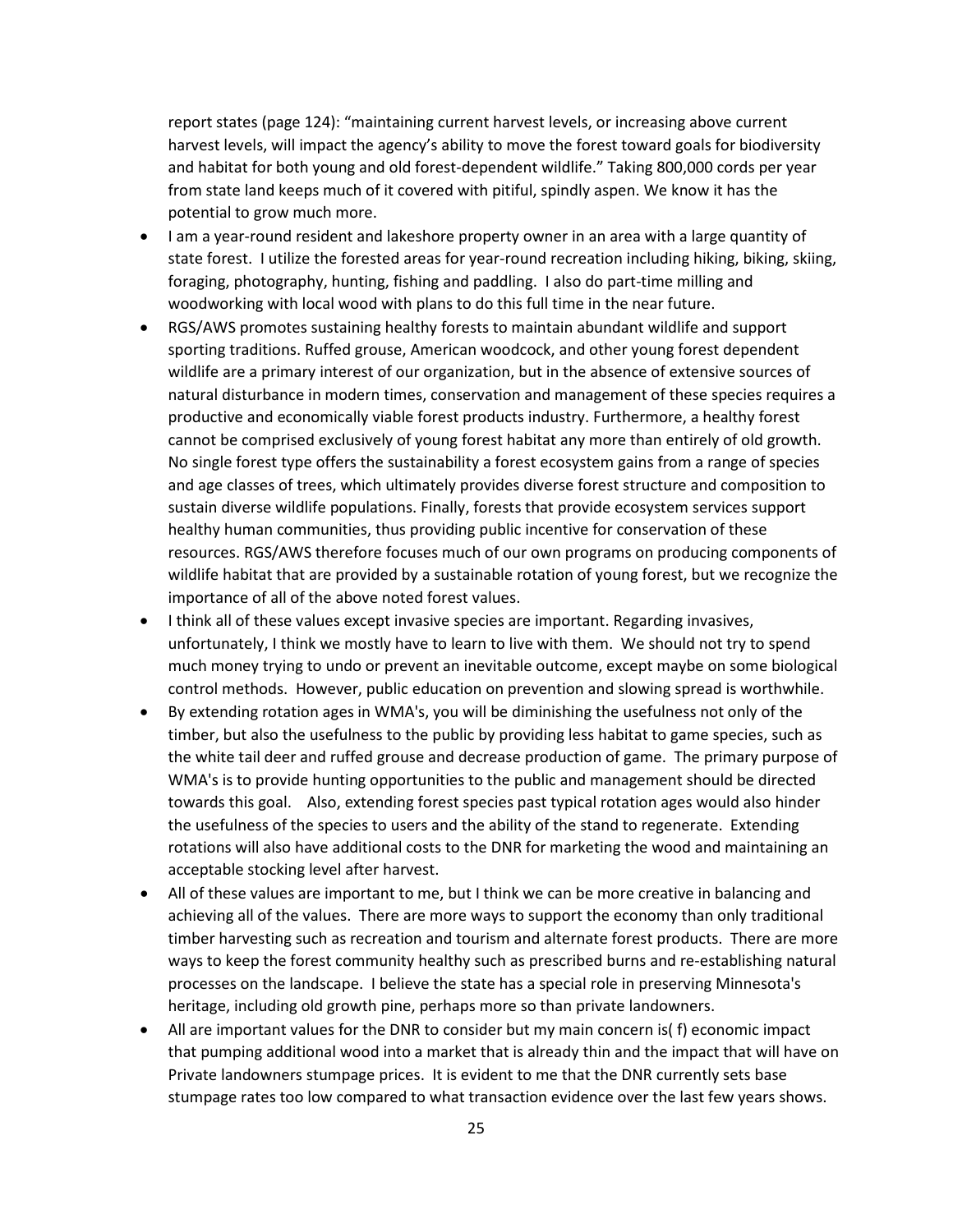report states (page 124): “maintaining current harvest levels, or increasing above current harvest levels, will impact the agency’s ability to move the forest toward goals for biodiversity and habitat for both young and old forest-dependent wildlife.” Taking 800,000 cords per year from state land keeps much of it covered with pitiful, spindly aspen. We know it has the potential to grow much more.

- I am a year-round resident and lakeshore property owner in an area with a large quantity of state forest. I utilize the forested areas for year-round recreation including hiking, biking, skiing, foraging, photography, hunting, fishing and paddling. I also do part-time milling and woodworking with local wood with plans to do this full time in the near future.
- RGS/AWS promotes sustaining healthy forests to maintain abundant wildlife and support sporting traditions. Ruffed grouse, American woodcock, and other young forest dependent wildlife are a primary interest of our organization, but in the absence of extensive sources of natural disturbance in modern times, conservation and management of these species requires a productive and economically viable forest products industry. Furthermore, a healthy forest cannot be comprised exclusively of young forest habitat any more than entirely of old growth. No single forest type offers the sustainability a forest ecosystem gains from a range of species and age classes of trees, which ultimately provides diverse forest structure and composition to sustain diverse wildlife populations. Finally, forests that provide ecosystem services support healthy human communities, thus providing public incentive for conservation of these resources. RGS/AWS therefore focuses much of our own programs on producing components of wildlife habitat that are provided by a sustainable rotation of young forest, but we recognize the importance of all of the above noted forest values.
- I think all of these values except invasive species are important. Regarding invasives, unfortunately, I think we mostly have to learn to live with them. We should not try to spend much money trying to undo or prevent an inevitable outcome, except maybe on some biological control methods. However, public education on prevention and slowing spread is worthwhile.
- By extending rotation ages in WMA's, you will be diminishing the usefulness not only of the timber, but also the usefulness to the public by providing less habitat to game species, such as the white tail deer and ruffed grouse and decrease production of game. The primary purpose of WMA's is to provide hunting opportunities to the public and management should be directed towards this goal. Also, extending forest species past typical rotation ages would also hinder the usefulness of the species to users and the ability of the stand to regenerate. Extending rotations will also have additional costs to the DNR for marketing the wood and maintaining an acceptable stocking level after harvest.
- All of these values are important to me, but I think we can be more creative in balancing and achieving all of the values. There are more ways to support the economy than only traditional timber harvesting such as recreation and tourism and alternate forest products. There are more ways to keep the forest community healthy such as prescribed burns and re-establishing natural processes on the landscape. I believe the state has a special role in preserving Minnesota's heritage, including old growth pine, perhaps more so than private landowners.
- All are important values for the DNR to consider but my main concern is( f) economic impact that pumping additional wood into a market that is already thin and the impact that will have on Private landowners stumpage prices. It is evident to me that the DNR currently sets base stumpage rates too low compared to what transaction evidence over the last few years shows.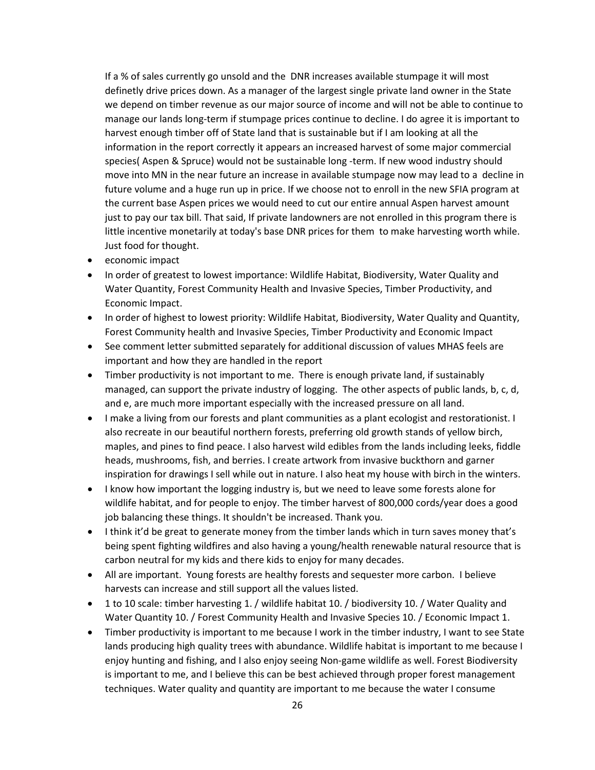If a % of sales currently go unsold and the DNR increases available stumpage it will most definetly drive prices down. As a manager of the largest single private land owner in the State we depend on timber revenue as our major source of income and will not be able to continue to manage our lands long-term if stumpage prices continue to decline. I do agree it is important to harvest enough timber off of State land that is sustainable but if I am looking at all the information in the report correctly it appears an increased harvest of some major commercial species( Aspen & Spruce) would not be sustainable long -term. If new wood industry should move into MN in the near future an increase in available stumpage now may lead to a decline in future volume and a huge run up in price. If we choose not to enroll in the new SFIA program at the current base Aspen prices we would need to cut our entire annual Aspen harvest amount just to pay our tax bill. That said, If private landowners are not enrolled in this program there is little incentive monetarily at today's base DNR prices for them to make harvesting worth while. Just food for thought.

- economic impact
- In order of greatest to lowest importance: Wildlife Habitat, Biodiversity, Water Quality and Water Quantity, Forest Community Health and Invasive Species, Timber Productivity, and Economic Impact.
- In order of highest to lowest priority: Wildlife Habitat, Biodiversity, Water Quality and Quantity, Forest Community health and Invasive Species, Timber Productivity and Economic Impact
- See comment letter submitted separately for additional discussion of values MHAS feels are important and how they are handled in the report
- Timber productivity is not important to me. There is enough private land, if sustainably managed, can support the private industry of logging. The other aspects of public lands, b, c, d, and e, are much more important especially with the increased pressure on all land.
- I make a living from our forests and plant communities as a plant ecologist and restorationist. I also recreate in our beautiful northern forests, preferring old growth stands of yellow birch, maples, and pines to find peace. I also harvest wild edibles from the lands including leeks, fiddle heads, mushrooms, fish, and berries. I create artwork from invasive buckthorn and garner inspiration for drawings I sell while out in nature. I also heat my house with birch in the winters.
- I know how important the logging industry is, but we need to leave some forests alone for wildlife habitat, and for people to enjoy. The timber harvest of 800,000 cords/year does a good job balancing these things. It shouldn't be increased. Thank you.
- I think it'd be great to generate money from the timber lands which in turn saves money that's being spent fighting wildfires and also having a young/health renewable natural resource that is carbon neutral for my kids and there kids to enjoy for many decades.
- All are important. Young forests are healthy forests and sequester more carbon. I believe harvests can increase and still support all the values listed.
- 1 to 10 scale: timber harvesting 1. / wildlife habitat 10. / biodiversity 10. / Water Quality and Water Quantity 10. / Forest Community Health and Invasive Species 10. / Economic Impact 1.
- Timber productivity is important to me because I work in the timber industry, I want to see State lands producing high quality trees with abundance. Wildlife habitat is important to me because I enjoy hunting and fishing, and I also enjoy seeing Non-game wildlife as well. Forest Biodiversity is important to me, and I believe this can be best achieved through proper forest management techniques. Water quality and quantity are important to me because the water I consume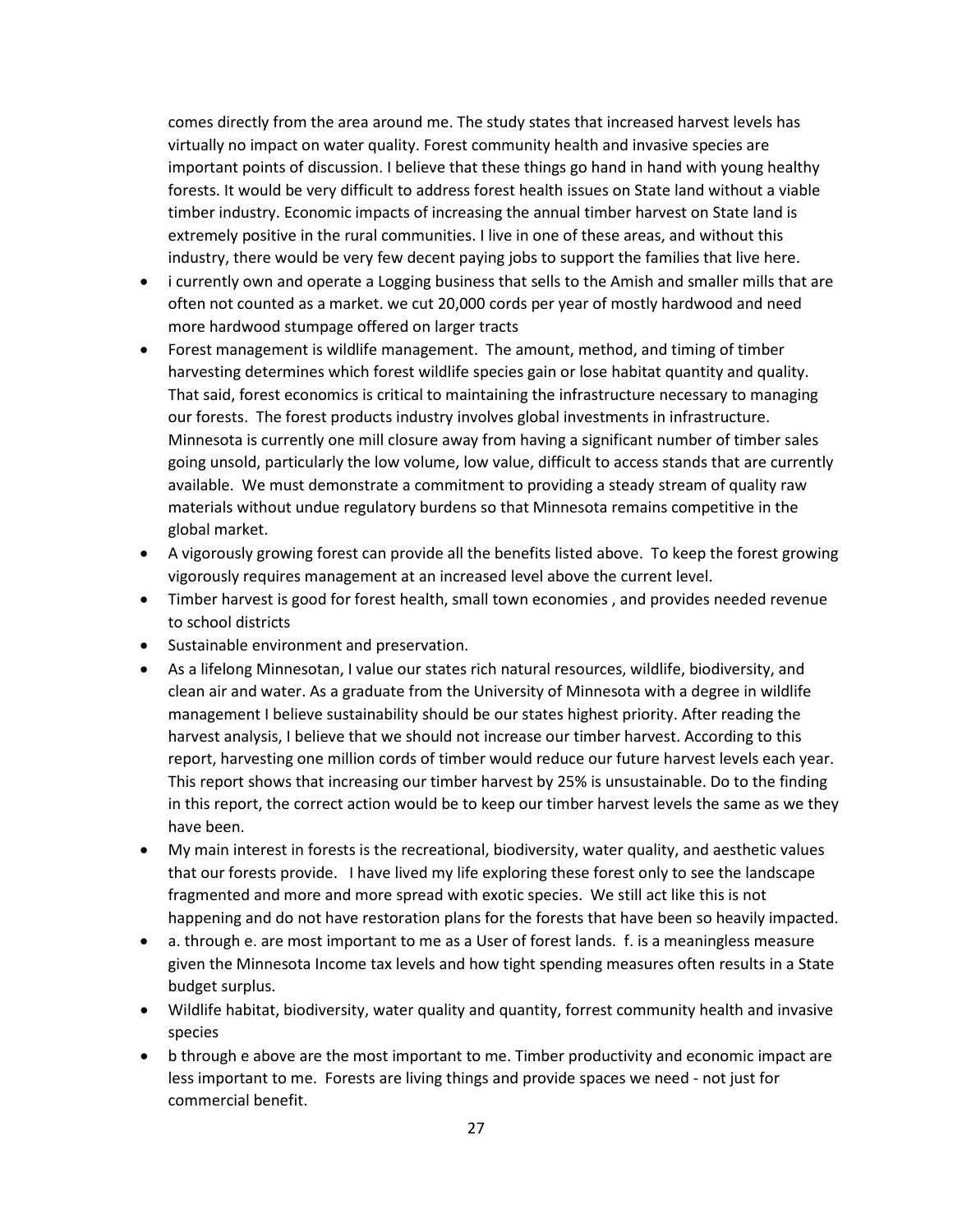comes directly from the area around me. The study states that increased harvest levels has virtually no impact on water quality. Forest community health and invasive species are important points of discussion. I believe that these things go hand in hand with young healthy forests. It would be very difficult to address forest health issues on State land without a viable timber industry. Economic impacts of increasing the annual timber harvest on State land is extremely positive in the rural communities. I live in one of these areas, and without this industry, there would be very few decent paying jobs to support the families that live here.

- i currently own and operate a Logging business that sells to the Amish and smaller mills that are often not counted as a market. we cut 20,000 cords per year of mostly hardwood and need more hardwood stumpage offered on larger tracts
- Forest management is wildlife management. The amount, method, and timing of timber harvesting determines which forest wildlife species gain or lose habitat quantity and quality. That said, forest economics is critical to maintaining the infrastructure necessary to managing our forests. The forest products industry involves global investments in infrastructure. Minnesota is currently one mill closure away from having a significant number of timber sales going unsold, particularly the low volume, low value, difficult to access stands that are currently available. We must demonstrate a commitment to providing a steady stream of quality raw materials without undue regulatory burdens so that Minnesota remains competitive in the global market.
- A vigorously growing forest can provide all the benefits listed above. To keep the forest growing vigorously requires management at an increased level above the current level.
- Timber harvest is good for forest health, small town economies , and provides needed revenue to school districts
- Sustainable environment and preservation.
- As a lifelong Minnesotan, I value our states rich natural resources, wildlife, biodiversity, and clean air and water. As a graduate from the University of Minnesota with a degree in wildlife management I believe sustainability should be our states highest priority. After reading the harvest analysis, I believe that we should not increase our timber harvest. According to this report, harvesting one million cords of timber would reduce our future harvest levels each year. This report shows that increasing our timber harvest by 25% is unsustainable. Do to the finding in this report, the correct action would be to keep our timber harvest levels the same as we they have been.
- My main interest in forests is the recreational, biodiversity, water quality, and aesthetic values that our forests provide. I have lived my life exploring these forest only to see the landscape fragmented and more and more spread with exotic species. We still act like this is not happening and do not have restoration plans for the forests that have been so heavily impacted.
- a. through e. are most important to me as a User of forest lands. f. is a meaningless measure given the Minnesota Income tax levels and how tight spending measures often results in a State budget surplus.
- Wildlife habitat, biodiversity, water quality and quantity, forrest community health and invasive species
- b through e above are the most important to me. Timber productivity and economic impact are less important to me. Forests are living things and provide spaces we need - not just for commercial benefit.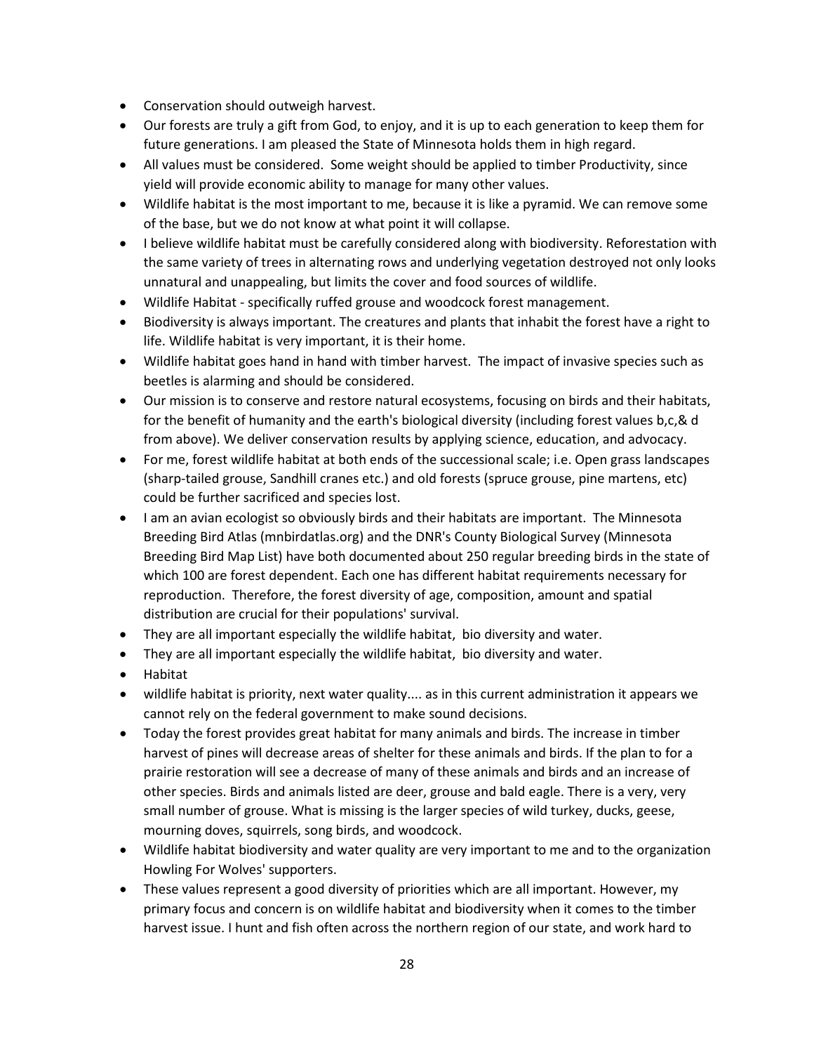- Conservation should outweigh harvest.
- Our forests are truly a gift from God, to enjoy, and it is up to each generation to keep them for future generations. I am pleased the State of Minnesota holds them in high regard.
- All values must be considered. Some weight should be applied to timber Productivity, since yield will provide economic ability to manage for many other values.
- Wildlife habitat is the most important to me, because it is like a pyramid. We can remove some of the base, but we do not know at what point it will collapse.
- I believe wildlife habitat must be carefully considered along with biodiversity. Reforestation with the same variety of trees in alternating rows and underlying vegetation destroyed not only looks unnatural and unappealing, but limits the cover and food sources of wildlife.
- Wildlife Habitat - specifically ruffed grouse and woodcock forest management.
- Biodiversity is always important. The creatures and plants that inhabit the forest have a right to life. Wildlife habitat is very important, it is their home.
- Wildlife habitat goes hand in hand with timber harvest. The impact of invasive species such as beetles is alarming and should be considered.
- Our mission is to conserve and restore natural ecosystems, focusing on birds and their habitats, for the benefit of humanity and the earth's biological diversity (including forest values b,c,& d from above). We deliver conservation results by applying science, education, and advocacy.
- For me, forest wildlife habitat at both ends of the successional scale; i.e. Open grass landscapes (sharp-tailed grouse, Sandhill cranes etc.) and old forests (spruce grouse, pine martens, etc) could be further sacrificed and species lost.
- I am an avian ecologist so obviously birds and their habitats are important. The Minnesota Breeding Bird Atlas (mnbirdatlas.org) and the DNR's County Biological Survey (Minnesota Breeding Bird Map List) have both documented about 250 regular breeding birds in the state of which 100 are forest dependent. Each one has different habitat requirements necessary for reproduction. Therefore, the forest diversity of age, composition, amount and spatial distribution are crucial for their populations' survival.
- They are all important especially the wildlife habitat, bio diversity and water.
- They are all important especially the wildlife habitat, bio diversity and water.
- Habitat
- wildlife habitat is priority, next water quality.... as in this current administration it appears we cannot rely on the federal government to make sound decisions.
- Today the forest provides great habitat for many animals and birds. The increase in timber harvest of pines will decrease areas of shelter for these animals and birds. If the plan to for a prairie restoration will see a decrease of many of these animals and birds and an increase of other species. Birds and animals listed are deer, grouse and bald eagle. There is a very, very small number of grouse. What is missing is the larger species of wild turkey, ducks, geese, mourning doves, squirrels, song birds, and woodcock.
- Wildlife habitat biodiversity and water quality are very important to me and to the organization Howling For Wolves' supporters.
- These values represent a good diversity of priorities which are all important. However, my primary focus and concern is on wildlife habitat and biodiversity when it comes to the timber harvest issue. I hunt and fish often across the northern region of our state, and work hard to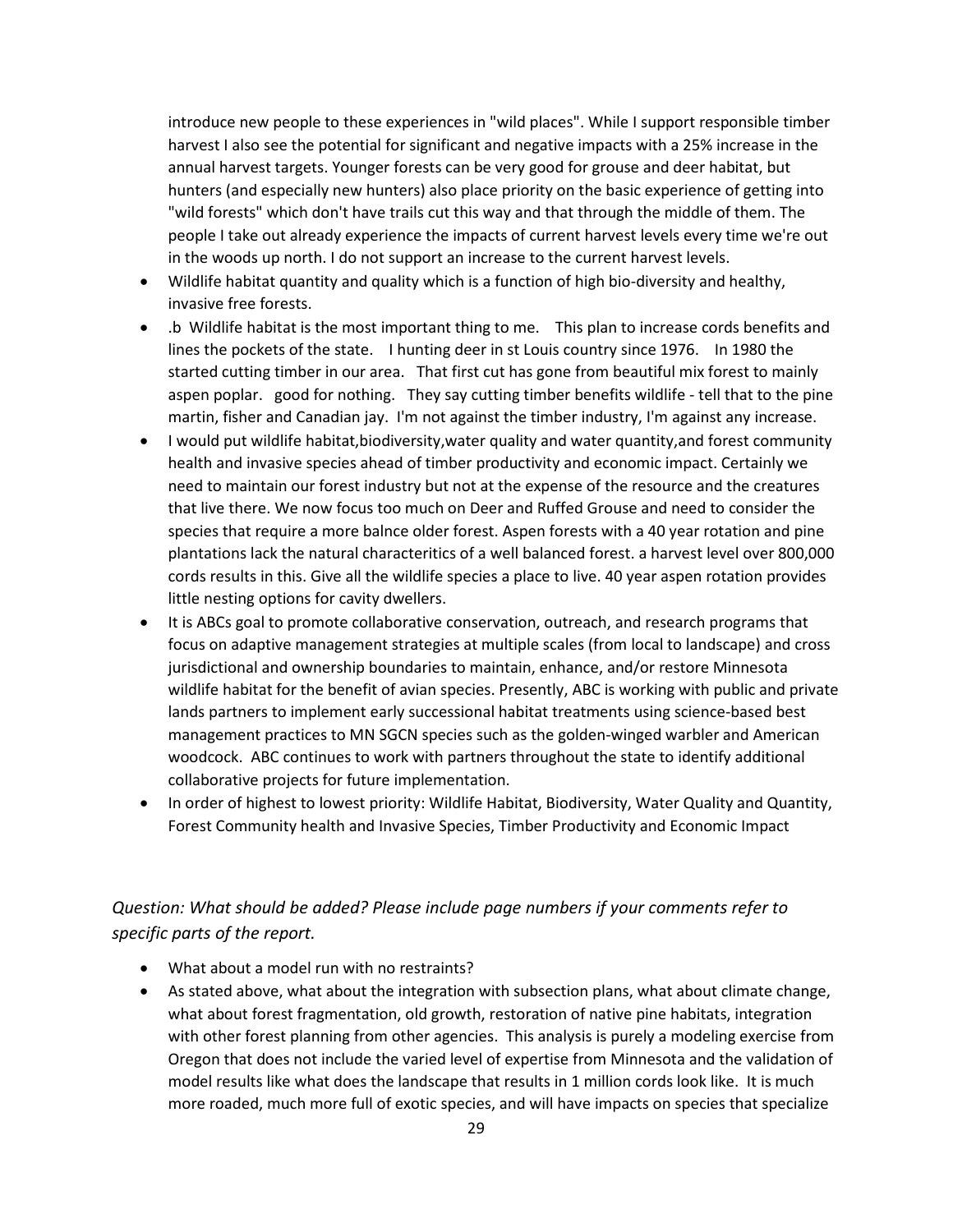introduce new people to these experiences in "wild places". While I support responsible timber harvest I also see the potential for significant and negative impacts with a 25% increase in the annual harvest targets. Younger forests can be very good for grouse and deer habitat, but hunters (and especially new hunters) also place priority on the basic experience of getting into "wild forests" which don't have trails cut this way and that through the middle of them. The people I take out already experience the impacts of current harvest levels every time we're out in the woods up north. I do not support an increase to the current harvest levels.

- Wildlife habitat quantity and quality which is a function of high bio-diversity and healthy, invasive free forests.
- .b  Wildlife habitat is the most important thing to me.   This plan to increase cords benefits and lines the pockets of the state.   I hunting deer in st Louis country since 1976.   In 1980 the started cutting timber in our area.   That first cut has gone from beautiful mix forest to mainly aspen poplar.   good for nothing.   They say cutting timber benefits wildlife - tell that to the pine martin, fisher and Canadian jay.  I'm not against the timber industry, I'm against any increase.
- I would put wildlife habitat,biodiversity,water quality and water quantity,and forest community health and invasive species ahead of timber productivity and economic impact. Certainly we need to maintain our forest industry but not at the expense of the resource and the creatures that live there. We now focus too much on Deer and Ruffed Grouse and need to consider the species that require a more balnce older forest. Aspen forests with a 40 year rotation and pine plantations lack the natural characteritics of a well balanced forest. a harvest level over 800,000 cords results in this. Give all the wildlife species a place to live. 40 year aspen rotation provides little nesting options for cavity dwellers.
- It is ABCs goal to promote collaborative conservation, outreach, and research programs that focus on adaptive management strategies at multiple scales (from local to landscape) and cross jurisdictional and ownership boundaries to maintain, enhance, and/or restore Minnesota wildlife habitat for the benefit of avian species. Presently, ABC is working with public and private lands partners to implement early successional habitat treatments using science-based best management practices to MN SGCN species such as the golden-winged warbler and American woodcock.  ABC continues to work with partners throughout the state to identify additional collaborative projects for future implementation.
- In order of highest to lowest priority: Wildlife Habitat, Biodiversity, Water Quality and Quantity, Forest Community health and Invasive Species, Timber Productivity and Economic Impact

### *Question: What should be added? Please include page numbers if your comments refer to specific parts of the report.*

- What about a model run with no restraints?
- As stated above, what about the integration with subsection plans, what about climate change, what about forest fragmentation, old growth, restoration of native pine habitats, integration with other forest planning from other agencies.  This analysis is purely a modeling exercise from Oregon that does not include the varied level of expertise from Minnesota and the validation of model results like what does the landscape that results in 1 million cords look like.  It is much more roaded, much more full of exotic species, and will have impacts on species that specialize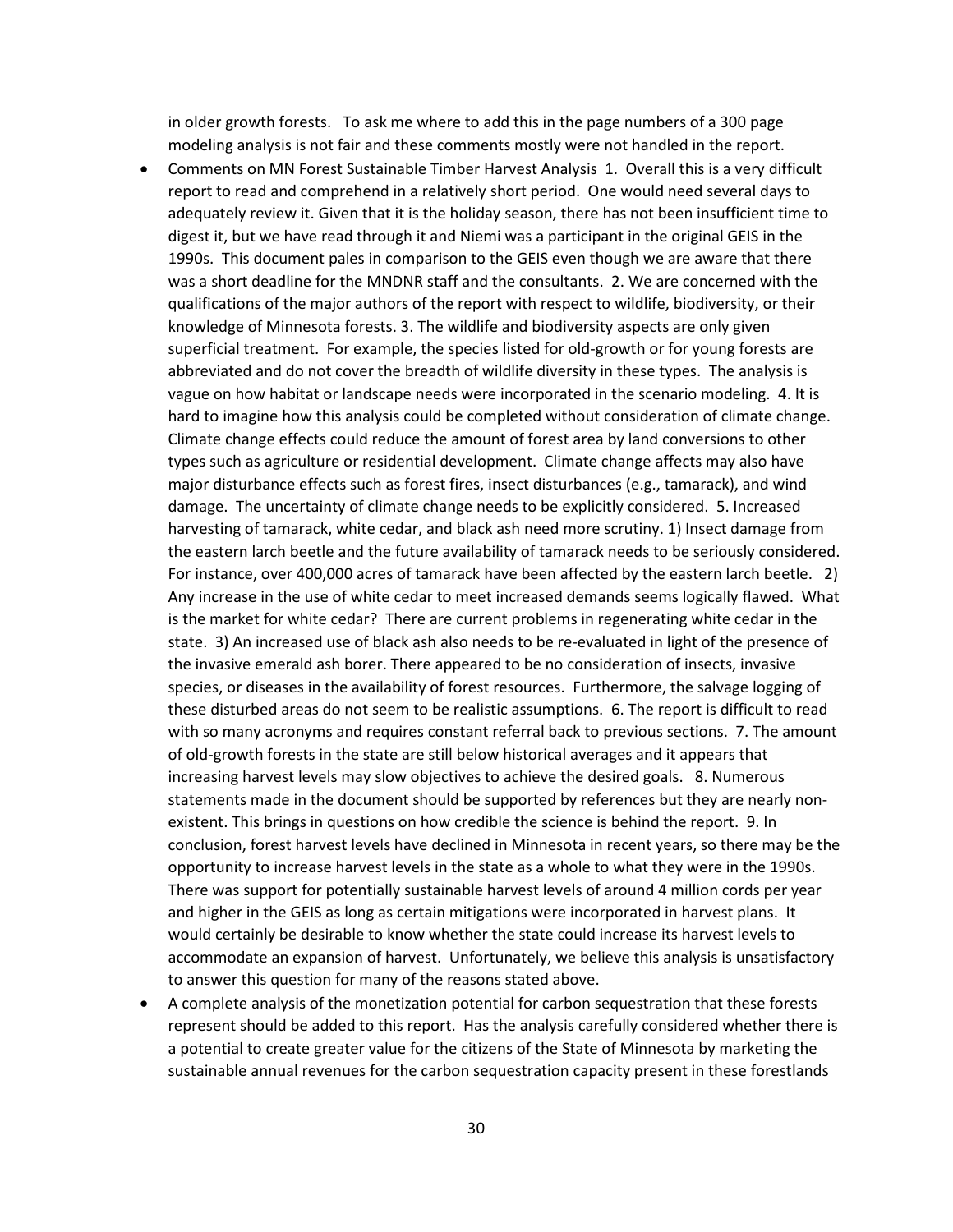in older growth forests. To ask me where to add this in the page numbers of a 300 page modeling analysis is not fair and these comments mostly were not handled in the report.

- Comments on MN Forest Sustainable Timber Harvest Analysis 1. Overall this is a very difficult report to read and comprehend in a relatively short period. One would need several days to adequately review it. Given that it is the holiday season, there has not been insufficient time to digest it, but we have read through it and Niemi was a participant in the original GEIS in the 1990s. This document pales in comparison to the GEIS even though we are aware that there was a short deadline for the MNDNR staff and the consultants. 2. We are concerned with the qualifications of the major authors of the report with respect to wildlife, biodiversity, or their knowledge of Minnesota forests. 3. The wildlife and biodiversity aspects are only given superficial treatment. For example, the species listed for old-growth or for young forests are abbreviated and do not cover the breadth of wildlife diversity in these types. The analysis is vague on how habitat or landscape needs were incorporated in the scenario modeling. 4. It is hard to imagine how this analysis could be completed without consideration of climate change. Climate change effects could reduce the amount of forest area by land conversions to other types such as agriculture or residential development. Climate change affects may also have major disturbance effects such as forest fires, insect disturbances (e.g., tamarack), and wind damage. The uncertainty of climate change needs to be explicitly considered. 5. Increased harvesting of tamarack, white cedar, and black ash need more scrutiny. 1) Insect damage from the eastern larch beetle and the future availability of tamarack needs to be seriously considered. For instance, over 400,000 acres of tamarack have been affected by the eastern larch beetle. 2) Any increase in the use of white cedar to meet increased demands seems logically flawed. What is the market for white cedar? There are current problems in regenerating white cedar in the state. 3) An increased use of black ash also needs to be re-evaluated in light of the presence of the invasive emerald ash borer. There appeared to be no consideration of insects, invasive species, or diseases in the availability of forest resources. Furthermore, the salvage logging of these disturbed areas do not seem to be realistic assumptions. 6. The report is difficult to read with so many acronyms and requires constant referral back to previous sections. 7. The amount of old-growth forests in the state are still below historical averages and it appears that increasing harvest levels may slow objectives to achieve the desired goals. 8. Numerous statements made in the document should be supported by references but they are nearly non-existent. This brings in questions on how credible the science is behind the report. 9. In conclusion, forest harvest levels have declined in Minnesota in recent years, so there may be the opportunity to increase harvest levels in the state as a whole to what they were in the 1990s. There was support for potentially sustainable harvest levels of around 4 million cords per year and higher in the GEIS as long as certain mitigations were incorporated in harvest plans. It would certainly be desirable to know whether the state could increase its harvest levels to accommodate an expansion of harvest. Unfortunately, we believe this analysis is unsatisfactory to answer this question for many of the reasons stated above.
- A complete analysis of the monetization potential for carbon sequestration that these forests represent should be added to this report. Has the analysis carefully considered whether there is a potential to create greater value for the citizens of the State of Minnesota by marketing the sustainable annual revenues for the carbon sequestration capacity present in these forestlands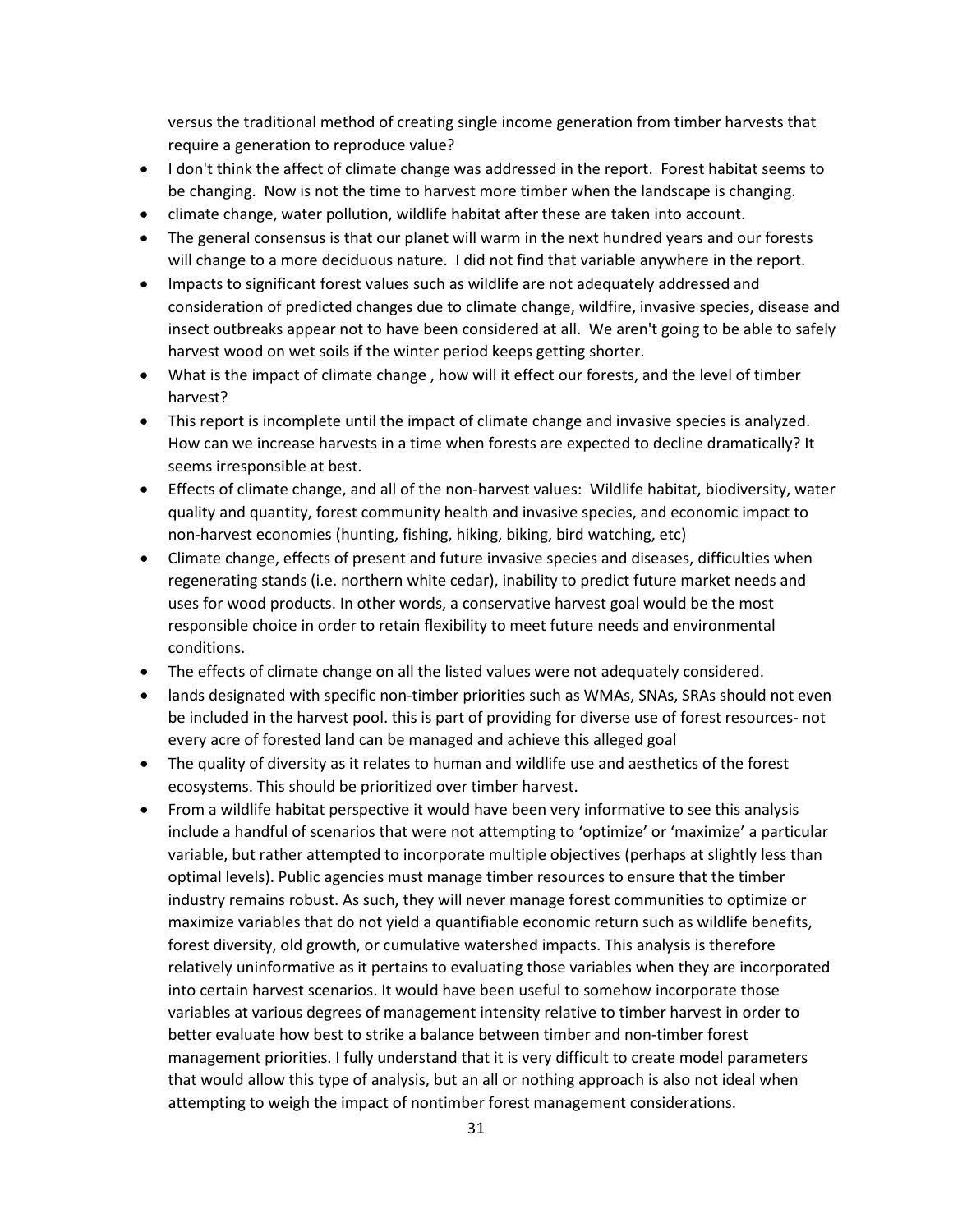versus the traditional method of creating single income generation from timber harvests that require a generation to reproduce value?

- I don't think the affect of climate change was addressed in the report. Forest habitat seems to be changing. Now is not the time to harvest more timber when the landscape is changing.
- climate change, water pollution, wildlife habitat after these are taken into account.
- The general consensus is that our planet will warm in the next hundred years and our forests will change to a more deciduous nature. I did not find that variable anywhere in the report.
- Impacts to significant forest values such as wildlife are not adequately addressed and consideration of predicted changes due to climate change, wildfire, invasive species, disease and insect outbreaks appear not to have been considered at all. We aren't going to be able to safely harvest wood on wet soils if the winter period keeps getting shorter.
- What is the impact of climate change , how will it effect our forests, and the level of timber harvest?
- This report is incomplete until the impact of climate change and invasive species is analyzed. How can we increase harvests in a time when forests are expected to decline dramatically? It seems irresponsible at best.
- Effects of climate change, and all of the non-harvest values: Wildlife habitat, biodiversity, water quality and quantity, forest community health and invasive species, and economic impact to non-harvest economies (hunting, fishing, hiking, biking, bird watching, etc)
- Climate change, effects of present and future invasive species and diseases, difficulties when regenerating stands (i.e. northern white cedar), inability to predict future market needs and uses for wood products. In other words, a conservative harvest goal would be the most responsible choice in order to retain flexibility to meet future needs and environmental conditions.
- The effects of climate change on all the listed values were not adequately considered.
- lands designated with specific non-timber priorities such as WMAs, SNAs, SRAs should not even be included in the harvest pool. this is part of providing for diverse use of forest resources- not every acre of forested land can be managed and achieve this alleged goal
- The quality of diversity as it relates to human and wildlife use and aesthetics of the forest ecosystems. This should be prioritized over timber harvest.
- From a wildlife habitat perspective it would have been very informative to see this analysis include a handful of scenarios that were not attempting to 'optimize' or 'maximize' a particular variable, but rather attempted to incorporate multiple objectives (perhaps at slightly less than optimal levels). Public agencies must manage timber resources to ensure that the timber industry remains robust. As such, they will never manage forest communities to optimize or maximize variables that do not yield a quantifiable economic return such as wildlife benefits, forest diversity, old growth, or cumulative watershed impacts. This analysis is therefore relatively uninformative as it pertains to evaluating those variables when they are incorporated into certain harvest scenarios. It would have been useful to somehow incorporate those variables at various degrees of management intensity relative to timber harvest in order to better evaluate how best to strike a balance between timber and non-timber forest management priorities. I fully understand that it is very difficult to create model parameters that would allow this type of analysis, but an all or nothing approach is also not ideal when attempting to weigh the impact of nontimber forest management considerations.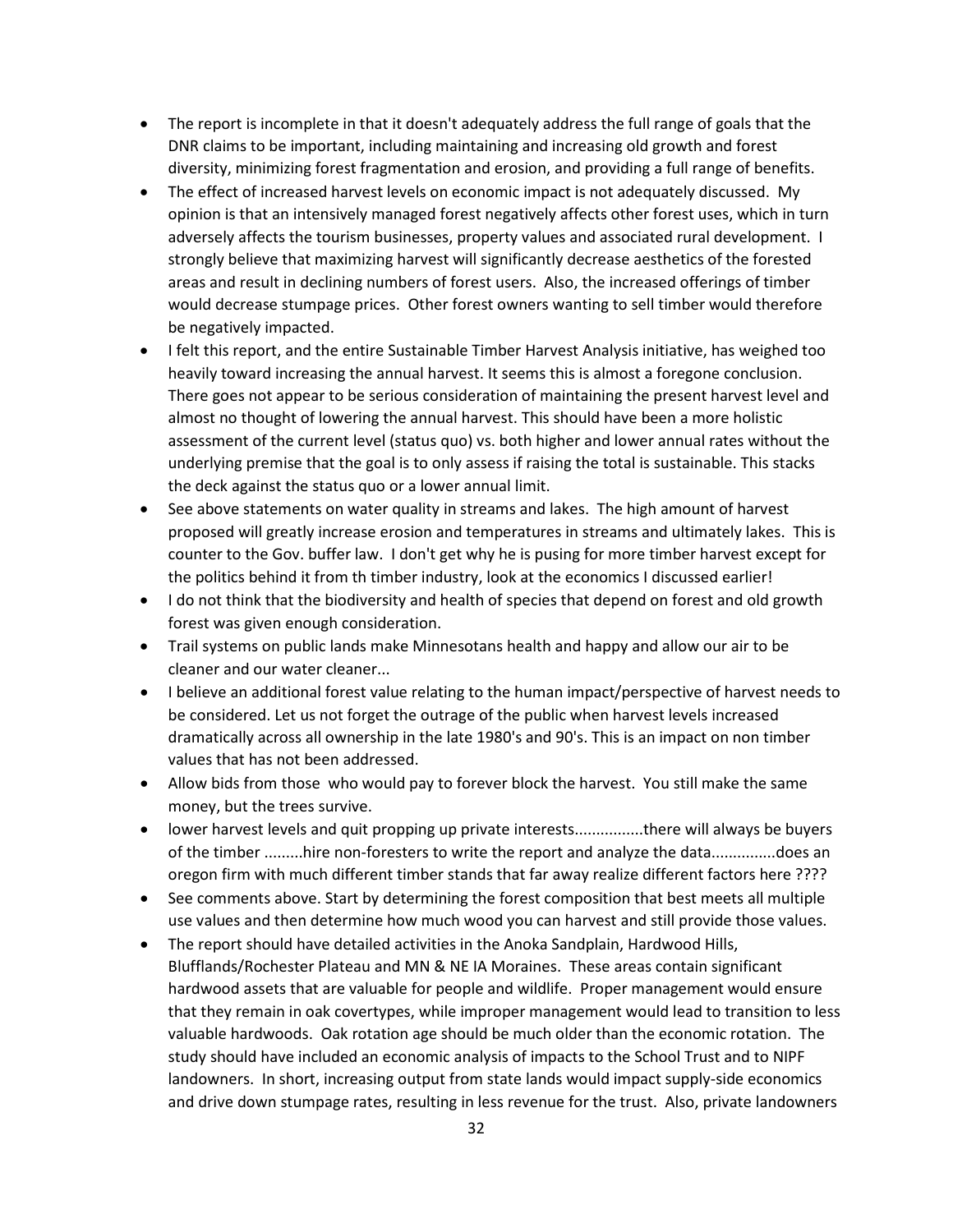- The report is incomplete in that it doesn't adequately address the full range of goals that the DNR claims to be important, including maintaining and increasing old growth and forest diversity, minimizing forest fragmentation and erosion, and providing a full range of benefits.
- The effect of increased harvest levels on economic impact is not adequately discussed. My opinion is that an intensively managed forest negatively affects other forest uses, which in turn adversely affects the tourism businesses, property values and associated rural development. I strongly believe that maximizing harvest will significantly decrease aesthetics of the forested areas and result in declining numbers of forest users. Also, the increased offerings of timber would decrease stumpage prices. Other forest owners wanting to sell timber would therefore be negatively impacted.
- I felt this report, and the entire Sustainable Timber Harvest Analysis initiative, has weighed too heavily toward increasing the annual harvest. It seems this is almost a foregone conclusion. There goes not appear to be serious consideration of maintaining the present harvest level and almost no thought of lowering the annual harvest. This should have been a more holistic assessment of the current level (status quo) vs. both higher and lower annual rates without the underlying premise that the goal is to only assess if raising the total is sustainable. This stacks the deck against the status quo or a lower annual limit.
- See above statements on water quality in streams and lakes. The high amount of harvest proposed will greatly increase erosion and temperatures in streams and ultimately lakes. This is counter to the Gov. buffer law. I don't get why he is pusing for more timber harvest except for the politics behind it from th timber industry, look at the economics I discussed earlier!
- I do not think that the biodiversity and health of species that depend on forest and old growth forest was given enough consideration.
- Trail systems on public lands make Minnesotans health and happy and allow our air to be cleaner and our water cleaner...
- I believe an additional forest value relating to the human impact/perspective of harvest needs to be considered. Let us not forget the outrage of the public when harvest levels increased dramatically across all ownership in the late 1980's and 90's. This is an impact on non timber values that has not been addressed.
- Allow bids from those who would pay to forever block the harvest. You still make the same money, but the trees survive.
- lower harvest levels and quit propping up private interests................there will always be buyers of the timber .........hire non-foresters to write the report and analyze the data..............does an oregon firm with much different timber stands that far away realize different factors here ????
- See comments above. Start by determining the forest composition that best meets all multiple use values and then determine how much wood you can harvest and still provide those values.
- The report should have detailed activities in the Anoka Sandplain, Hardwood Hills, Blufflands/Rochester Plateau and MN & NE IA Moraines. These areas contain significant hardwood assets that are valuable for people and wildlife. Proper management would ensure that they remain in oak covertypes, while improper management would lead to transition to less valuable hardwoods. Oak rotation age should be much older than the economic rotation. The study should have included an economic analysis of impacts to the School Trust and to NIPF landowners. In short, increasing output from state lands would impact supply-side economics and drive down stumpage rates, resulting in less revenue for the trust. Also, private landowners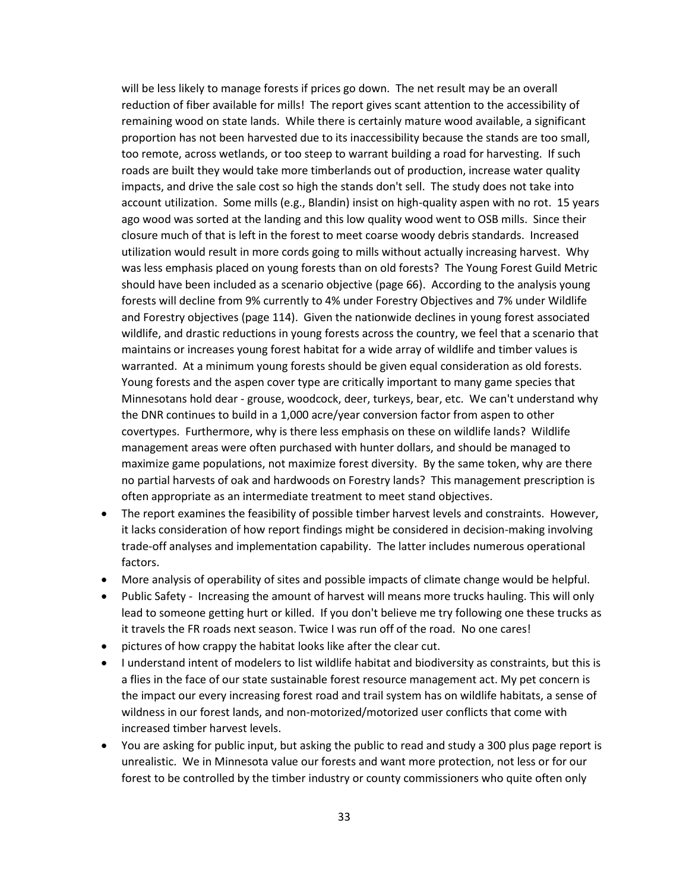will be less likely to manage forests if prices go down. The net result may be an overall reduction of fiber available for mills! The report gives scant attention to the accessibility of remaining wood on state lands. While there is certainly mature wood available, a significant proportion has not been harvested due to its inaccessibility because the stands are too small, too remote, across wetlands, or too steep to warrant building a road for harvesting. If such roads are built they would take more timberlands out of production, increase water quality impacts, and drive the sale cost so high the stands don't sell. The study does not take into account utilization. Some mills (e.g., Blandin) insist on high-quality aspen with no rot. 15 years ago wood was sorted at the landing and this low quality wood went to OSB mills. Since their closure much of that is left in the forest to meet coarse woody debris standards. Increased utilization would result in more cords going to mills without actually increasing harvest. Why was less emphasis placed on young forests than on old forests? The Young Forest Guild Metric should have been included as a scenario objective (page 66). According to the analysis young forests will decline from 9% currently to 4% under Forestry Objectives and 7% under Wildlife and Forestry objectives (page 114). Given the nationwide declines in young forest associated wildlife, and drastic reductions in young forests across the country, we feel that a scenario that maintains or increases young forest habitat for a wide array of wildlife and timber values is warranted. At a minimum young forests should be given equal consideration as old forests. Young forests and the aspen cover type are critically important to many game species that Minnesotans hold dear - grouse, woodcock, deer, turkeys, bear, etc. We can't understand why the DNR continues to build in a 1,000 acre/year conversion factor from aspen to other covertypes. Furthermore, why is there less emphasis on these on wildlife lands? Wildlife management areas were often purchased with hunter dollars, and should be managed to maximize game populations, not maximize forest diversity. By the same token, why are there no partial harvests of oak and hardwoods on Forestry lands? This management prescription is often appropriate as an intermediate treatment to meet stand objectives.

- The report examines the feasibility of possible timber harvest levels and constraints. However, it lacks consideration of how report findings might be considered in decision-making involving trade-off analyses and implementation capability. The latter includes numerous operational factors.
- More analysis of operability of sites and possible impacts of climate change would be helpful.
- Public Safety - Increasing the amount of harvest will means more trucks hauling. This will only lead to someone getting hurt or killed. If you don't believe me try following one these trucks as it travels the FR roads next season. Twice I was run off of the road. No one cares!
- pictures of how crappy the habitat looks like after the clear cut.
- I understand intent of modelers to list wildlife habitat and biodiversity as constraints, but this is a flies in the face of our state sustainable forest resource management act. My pet concern is the impact our every increasing forest road and trail system has on wildlife habitats, a sense of wildness in our forest lands, and non-motorized/motorized user conflicts that come with increased timber harvest levels.
- You are asking for public input, but asking the public to read and study a 300 plus page report is unrealistic. We in Minnesota value our forests and want more protection, not less or for our forest to be controlled by the timber industry or county commissioners who quite often only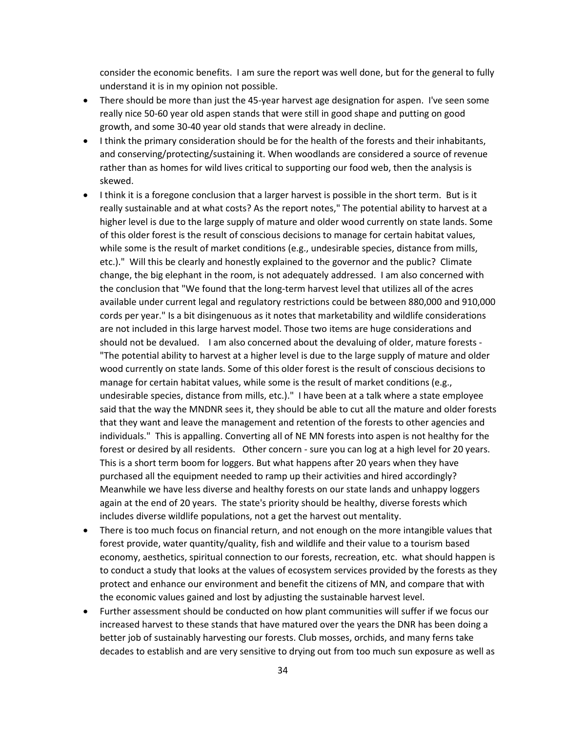consider the economic benefits. I am sure the report was well done, but for the general to fully understand it is in my opinion not possible.

- There should be more than just the 45-year harvest age designation for aspen. I've seen some really nice 50-60 year old aspen stands that were still in good shape and putting on good growth, and some 30-40 year old stands that were already in decline.
- I think the primary consideration should be for the health of the forests and their inhabitants, and conserving/protecting/sustaining it. When woodlands are considered a source of revenue rather than as homes for wild lives critical to supporting our food web, then the analysis is skewed.
- I think it is a foregone conclusion that a larger harvest is possible in the short term. But is it really sustainable and at what costs? As the report notes," The potential ability to harvest at a higher level is due to the large supply of mature and older wood currently on state lands. Some of this older forest is the result of conscious decisions to manage for certain habitat values, while some is the result of market conditions (e.g., undesirable species, distance from mills, etc.)." Will this be clearly and honestly explained to the governor and the public? Climate change, the big elephant in the room, is not adequately addressed. I am also concerned with the conclusion that "We found that the long-term harvest level that utilizes all of the acres available under current legal and regulatory restrictions could be between 880,000 and 910,000 cords per year." Is a bit disingenuous as it notes that marketability and wildlife considerations are not included in this large harvest model. Those two items are huge considerations and should not be devalued. I am also concerned about the devaluing of older, mature forests - "The potential ability to harvest at a higher level is due to the large supply of mature and older wood currently on state lands. Some of this older forest is the result of conscious decisions to manage for certain habitat values, while some is the result of market conditions (e.g., undesirable species, distance from mills, etc.)." I have been at a talk where a state employee said that the way the MNDNR sees it, they should be able to cut all the mature and older forests that they want and leave the management and retention of the forests to other agencies and individuals." This is appalling. Converting all of NE MN forests into aspen is not healthy for the forest or desired by all residents. Other concern - sure you can log at a high level for 20 years. This is a short term boom for loggers. But what happens after 20 years when they have purchased all the equipment needed to ramp up their activities and hired accordingly? Meanwhile we have less diverse and healthy forests on our state lands and unhappy loggers again at the end of 20 years. The state's priority should be healthy, diverse forests which includes diverse wildlife populations, not a get the harvest out mentality.
- There is too much focus on financial return, and not enough on the more intangible values that forest provide, water quantity/quality, fish and wildlife and their value to a tourism based economy, aesthetics, spiritual connection to our forests, recreation, etc. what should happen is to conduct a study that looks at the values of ecosystem services provided by the forests as they protect and enhance our environment and benefit the citizens of MN, and compare that with the economic values gained and lost by adjusting the sustainable harvest level.
- Further assessment should be conducted on how plant communities will suffer if we focus our increased harvest to these stands that have matured over the years the DNR has been doing a better job of sustainably harvesting our forests. Club mosses, orchids, and many ferns take decades to establish and are very sensitive to drying out from too much sun exposure as well as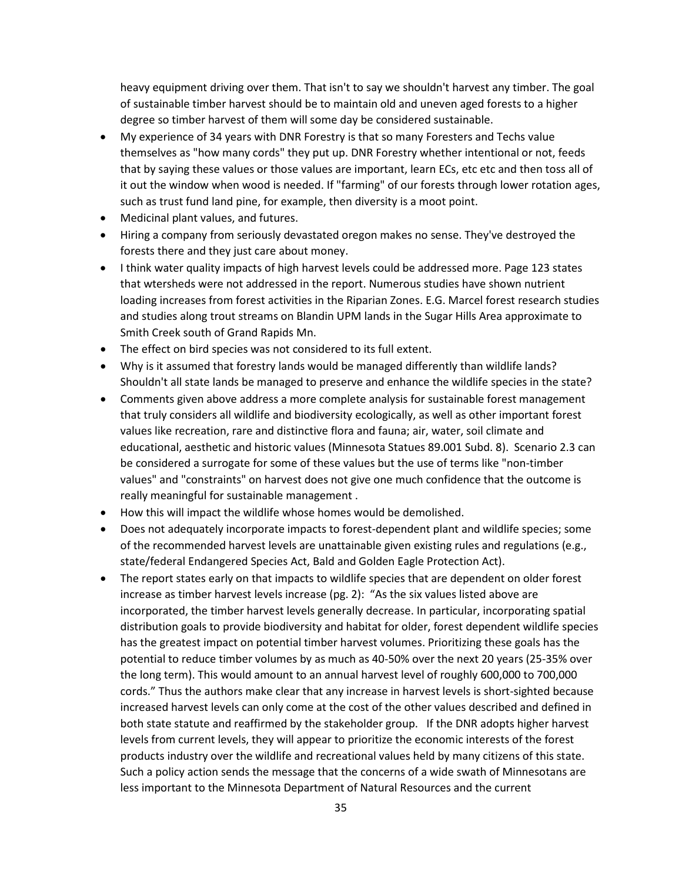heavy equipment driving over them. That isn't to say we shouldn't harvest any timber. The goal of sustainable timber harvest should be to maintain old and uneven aged forests to a higher degree so timber harvest of them will some day be considered sustainable.

- My experience of 34 years with DNR Forestry is that so many Foresters and Techs value themselves as "how many cords" they put up. DNR Forestry whether intentional or not, feeds that by saying these values or those values are important, learn ECs, etc etc and then toss all of it out the window when wood is needed. If "farming" of our forests through lower rotation ages, such as trust fund land pine, for example, then diversity is a moot point.
- Medicinal plant values, and futures.
- Hiring a company from seriously devastated oregon makes no sense. They've destroyed the forests there and they just care about money.
- I think water quality impacts of high harvest levels could be addressed more. Page 123 states that wtersheds were not addressed in the report. Numerous studies have shown nutrient loading increases from forest activities in the Riparian Zones. E.G. Marcel forest research studies and studies along trout streams on Blandin UPM lands in the Sugar Hills Area approximate to Smith Creek south of Grand Rapids Mn.
- The effect on bird species was not considered to its full extent.
- Why is it assumed that forestry lands would be managed differently than wildlife lands? Shouldn't all state lands be managed to preserve and enhance the wildlife species in the state?
- Comments given above address a more complete analysis for sustainable forest management that truly considers all wildlife and biodiversity ecologically, as well as other important forest values like recreation, rare and distinctive flora and fauna; air, water, soil climate and educational, aesthetic and historic values (Minnesota Statues 89.001 Subd. 8). Scenario 2.3 can be considered a surrogate for some of these values but the use of terms like "non-timber values" and "constraints" on harvest does not give one much confidence that the outcome is really meaningful for sustainable management .
- How this will impact the wildlife whose homes would be demolished.
- Does not adequately incorporate impacts to forest-dependent plant and wildlife species; some of the recommended harvest levels are unattainable given existing rules and regulations (e.g., state/federal Endangered Species Act, Bald and Golden Eagle Protection Act).
- The report states early on that impacts to wildlife species that are dependent on older forest increase as timber harvest levels increase (pg. 2): "As the six values listed above are incorporated, the timber harvest levels generally decrease. In particular, incorporating spatial distribution goals to provide biodiversity and habitat for older, forest dependent wildlife species has the greatest impact on potential timber harvest volumes. Prioritizing these goals has the potential to reduce timber volumes by as much as 40-50% over the next 20 years (25-35% over the long term). This would amount to an annual harvest level of roughly 600,000 to 700,000 cords." Thus the authors make clear that any increase in harvest levels is short-sighted because increased harvest levels can only come at the cost of the other values described and defined in both state statute and reaffirmed by the stakeholder group. If the DNR adopts higher harvest levels from current levels, they will appear to prioritize the economic interests of the forest products industry over the wildlife and recreational values held by many citizens of this state. Such a policy action sends the message that the concerns of a wide swath of Minnesotans are less important to the Minnesota Department of Natural Resources and the current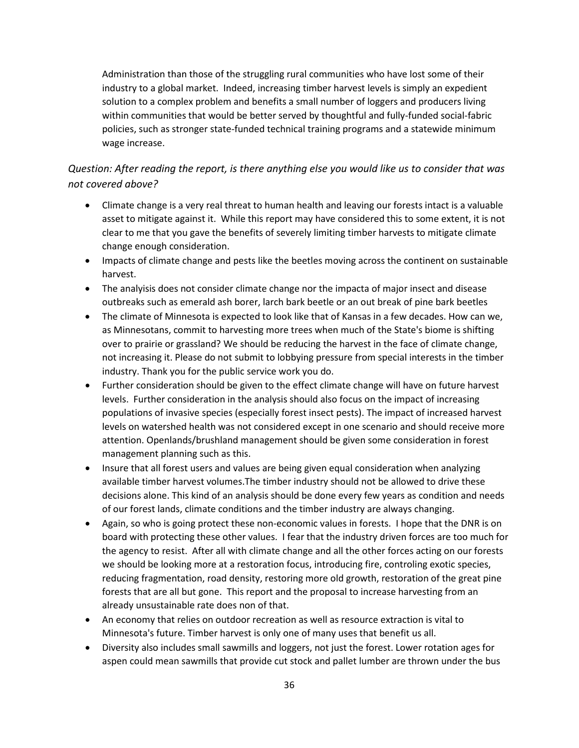Administration than those of the struggling rural communities who have lost some of their industry to a global market. Indeed, increasing timber harvest levels is simply an expedient solution to a complex problem and benefits a small number of loggers and producers living within communities that would be better served by thoughtful and fully-funded social-fabric policies, such as stronger state-funded technical training programs and a statewide minimum wage increase.

*Question: After reading the report, is there anything else you would like us to consider that was not covered above?*

- Climate change is a very real threat to human health and leaving our forests intact is a valuable asset to mitigate against it. While this report may have considered this to some extent, it is not clear to me that you gave the benefits of severely limiting timber harvests to mitigate climate change enough consideration.
- Impacts of climate change and pests like the beetles moving across the continent on sustainable harvest.
- The analiyisis does not consider climate change nor the impacta of major insect and disease outbreaks such as emerald ash borer, larch bark beetle or an out break of pine bark beetles
- The climate of Minnesota is expected to look like that of Kansas in a few decades. How can we, as Minnesotans, commit to harvesting more trees when much of the State's biome is shifting over to prairie or grassland? We should be reducing the harvest in the face of climate change, not increasing it. Please do not submit to lobbying pressure from special interests in the timber industry. Thank you for the public service work you do.
- Further consideration should be given to the effect climate change will have on future harvest levels. Further consideration in the analysis should also focus on the impact of increasing populations of invasive species (especially forest insect pests). The impact of increased harvest levels on watershed health was not considered except in one scenario and should receive more attention. Openlands/brushland management should be given some consideration in forest management planning such as this.
- Insure that all forest users and values are being given equal consideration when analyzing available timber harvest volumes.The timber industry should not be allowed to drive these decisions alone. This kind of an analysis should be done every few years as condition and needs of our forest lands, climate conditions and the timber industry are always changing.
- Again, so who is going protect these non-economic values in forests. I hope that the DNR is on board with protecting these other values. I fear that the industry driven forces are too much for the agency to resist. After all with climate change and all the other forces acting on our forests we should be looking more at a restoration focus, introducing fire, controling exotic species, reducing fragmentation, road density, restoring more old growth, restoration of the great pine forests that are all but gone. This report and the proposal to increase harvesting from an already unsustainable rate does non of that.
- An economy that relies on outdoor recreation as well as resource extraction is vital to Minnesota's future. Timber harvest is only one of many uses that benefit us all.
- Diversity also includes small sawmills and loggers, not just the forest. Lower rotation ages for aspen could mean sawmills that provide cut stock and pallet lumber are thrown under the bus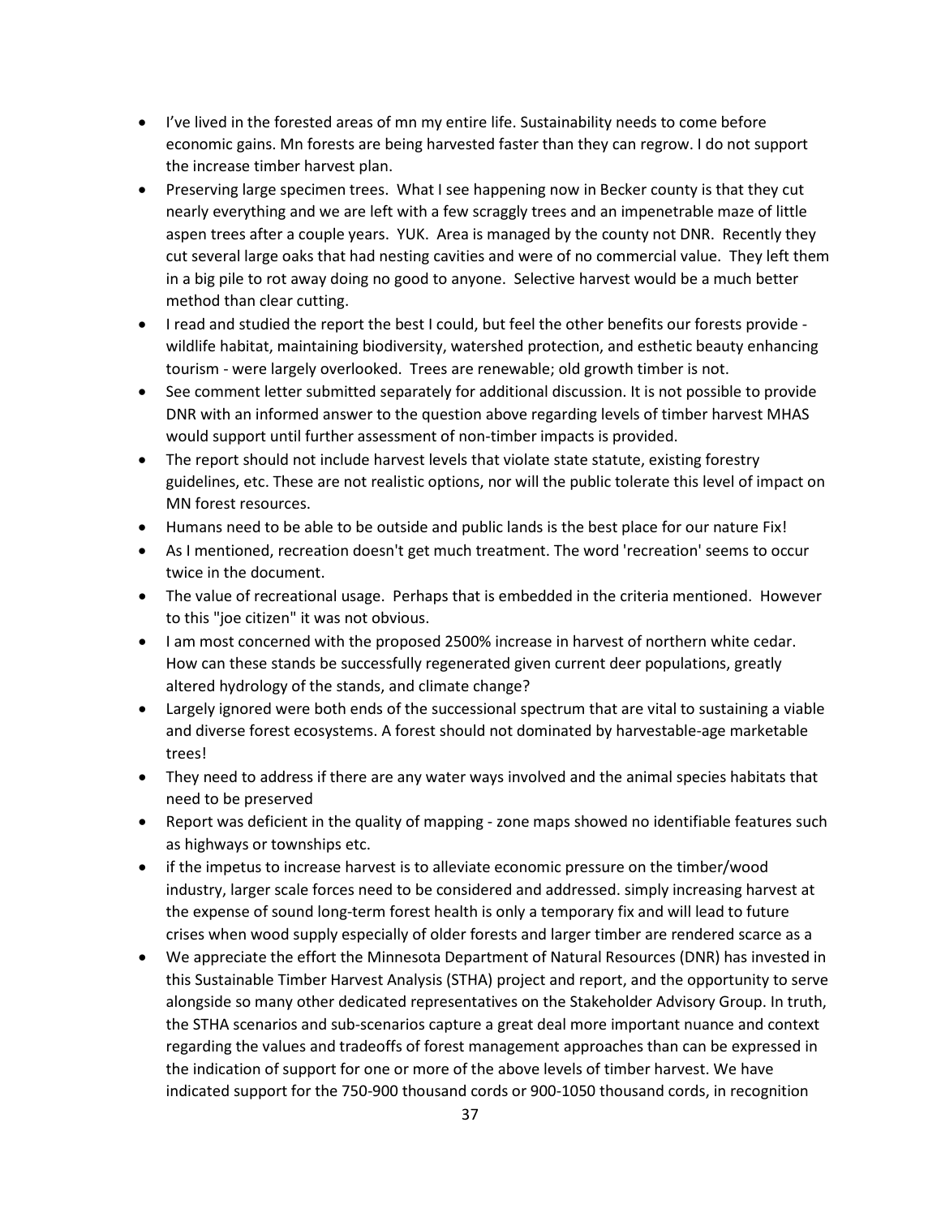- I've lived in the forested areas of mn my entire life. Sustainability needs to come before economic gains. Mn forests are being harvested faster than they can regrow. I do not support the increase timber harvest plan.
- Preserving large specimen trees. What I see happening now in Becker county is that they cut nearly everything and we are left with a few scraggly trees and an impenetrable maze of little aspen trees after a couple years. YUK. Area is managed by the county not DNR. Recently they cut several large oaks that had nesting cavities and were of no commercial value. They left them in a big pile to rot away doing no good to anyone. Selective harvest would be a much better method than clear cutting.
- I read and studied the report the best I could, but feel the other benefits our forests provide - wildlife habitat, maintaining biodiversity, watershed protection, and esthetic beauty enhancing tourism - were largely overlooked. Trees are renewable; old growth timber is not.
- See comment letter submitted separately for additional discussion. It is not possible to provide DNR with an informed answer to the question above regarding levels of timber harvest MHAS would support until further assessment of non-timber impacts is provided.
- The report should not include harvest levels that violate state statute, existing forestry guidelines, etc. These are not realistic options, nor will the public tolerate this level of impact on MN forest resources.
- Humans need to be able to be outside and public lands is the best place for our nature Fix!
- As I mentioned, recreation doesn't get much treatment. The word 'recreation' seems to occur twice in the document.
- The value of recreational usage. Perhaps that is embedded in the criteria mentioned. However to this "joe citizen" it was not obvious.
- I am most concerned with the proposed 2500% increase in harvest of northern white cedar. How can these stands be successfully regenerated given current deer populations, greatly altered hydrology of the stands, and climate change?
- Largely ignored were both ends of the successional spectrum that are vital to sustaining a viable and diverse forest ecosystems. A forest should not dominated by harvestable-age marketable trees!
- They need to address if there are any water ways involved and the animal species habitats that need to be preserved
- Report was deficient in the quality of mapping - zone maps showed no identifiable features such as highways or townships etc.
- if the impetus to increase harvest is to alleviate economic pressure on the timber/wood industry, larger scale forces need to be considered and addressed. simply increasing harvest at the expense of sound long-term forest health is only a temporary fix and will lead to future crises when wood supply especially of older forests and larger timber are rendered scarce as a
- We appreciate the effort the Minnesota Department of Natural Resources (DNR) has invested in this Sustainable Timber Harvest Analysis (STHA) project and report, and the opportunity to serve alongside so many other dedicated representatives on the Stakeholder Advisory Group. In truth, the STHA scenarios and sub-scenarios capture a great deal more important nuance and context regarding the values and tradeoffs of forest management approaches than can be expressed in the indication of support for one or more of the above levels of timber harvest. We have indicated support for the 750-900 thousand cords or 900-1050 thousand cords, in recognition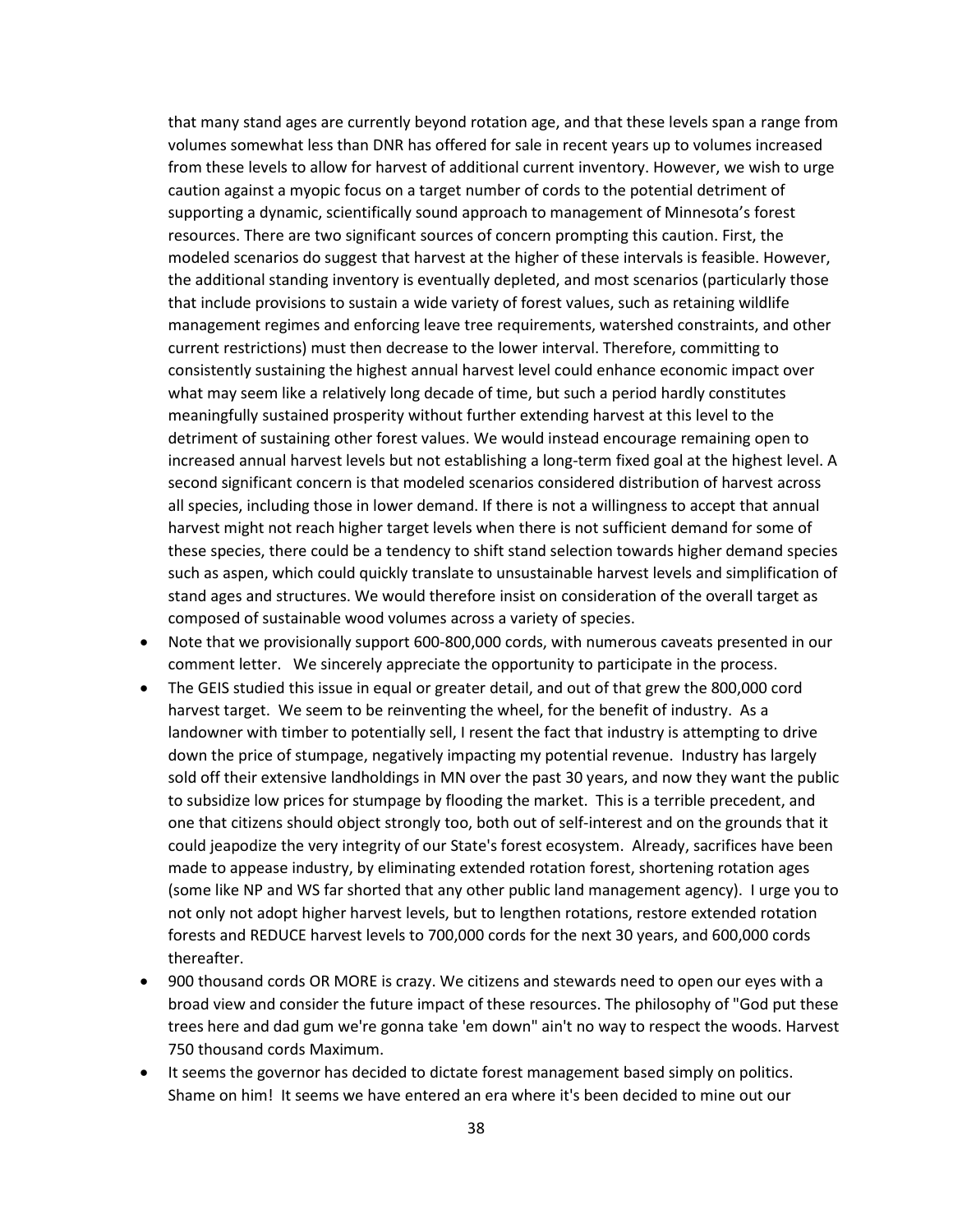that many stand ages are currently beyond rotation age, and that these levels span a range from volumes somewhat less than DNR has offered for sale in recent years up to volumes increased from these levels to allow for harvest of additional current inventory. However, we wish to urge caution against a myopic focus on a target number of cords to the potential detriment of supporting a dynamic, scientifically sound approach to management of Minnesota's forest resources. There are two significant sources of concern prompting this caution. First, the modeled scenarios do suggest that harvest at the higher of these intervals is feasible. However, the additional standing inventory is eventually depleted, and most scenarios (particularly those that include provisions to sustain a wide variety of forest values, such as retaining wildlife management regimes and enforcing leave tree requirements, watershed constraints, and other current restrictions) must then decrease to the lower interval. Therefore, committing to consistently sustaining the highest annual harvest level could enhance economic impact over what may seem like a relatively long decade of time, but such a period hardly constitutes meaningfully sustained prosperity without further extending harvest at this level to the detriment of sustaining other forest values. We would instead encourage remaining open to increased annual harvest levels but not establishing a long-term fixed goal at the highest level. A second significant concern is that modeled scenarios considered distribution of harvest across all species, including those in lower demand. If there is not a willingness to accept that annual harvest might not reach higher target levels when there is not sufficient demand for some of these species, there could be a tendency to shift stand selection towards higher demand species such as aspen, which could quickly translate to unsustainable harvest levels and simplification of stand ages and structures. We would therefore insist on consideration of the overall target as composed of sustainable wood volumes across a variety of species.

- Note that we provisionally support 600-800,000 cords, with numerous caveats presented in our comment letter. We sincerely appreciate the opportunity to participate in the process.
- The GEIS studied this issue in equal or greater detail, and out of that grew the 800,000 cord harvest target. We seem to be reinventing the wheel, for the benefit of industry. As a landowner with timber to potentially sell, I resent the fact that industry is attempting to drive down the price of stumpage, negatively impacting my potential revenue. Industry has largely sold off their extensive landholdings in MN over the past 30 years, and now they want the public to subsidize low prices for stumpage by flooding the market. This is a terrible precedent, and one that citizens should object strongly too, both out of self-interest and on the grounds that it could jeapodize the very integrity of our State's forest ecosystem. Already, sacrifices have been made to appease industry, by eliminating extended rotation forest, shortening rotation ages (some like NP and WS far shorted that any other public land management agency). I urge you to not only not adopt higher harvest levels, but to lengthen rotations, restore extended rotation forests and REDUCE harvest levels to 700,000 cords for the next 30 years, and 600,000 cords thereafter.
- 900 thousand cords OR MORE is crazy. We citizens and stewards need to open our eyes with a broad view and consider the future impact of these resources. The philosophy of "God put these trees here and dad gum we're gonna take 'em down" ain't no way to respect the woods. Harvest 750 thousand cords Maximum.
- It seems the governor has decided to dictate forest management based simply on politics. Shame on him! It seems we have entered an era where it's been decided to mine out our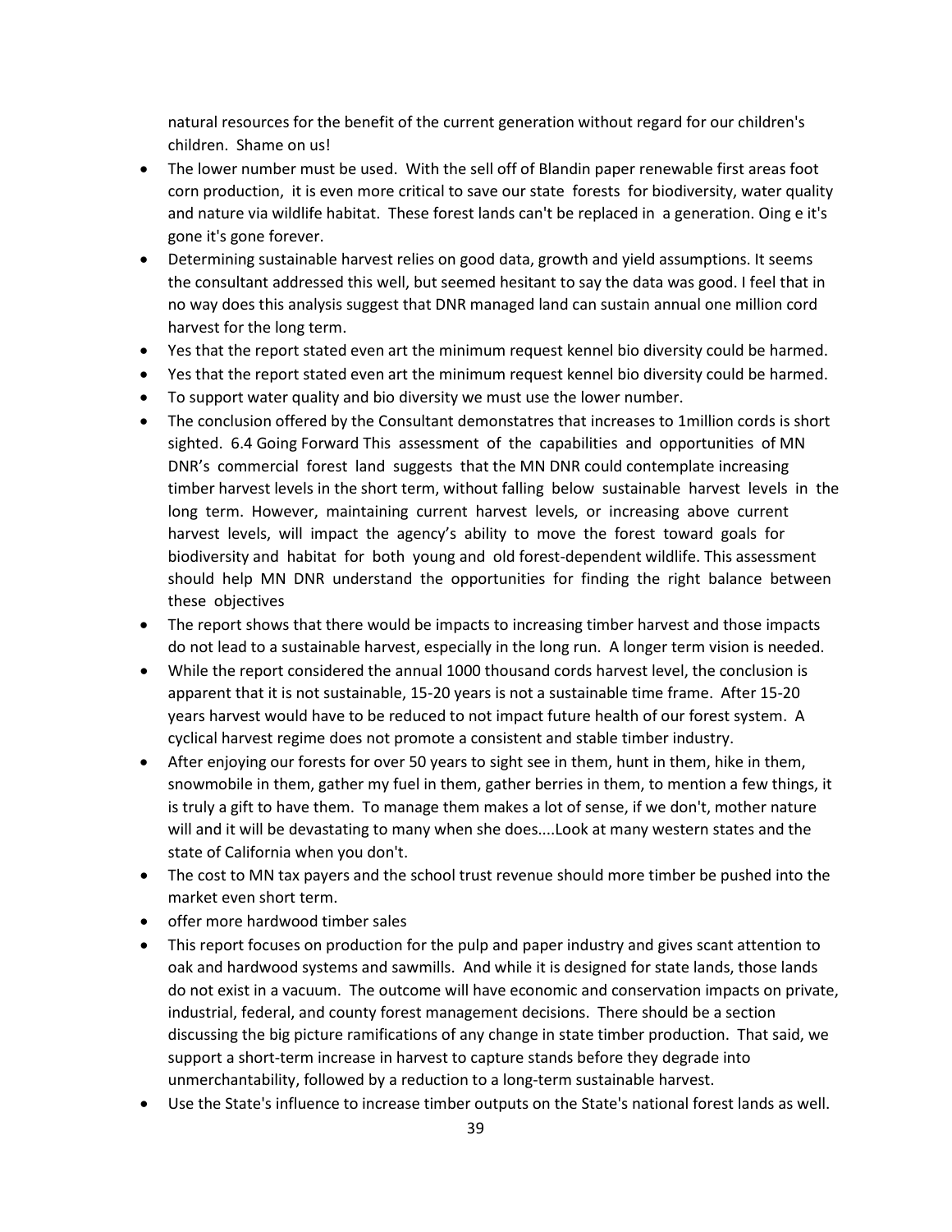natural resources for the benefit of the current generation without regard for our children's children. Shame on us!

- The lower number must be used. With the sell off of Blandin paper renewable first areas foot corn production, it is even more critical to save our state forests for biodiversity, water quality and nature via wildlife habitat. These forest lands can't be replaced in a generation. Oing e it's gone it's gone forever.
- Determining sustainable harvest relies on good data, growth and yield assumptions. It seems the consultant addressed this well, but seemed hesitant to say the data was good. I feel that in no way does this analysis suggest that DNR managed land can sustain annual one million cord harvest for the long term.
- Yes that the report stated even art the minimum request kennel bio diversity could be harmed.
- Yes that the report stated even art the minimum request kennel bio diversity could be harmed.
- To support water quality and bio diversity we must use the lower number.
- The conclusion offered by the Consultant demonstatres that increases to 1million cords is short sighted. 6.4 Going Forward This assessment of the capabilities and opportunities of MN DNR's commercial forest land suggests that the MN DNR could contemplate increasing timber harvest levels in the short term, without falling below sustainable harvest levels in the long term. However, maintaining current harvest levels, or increasing above current harvest levels, will impact the agency's ability to move the forest toward goals for biodiversity and habitat for both young and old forest-dependent wildlife. This assessment should help MN DNR understand the opportunities for finding the right balance between these objectives
- The report shows that there would be impacts to increasing timber harvest and those impacts do not lead to a sustainable harvest, especially in the long run. A longer term vision is needed.
- While the report considered the annual 1000 thousand cords harvest level, the conclusion is apparent that it is not sustainable, 15-20 years is not a sustainable time frame. After 15-20 years harvest would have to be reduced to not impact future health of our forest system. A cyclical harvest regime does not promote a consistent and stable timber industry.
- After enjoying our forests for over 50 years to sight see in them, hunt in them, hike in them, snowmobile in them, gather my fuel in them, gather berries in them, to mention a few things, it is truly a gift to have them. To manage them makes a lot of sense, if we don't, mother nature will and it will be devastating to many when she does....Look at many western states and the state of California when you don't.
- The cost to MN tax payers and the school trust revenue should more timber be pushed into the market even short term.
- offer more hardwood timber sales
- This report focuses on production for the pulp and paper industry and gives scant attention to oak and hardwood systems and sawmills. And while it is designed for state lands, those lands do not exist in a vacuum. The outcome will have economic and conservation impacts on private, industrial, federal, and county forest management decisions. There should be a section discussing the big picture ramifications of any change in state timber production. That said, we support a short-term increase in harvest to capture stands before they degrade into unmerchantability, followed by a reduction to a long-term sustainable harvest.
- Use the State's influence to increase timber outputs on the State's national forest lands as well.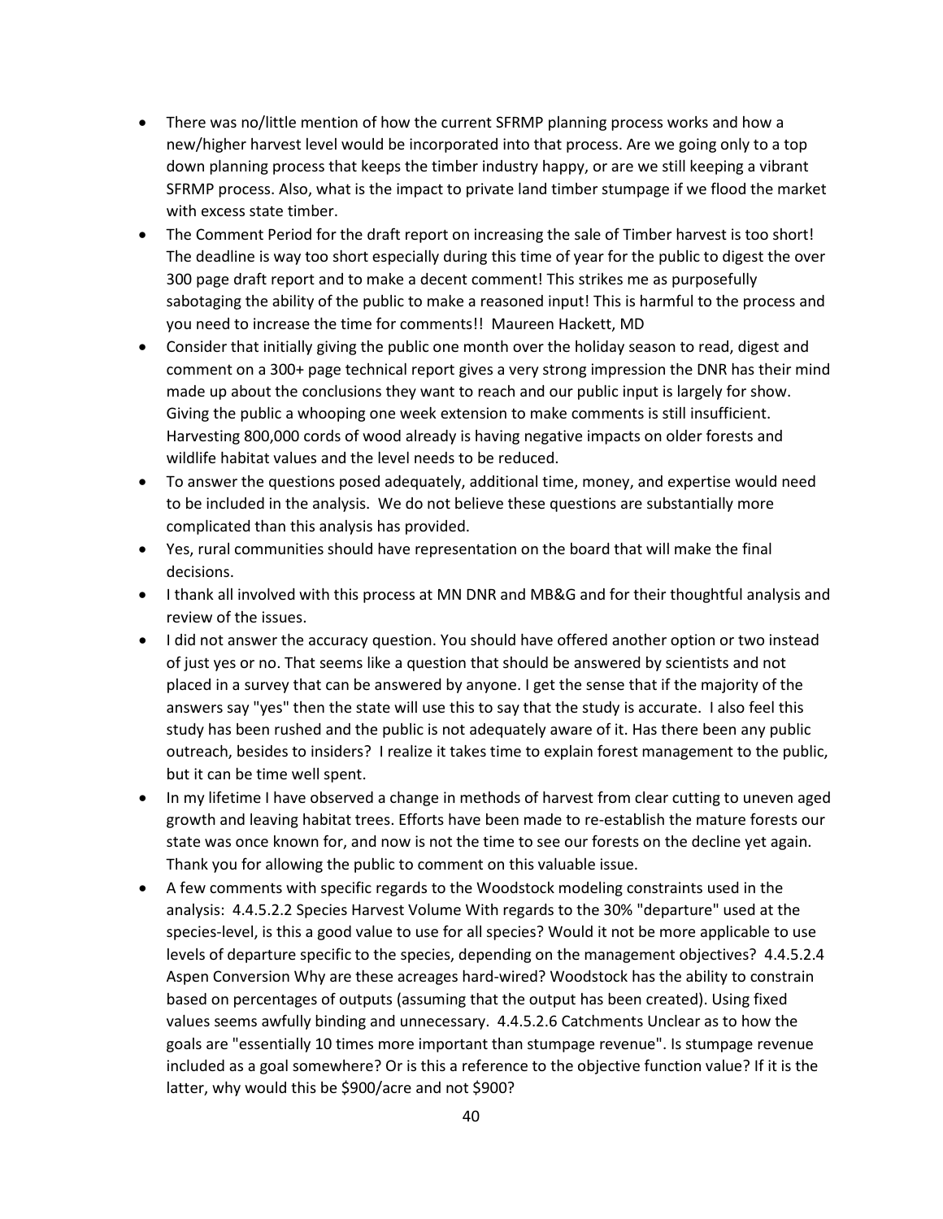- There was no/little mention of how the current SFRMP planning process works and how a new/higher harvest level would be incorporated into that process. Are we going only to a top down planning process that keeps the timber industry happy, or are we still keeping a vibrant SFRMP process. Also, what is the impact to private land timber stumpage if we flood the market with excess state timber.
- The Comment Period for the draft report on increasing the sale of Timber harvest is too short! The deadline is way too short especially during this time of year for the public to digest the over 300 page draft report and to make a decent comment! This strikes me as purposefully sabotaging the ability of the public to make a reasoned input! This is harmful to the process and you need to increase the time for comments!! Maureen Hackett, MD
- Consider that initially giving the public one month over the holiday season to read, digest and comment on a 300+ page technical report gives a very strong impression the DNR has their mind made up about the conclusions they want to reach and our public input is largely for show. Giving the public a whooping one week extension to make comments is still insufficient. Harvesting 800,000 cords of wood already is having negative impacts on older forests and wildlife habitat values and the level needs to be reduced.
- To answer the questions posed adequately, additional time, money, and expertise would need to be included in the analysis. We do not believe these questions are substantially more complicated than this analysis has provided.
- Yes, rural communities should have representation on the board that will make the final decisions.
- I thank all involved with this process at MN DNR and MB&G and for their thoughtful analysis and review of the issues.
- I did not answer the accuracy question. You should have offered another option or two instead of just yes or no. That seems like a question that should be answered by scientists and not placed in a survey that can be answered by anyone. I get the sense that if the majority of the answers say "yes" then the state will use this to say that the study is accurate. I also feel this study has been rushed and the public is not adequately aware of it. Has there been any public outreach, besides to insiders? I realize it takes time to explain forest management to the public, but it can be time well spent.
- In my lifetime I have observed a change in methods of harvest from clear cutting to uneven aged growth and leaving habitat trees. Efforts have been made to re-establish the mature forests our state was once known for, and now is not the time to see our forests on the decline yet again. Thank you for allowing the public to comment on this valuable issue.
- A few comments with specific regards to the Woodstock modeling constraints used in the analysis: 4.4.5.2.2 Species Harvest Volume With regards to the 30% "departure" used at the species-level, is this a good value to use for all species? Would it not be more applicable to use levels of departure specific to the species, depending on the management objectives? 4.4.5.2.4 Aspen Conversion Why are these acreages hard-wired? Woodstock has the ability to constrain based on percentages of outputs (assuming that the output has been created). Using fixed values seems awfully binding and unnecessary. 4.4.5.2.6 Catchments Unclear as to how the goals are "essentially 10 times more important than stumpage revenue". Is stumpage revenue included as a goal somewhere? Or is this a reference to the objective function value? If it is the latter, why would this be $900/acre and not $900?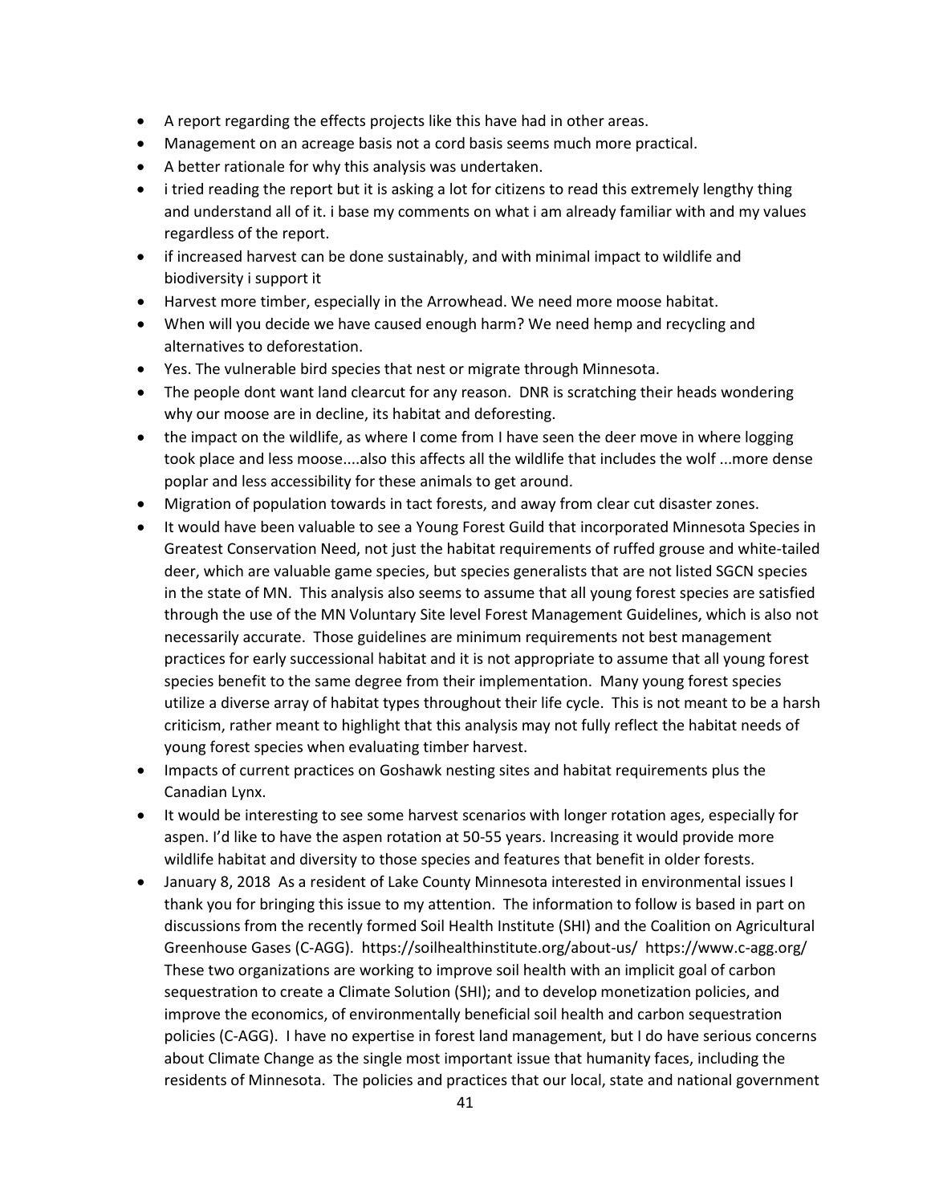- A report regarding the effects projects like this have had in other areas.
- Management on an acreage basis not a cord basis seems much more practical.
- A better rationale for why this analysis was undertaken.
- i tried reading the report but it is asking a lot for citizens to read this extremely lengthy thing and understand all of it. i base my comments on what i am already familiar with and my values regardless of the report.
- if increased harvest can be done sustainably, and with minimal impact to wildlife and biodiversity i support it
- Harvest more timber, especially in the Arrowhead. We need more moose habitat.
- When will you decide we have caused enough harm? We need hemp and recycling and alternatives to deforestation.
- Yes. The vulnerable bird species that nest or migrate through Minnesota.
- The people dont want land clearcut for any reason. DNR is scratching their heads wondering why our moose are in decline, its habitat and deforesting.
- the impact on the wildlife, as where I come from I have seen the deer move in where logging took place and less moose....also this affects all the wildlife that includes the wolf ...more dense poplar and less accessibility for these animals to get around.
- Migration of population towards in tact forests, and away from clear cut disaster zones.
- It would have been valuable to see a Young Forest Guild that incorporated Minnesota Species in Greatest Conservation Need, not just the habitat requirements of ruffed grouse and white-tailed deer, which are valuable game species, but species generalists that are not listed SGCN species in the state of MN. This analysis also seems to assume that all young forest species are satisfied through the use of the MN Voluntary Site level Forest Management Guidelines, which is also not necessarily accurate. Those guidelines are minimum requirements not best management practices for early successional habitat and it is not appropriate to assume that all young forest species benefit to the same degree from their implementation. Many young forest species utilize a diverse array of habitat types throughout their life cycle. This is not meant to be a harsh criticism, rather meant to highlight that this analysis may not fully reflect the habitat needs of young forest species when evaluating timber harvest.
- Impacts of current practices on Goshawk nesting sites and habitat requirements plus the Canadian Lynx.
- It would be interesting to see some harvest scenarios with longer rotation ages, especially for aspen. I'd like to have the aspen rotation at 50-55 years. Increasing it would provide more wildlife habitat and diversity to those species and features that benefit in older forests.
- January 8, 2018 As a resident of Lake County Minnesota interested in environmental issues I thank you for bringing this issue to my attention. The information to follow is based in part on discussions from the recently formed Soil Health Institute (SHI) and the Coalition on Agricultural Greenhouse Gases (C-AGG). https://soilhealthinstitute.org/about-us/ https://www.c-agg.org/ These two organizations are working to improve soil health with an implicit goal of carbon sequestration to create a Climate Solution (SHI); and to develop monetization policies, and improve the economics, of environmentally beneficial soil health and carbon sequestration policies (C-AGG). I have no expertise in forest land management, but I do have serious concerns about Climate Change as the single most important issue that humanity faces, including the residents of Minnesota. The policies and practices that our local, state and national government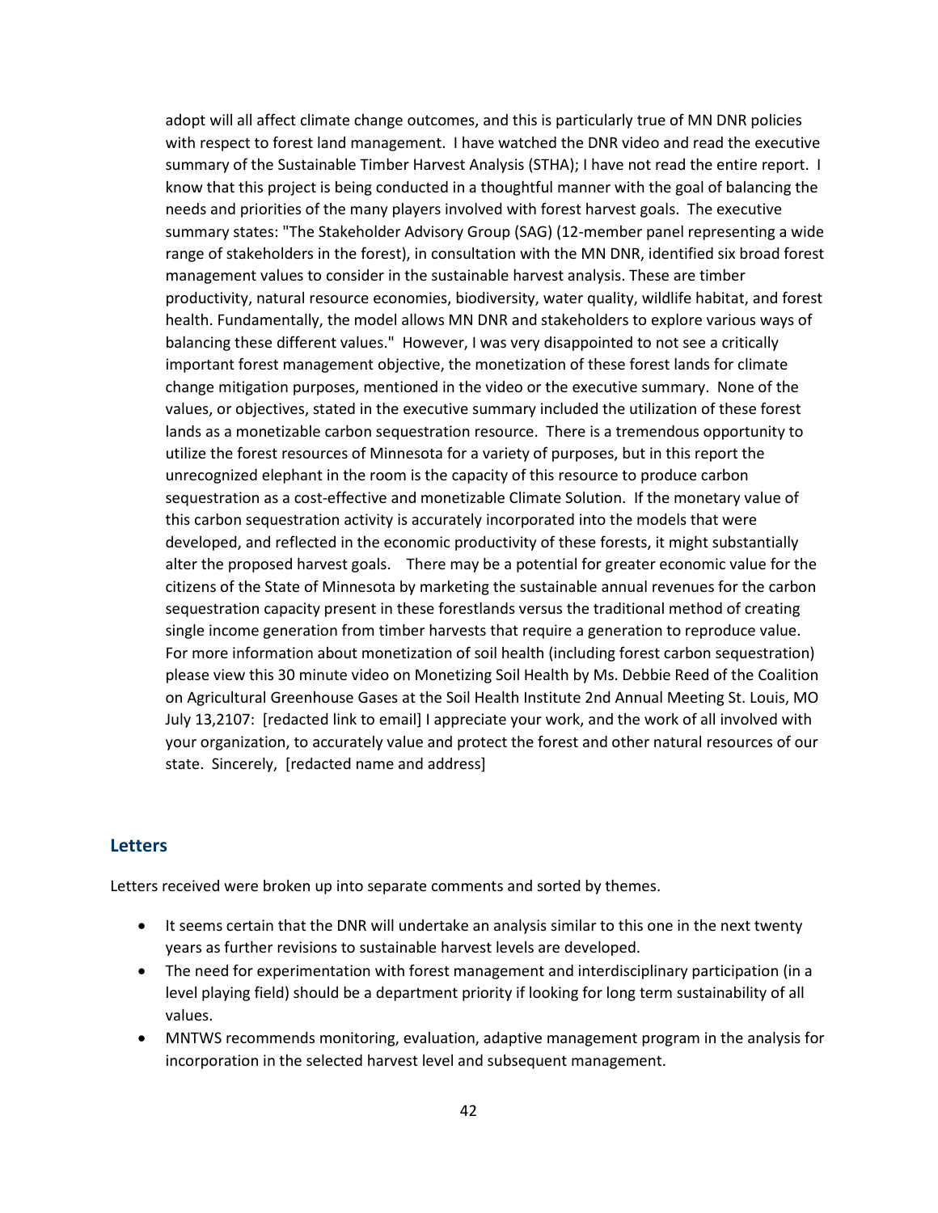adopt will all affect climate change outcomes, and this is particularly true of MN DNR policies with respect to forest land management. I have watched the DNR video and read the executive summary of the Sustainable Timber Harvest Analysis (STHA); I have not read the entire report. I know that this project is being conducted in a thoughtful manner with the goal of balancing the needs and priorities of the many players involved with forest harvest goals. The executive summary states: "The Stakeholder Advisory Group (SAG) (12-member panel representing a wide range of stakeholders in the forest), in consultation with the MN DNR, identified six broad forest management values to consider in the sustainable harvest analysis. These are timber productivity, natural resource economies, biodiversity, water quality, wildlife habitat, and forest health. Fundamentally, the model allows MN DNR and stakeholders to explore various ways of balancing these different values." However, I was very disappointed to not see a critically important forest management objective, the monetization of these forest lands for climate change mitigation purposes, mentioned in the video or the executive summary. None of the values, or objectives, stated in the executive summary included the utilization of these forest lands as a monetizable carbon sequestration resource. There is a tremendous opportunity to utilize the forest resources of Minnesota for a variety of purposes, but in this report the unrecognized elephant in the room is the capacity of this resource to produce carbon sequestration as a cost-effective and monetizable Climate Solution. If the monetary value of this carbon sequestration activity is accurately incorporated into the models that were developed, and reflected in the economic productivity of these forests, it might substantially alter the proposed harvest goals. There may be a potential for greater economic value for the citizens of the State of Minnesota by marketing the sustainable annual revenues for the carbon sequestration capacity present in these forestlands versus the traditional method of creating single income generation from timber harvests that require a generation to reproduce value. For more information about monetization of soil health (including forest carbon sequestration) please view this 30 minute video on Monetizing Soil Health by Ms. Debbie Reed of the Coalition on Agricultural Greenhouse Gases at the Soil Health Institute 2nd Annual Meeting St. Louis, MO July 13,2107: [redacted link to email] I appreciate your work, and the work of all involved with your organization, to accurately value and protect the forest and other natural resources of our state. Sincerely, [redacted name and address]

## Letters

Letters received were broken up into separate comments and sorted by themes.

- It seems certain that the DNR will undertake an analysis similar to this one in the next twenty years as further revisions to sustainable harvest levels are developed.
- The need for experimentation with forest management and interdisciplinary participation (in a level playing field) should be a department priority if looking for long term sustainability of all values.
- MNTWS recommends monitoring, evaluation, adaptive management program in the analysis for incorporation in the selected harvest level and subsequent management.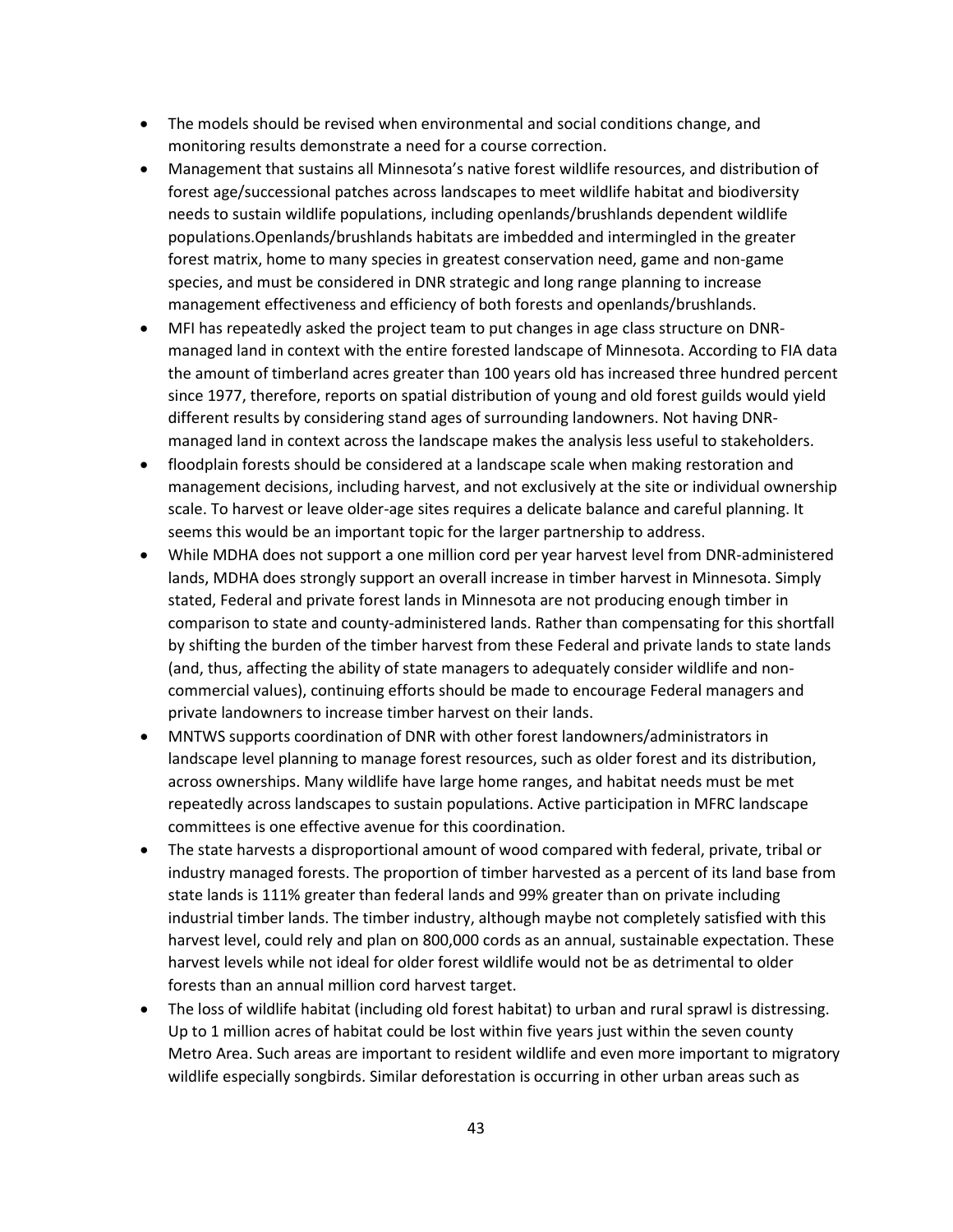- The models should be revised when environmental and social conditions change, and monitoring results demonstrate a need for a course correction.
- Management that sustains all Minnesota's native forest wildlife resources, and distribution of forest age/successional patches across landscapes to meet wildlife habitat and biodiversity needs to sustain wildlife populations, including openlands/brushlands dependent wildlife populations.Openlands/brushlands habitats are imbedded and intermingled in the greater forest matrix, home to many species in greatest conservation need, game and non-game species, and must be considered in DNR strategic and long range planning to increase management effectiveness and efficiency of both forests and openlands/brushlands.
- MFI has repeatedly asked the project team to put changes in age class structure on DNR-managed land in context with the entire forested landscape of Minnesota. According to FIA data the amount of timberland acres greater than 100 years old has increased three hundred percent since 1977, therefore, reports on spatial distribution of young and old forest guilds would yield different results by considering stand ages of surrounding landowners. Not having DNR-managed land in context across the landscape makes the analysis less useful to stakeholders.
- floodplain forests should be considered at a landscape scale when making restoration and management decisions, including harvest, and not exclusively at the site or individual ownership scale. To harvest or leave older-age sites requires a delicate balance and careful planning. It seems this would be an important topic for the larger partnership to address.
- While MDHA does not support a one million cord per year harvest level from DNR-administered lands, MDHA does strongly support an overall increase in timber harvest in Minnesota. Simply stated, Federal and private forest lands in Minnesota are not producing enough timber in comparison to state and county-administered lands. Rather than compensating for this shortfall by shifting the burden of the timber harvest from these Federal and private lands to state lands (and, thus, affecting the ability of state managers to adequately consider wildlife and non-commercial values), continuing efforts should be made to encourage Federal managers and private landowners to increase timber harvest on their lands.
- MNTWS supports coordination of DNR with other forest landowners/administrators in landscape level planning to manage forest resources, such as older forest and its distribution, across ownerships. Many wildlife have large home ranges, and habitat needs must be met repeatedly across landscapes to sustain populations. Active participation in MFRC landscape committees is one effective avenue for this coordination.
- The state harvests a disproportional amount of wood compared with federal, private, tribal or industry managed forests. The proportion of timber harvested as a percent of its land base from state lands is 111% greater than federal lands and 99% greater than on private including industrial timber lands. The timber industry, although maybe not completely satisfied with this harvest level, could rely and plan on 800,000 cords as an annual, sustainable expectation. These harvest levels while not ideal for older forest wildlife would not be as detrimental to older forests than an annual million cord harvest target.
- The loss of wildlife habitat (including old forest habitat) to urban and rural sprawl is distressing. Up to 1 million acres of habitat could be lost within five years just within the seven county Metro Area. Such areas are important to resident wildlife and even more important to migratory wildlife especially songbirds. Similar deforestation is occurring in other urban areas such as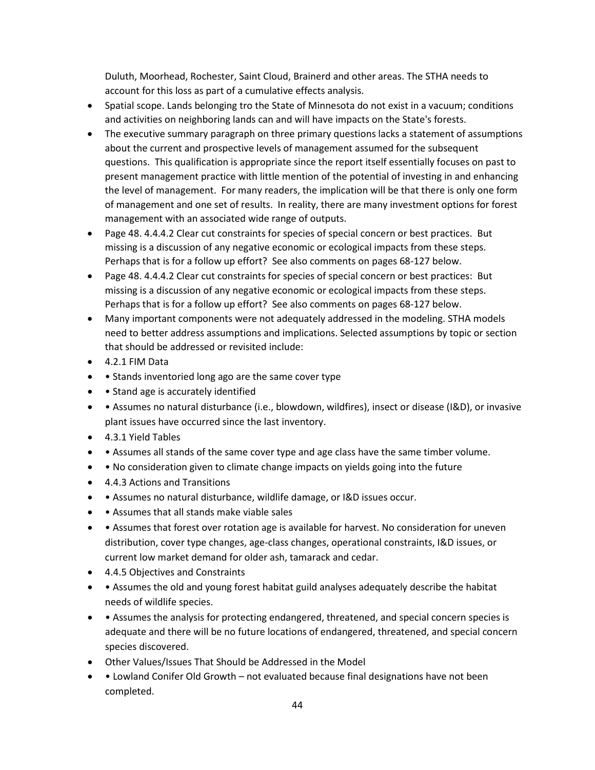Duluth, Moorhead, Rochester, Saint Cloud, Brainerd and other areas. The STHA needs to account for this loss as part of a cumulative effects analysis.

- Spatial scope. Lands belonging tro the State of Minnesota do not exist in a vacuum; conditions and activities on neighboring lands can and will have impacts on the State's forests.
- The executive summary paragraph on three primary questions lacks a statement of assumptions about the current and prospective levels of management assumed for the subsequent questions. This qualification is appropriate since the report itself essentially focuses on past to present management practice with little mention of the potential of investing in and enhancing the level of management. For many readers, the implication will be that there is only one form of management and one set of results. In reality, there are many investment options for forest management with an associated wide range of outputs.
- Page 48. 4.4.4.2 Clear cut constraints for species of special concern or best practices. But missing is a discussion of any negative economic or ecological impacts from these steps. Perhaps that is for a follow up effort? See also comments on pages 68-127 below.
- Page 48. 4.4.4.2 Clear cut constraints for species of special concern or best practices: But missing is a discussion of any negative economic or ecological impacts from these steps. Perhaps that is for a follow up effort? See also comments on pages 68-127 below.
- Many important components were not adequately addressed in the modeling. STHA models need to better address assumptions and implications. Selected assumptions by topic or section that should be addressed or revisited include:
- 4.2.1 FIM Data
- • Stands inventoried long ago are the same cover type
- • Stand age is accurately identified
- • Assumes no natural disturbance (i.e., blowdown, wildfires), insect or disease (I&D), or invasive plant issues have occurred since the last inventory.
- 4.3.1 Yield Tables
- • Assumes all stands of the same cover type and age class have the same timber volume.
- • No consideration given to climate change impacts on yields going into the future
- 4.4.3 Actions and Transitions
- • Assumes no natural disturbance, wildlife damage, or I&D issues occur.
- • Assumes that all stands make viable sales
- • Assumes that forest over rotation age is available for harvest. No consideration for uneven distribution, cover type changes, age-class changes, operational constraints, I&D issues, or current low market demand for older ash, tamarack and cedar.
- 4.4.5 Objectives and Constraints
- • Assumes the old and young forest habitat guild analyses adequately describe the habitat needs of wildlife species.
- • Assumes the analysis for protecting endangered, threatened, and special concern species is adequate and there will be no future locations of endangered, threatened, and special concern species discovered.
- Other Values/Issues That Should be Addressed in the Model
- • Lowland Conifer Old Growth – not evaluated because final designations have not been completed.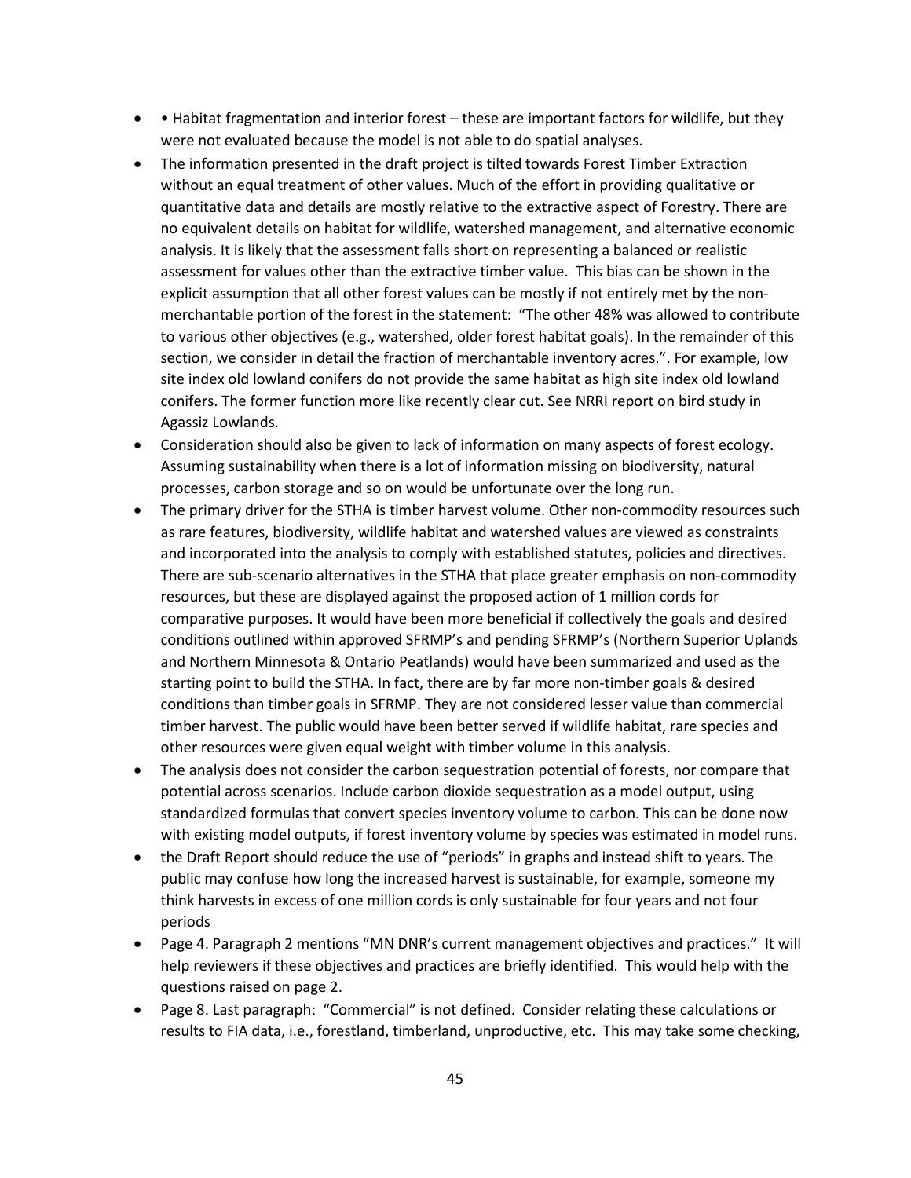- • Habitat fragmentation and interior forest – these are important factors for wildlife, but they were not evaluated because the model is not able to do spatial analyses.
- The information presented in the draft project is tilted towards Forest Timber Extraction without an equal treatment of other values. Much of the effort in providing qualitative or quantitative data and details are mostly relative to the extractive aspect of Forestry. There are no equivalent details on habitat for wildlife, watershed management, and alternative economic analysis. It is likely that the assessment falls short on representing a balanced or realistic assessment for values other than the extractive timber value. This bias can be shown in the explicit assumption that all other forest values can be mostly if not entirely met by the non-merchantable portion of the forest in the statement: "The other 48% was allowed to contribute to various other objectives (e.g., watershed, older forest habitat goals). In the remainder of this section, we consider in detail the fraction of merchantable inventory acres.". For example, low site index old lowland conifers do not provide the same habitat as high site index old lowland conifers. The former function more like recently clear cut. See NRRI report on bird study in Agassiz Lowlands.
- Consideration should also be given to lack of information on many aspects of forest ecology. Assuming sustainability when there is a lot of information missing on biodiversity, natural processes, carbon storage and so on would be unfortunate over the long run.
- The primary driver for the STHA is timber harvest volume. Other non-commodity resources such as rare features, biodiversity, wildlife habitat and watershed values are viewed as constraints and incorporated into the analysis to comply with established statutes, policies and directives. There are sub-scenario alternatives in the STHA that place greater emphasis on non-commodity resources, but these are displayed against the proposed action of 1 million cords for comparative purposes. It would have been more beneficial if collectively the goals and desired conditions outlined within approved SFRMP's and pending SFRMP's (Northern Superior Uplands and Northern Minnesota & Ontario Peatlands) would have been summarized and used as the starting point to build the STHA. In fact, there are by far more non-timber goals & desired conditions than timber goals in SFRMP. They are not considered lesser value than commercial timber harvest. The public would have been better served if wildlife habitat, rare species and other resources were given equal weight with timber volume in this analysis.
- The analysis does not consider the carbon sequestration potential of forests, nor compare that potential across scenarios. Include carbon dioxide sequestration as a model output, using standardized formulas that convert species inventory volume to carbon. This can be done now with existing model outputs, if forest inventory volume by species was estimated in model runs.
- the Draft Report should reduce the use of "periods" in graphs and instead shift to years. The public may confuse how long the increased harvest is sustainable, for example, someone my think harvests in excess of one million cords is only sustainable for four years and not four periods
- Page 4. Paragraph 2 mentions "MN DNR's current management objectives and practices." It will help reviewers if these objectives and practices are briefly identified. This would help with the questions raised on page 2.
- Page 8. Last paragraph: "Commercial" is not defined. Consider relating these calculations or results to FIA data, i.e., forestland, timberland, unproductive, etc. This may take some checking,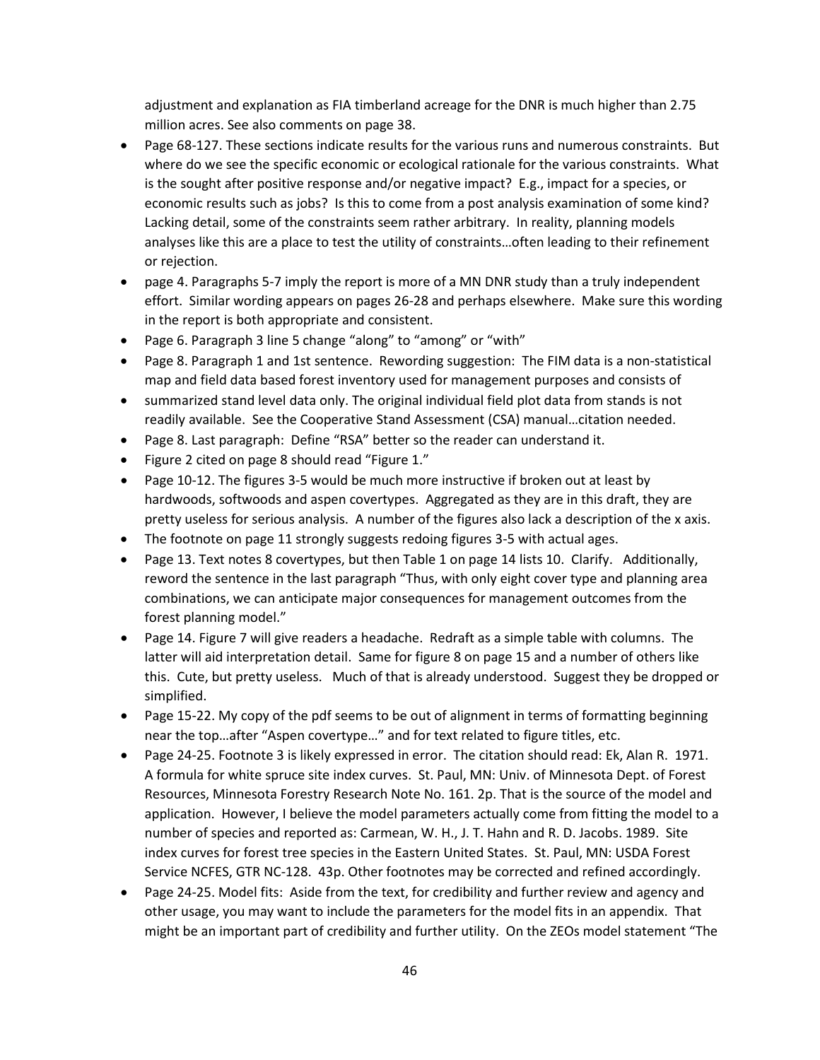adjustment and explanation as FIA timberland acreage for the DNR is much higher than 2.75 million acres. See also comments on page 38.

- Page 68-127. These sections indicate results for the various runs and numerous constraints. But where do we see the specific economic or ecological rationale for the various constraints. What is the sought after positive response and/or negative impact? E.g., impact for a species, or economic results such as jobs? Is this to come from a post analysis examination of some kind? Lacking detail, some of the constraints seem rather arbitrary. In reality, planning models analyses like this are a place to test the utility of constraints…often leading to their refinement or rejection.
- page 4. Paragraphs 5-7 imply the report is more of a MN DNR study than a truly independent effort. Similar wording appears on pages 26-28 and perhaps elsewhere. Make sure this wording in the report is both appropriate and consistent.
- Page 6. Paragraph 3 line 5 change "along" to "among" or "with"
- Page 8. Paragraph 1 and 1st sentence. Rewording suggestion: The FIM data is a non-statistical map and field data based forest inventory used for management purposes and consists of
- summarized stand level data only. The original individual field plot data from stands is not readily available. See the Cooperative Stand Assessment (CSA) manual…citation needed.
- Page 8. Last paragraph: Define "RSA" better so the reader can understand it.
- Figure 2 cited on page 8 should read "Figure 1."
- Page 10-12. The figures 3-5 would be much more instructive if broken out at least by hardwoods, softwoods and aspen covertypes. Aggregated as they are in this draft, they are pretty useless for serious analysis. A number of the figures also lack a description of the x axis.
- The footnote on page 11 strongly suggests redoing figures 3-5 with actual ages.
- Page 13. Text notes 8 covertypes, but then Table 1 on page 14 lists 10. Clarify. Additionally, reword the sentence in the last paragraph "Thus, with only eight cover type and planning area combinations, we can anticipate major consequences for management outcomes from the forest planning model."
- Page 14. Figure 7 will give readers a headache. Redraft as a simple table with columns. The latter will aid interpretation detail. Same for figure 8 on page 15 and a number of others like this. Cute, but pretty useless. Much of that is already understood. Suggest they be dropped or simplified.
- Page 15-22. My copy of the pdf seems to be out of alignment in terms of formatting beginning near the top…after "Aspen covertype…" and for text related to figure titles, etc.
- Page 24-25. Footnote 3 is likely expressed in error. The citation should read: Ek, Alan R. 1971. A formula for white spruce site index curves. St. Paul, MN: Univ. of Minnesota Dept. of Forest Resources, Minnesota Forestry Research Note No. 161. 2p. That is the source of the model and application. However, I believe the model parameters actually come from fitting the model to a number of species and reported as: Carmean, W. H., J. T. Hahn and R. D. Jacobs. 1989. Site index curves for forest tree species in the Eastern United States. St. Paul, MN: USDA Forest Service NCFES, GTR NC-128. 43p. Other footnotes may be corrected and refined accordingly.
- Page 24-25. Model fits: Aside from the text, for credibility and further review and agency and other usage, you may want to include the parameters for the model fits in an appendix. That might be an important part of credibility and further utility. On the ZEOs model statement "The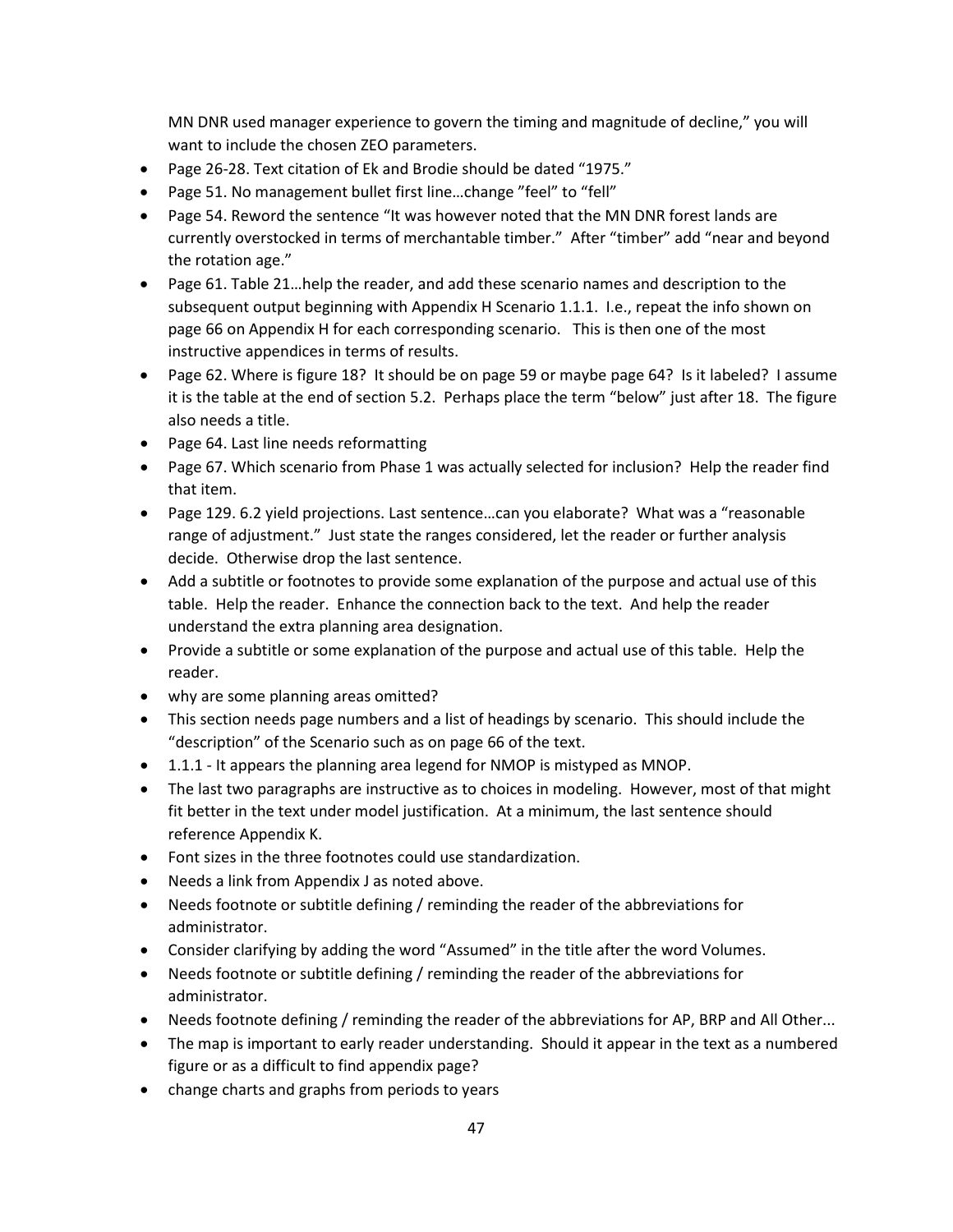MN DNR used manager experience to govern the timing and magnitude of decline," you will want to include the chosen ZEO parameters.

- Page 26-28. Text citation of Ek and Brodie should be dated "1975."
- Page 51. No management bullet first line…change "feel" to "fell"
- Page 54. Reword the sentence "It was however noted that the MN DNR forest lands are currently overstocked in terms of merchantable timber." After "timber" add "near and beyond the rotation age."
- Page 61. Table 21…help the reader, and add these scenario names and description to the subsequent output beginning with Appendix H Scenario 1.1.1. I.e., repeat the info shown on page 66 on Appendix H for each corresponding scenario. This is then one of the most instructive appendices in terms of results.
- Page 62. Where is figure 18? It should be on page 59 or maybe page 64? Is it labeled? I assume it is the table at the end of section 5.2. Perhaps place the term "below" just after 18. The figure also needs a title.
- Page 64. Last line needs reformatting
- Page 67. Which scenario from Phase 1 was actually selected for inclusion? Help the reader find that item.
- Page 129. 6.2 yield projections. Last sentence…can you elaborate? What was a "reasonable range of adjustment." Just state the ranges considered, let the reader or further analysis decide. Otherwise drop the last sentence.
- Add a subtitle or footnotes to provide some explanation of the purpose and actual use of this table. Help the reader. Enhance the connection back to the text. And help the reader understand the extra planning area designation.
- Provide a subtitle or some explanation of the purpose and actual use of this table. Help the reader.
- why are some planning areas omitted?
- This section needs page numbers and a list of headings by scenario. This should include the "description" of the Scenario such as on page 66 of the text.
- 1.1.1 - It appears the planning area legend for NMOP is mistyped as MNOP.
- The last two paragraphs are instructive as to choices in modeling. However, most of that might fit better in the text under model justification. At a minimum, the last sentence should reference Appendix K.
- Font sizes in the three footnotes could use standardization.
- Needs a link from Appendix J as noted above.
- Needs footnote or subtitle defining / reminding the reader of the abbreviations for administrator.
- Consider clarifying by adding the word "Assumed" in the title after the word Volumes.
- Needs footnote or subtitle defining / reminding the reader of the abbreviations for administrator.
- Needs footnote defining / reminding the reader of the abbreviations for AP, BRP and All Other...
- The map is important to early reader understanding. Should it appear in the text as a numbered figure or as a difficult to find appendix page?
- change charts and graphs from periods to years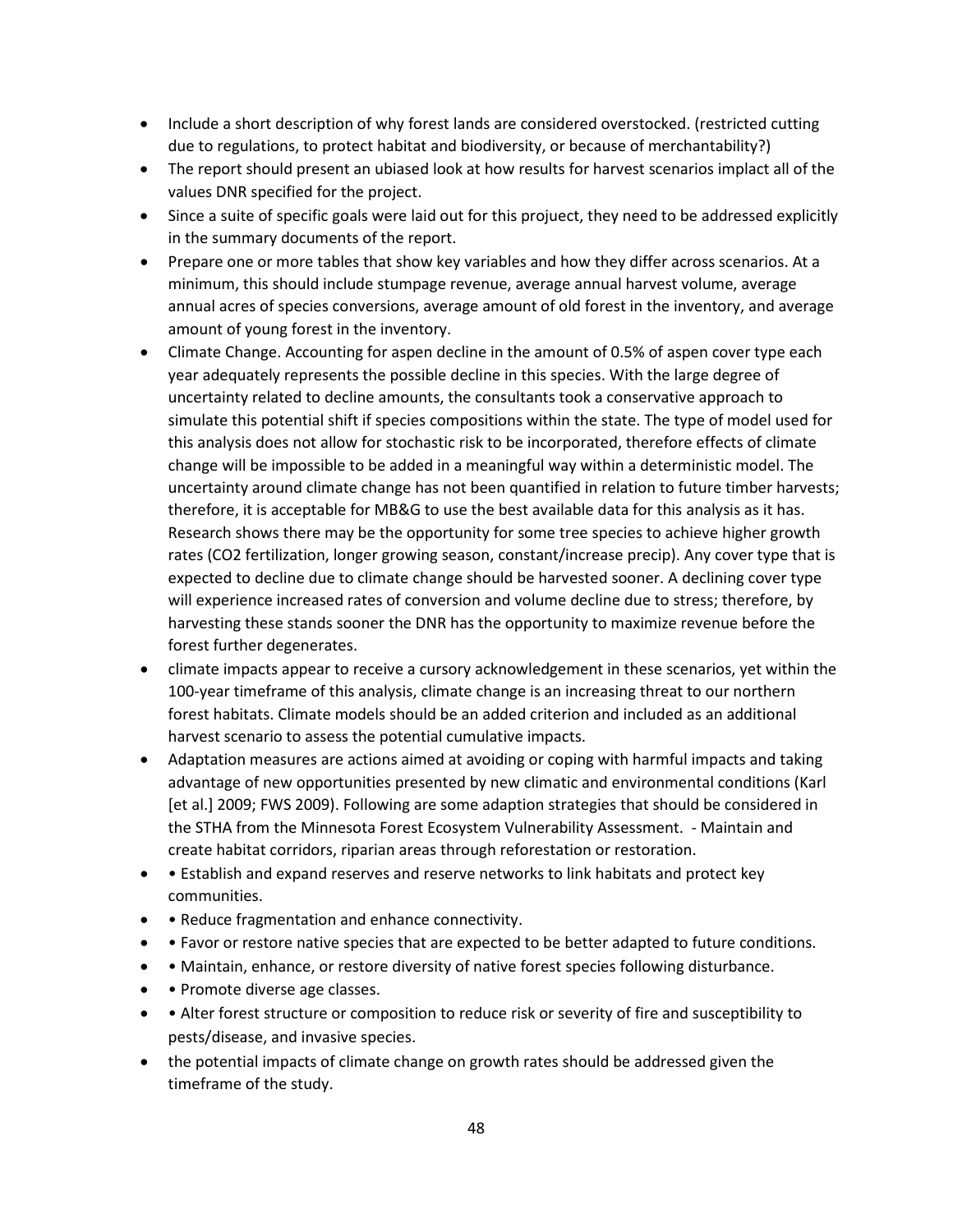- Include a short description of why forest lands are considered overstocked. (restricted cutting due to regulations, to protect habitat and biodiversity, or because of merchantability?)
- The report should present an ubiased look at how results for harvest scenarios implact all of the values DNR specified for the project.
- Since a suite of specific goals were laid out for this projuect, they need to be addressed explicitly in the summary documents of the report.
- Prepare one or more tables that show key variables and how they differ across scenarios. At a minimum, this should include stumpage revenue, average annual harvest volume, average annual acres of species conversions, average amount of old forest in the inventory, and average amount of young forest in the inventory.
- Climate Change. Accounting for aspen decline in the amount of 0.5% of aspen cover type each year adequately represents the possible decline in this species. With the large degree of uncertainty related to decline amounts, the consultants took a conservative approach to simulate this potential shift if species compositions within the state. The type of model used for this analysis does not allow for stochastic risk to be incorporated, therefore effects of climate change will be impossible to be added in a meaningful way within a deterministic model. The uncertainty around climate change has not been quantified in relation to future timber harvests; therefore, it is acceptable for MB&G to use the best available data for this analysis as it has. Research shows there may be the opportunity for some tree species to achieve higher growth rates (CO2 fertilization, longer growing season, constant/increase precip). Any cover type that is expected to decline due to climate change should be harvested sooner. A declining cover type will experience increased rates of conversion and volume decline due to stress; therefore, by harvesting these stands sooner the DNR has the opportunity to maximize revenue before the forest further degenerates.
- climate impacts appear to receive a cursory acknowledgement in these scenarios, yet within the 100-year timeframe of this analysis, climate change is an increasing threat to our northern forest habitats. Climate models should be an added criterion and included as an additional harvest scenario to assess the potential cumulative impacts.
- Adaptation measures are actions aimed at avoiding or coping with harmful impacts and taking advantage of new opportunities presented by new climatic and environmental conditions (Karl [et al.] 2009; FWS 2009). Following are some adaption strategies that should be considered in the STHA from the Minnesota Forest Ecosystem Vulnerability Assessment. - Maintain and create habitat corridors, riparian areas through reforestation or restoration.
- • Establish and expand reserves and reserve networks to link habitats and protect key communities.
- • Reduce fragmentation and enhance connectivity.
- • Favor or restore native species that are expected to be better adapted to future conditions.
- • Maintain, enhance, or restore diversity of native forest species following disturbance.
- • Promote diverse age classes.
- • Alter forest structure or composition to reduce risk or severity of fire and susceptibility to pests/disease, and invasive species.
- the potential impacts of climate change on growth rates should be addressed given the timeframe of the study.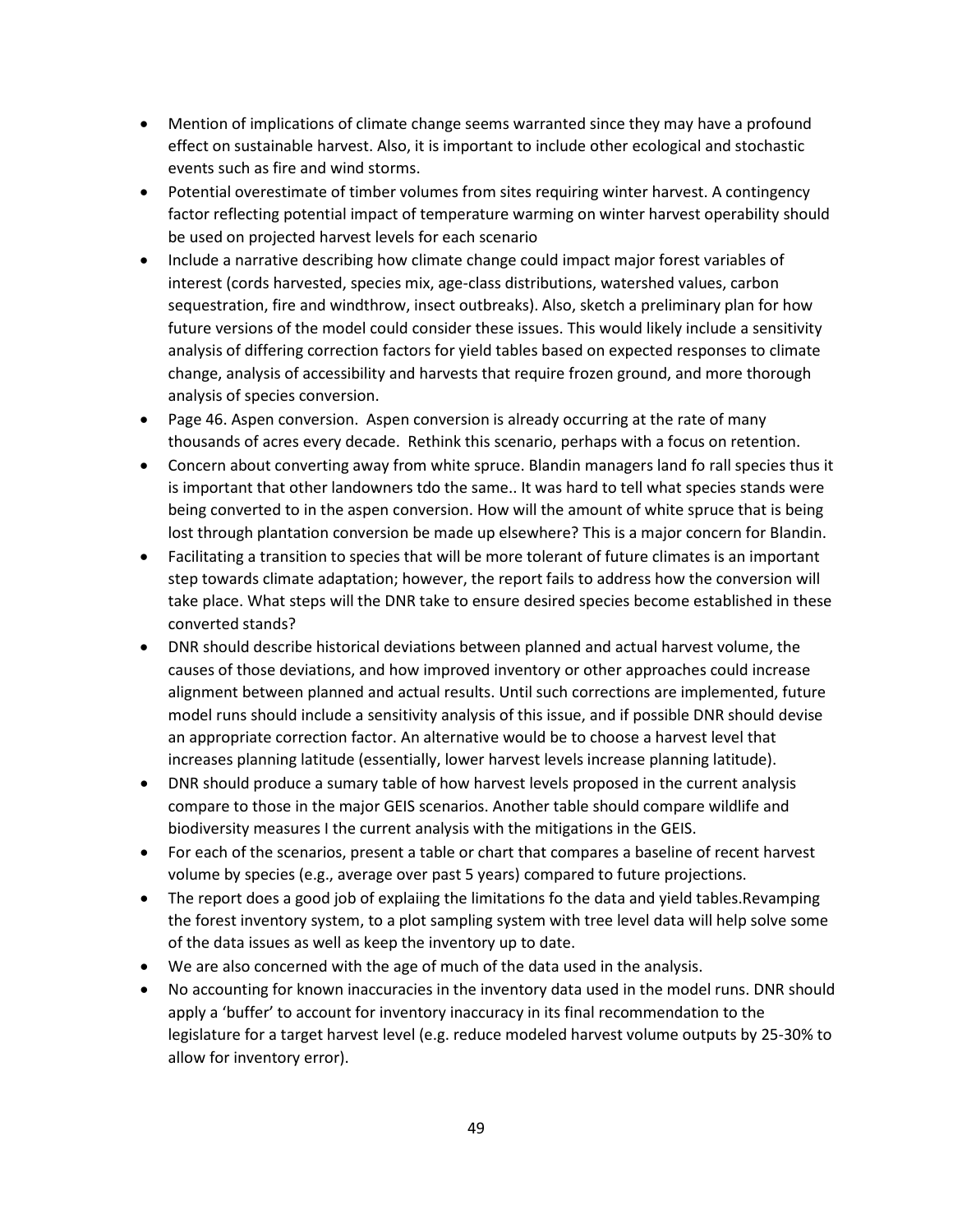- Mention of implications of climate change seems warranted since they may have a profound effect on sustainable harvest. Also, it is important to include other ecological and stochastic events such as fire and wind storms.
- Potential overestimate of timber volumes from sites requiring winter harvest. A contingency factor reflecting potential impact of temperature warming on winter harvest operability should be used on projected harvest levels for each scenario
- Include a narrative describing how climate change could impact major forest variables of interest (cords harvested, species mix, age-class distributions, watershed values, carbon sequestration, fire and windthrow, insect outbreaks). Also, sketch a preliminary plan for how future versions of the model could consider these issues. This would likely include a sensitivity analysis of differing correction factors for yield tables based on expected responses to climate change, analysis of accessibility and harvests that require frozen ground, and more thorough analysis of species conversion.
- Page 46. Aspen conversion. Aspen conversion is already occurring at the rate of many thousands of acres every decade. Rethink this scenario, perhaps with a focus on retention.
- Concern about converting away from white spruce. Blandin managers land fo rall species thus it is important that other landowners tdo the same.. It was hard to tell what species stands were being converted to in the aspen conversion. How will the amount of white spruce that is being lost through plantation conversion be made up elsewhere? This is a major concern for Blandin.
- Facilitating a transition to species that will be more tolerant of future climates is an important step towards climate adaptation; however, the report fails to address how the conversion will take place. What steps will the DNR take to ensure desired species become established in these converted stands?
- DNR should describe historical deviations between planned and actual harvest volume, the causes of those deviations, and how improved inventory or other approaches could increase alignment between planned and actual results. Until such corrections are implemented, future model runs should include a sensitivity analysis of this issue, and if possible DNR should devise an appropriate correction factor. An alternative would be to choose a harvest level that increases planning latitude (essentially, lower harvest levels increase planning latitude).
- DNR should produce a sumary table of how harvest levels proposed in the current analysis compare to those in the major GEIS scenarios. Another table should compare wildlife and biodiversity measures I the current analysis with the mitigations in the GEIS.
- For each of the scenarios, present a table or chart that compares a baseline of recent harvest volume by species (e.g., average over past 5 years) compared to future projections.
- The report does a good job of explaiing the limitations fo the data and yield tables.Revamping the forest inventory system, to a plot sampling system with tree level data will help solve some of the data issues as well as keep the inventory up to date.
- We are also concerned with the age of much of the data used in the analysis.
- No accounting for known inaccuracies in the inventory data used in the model runs. DNR should apply a 'buffer' to account for inventory inaccuracy in its final recommendation to the legislature for a target harvest level (e.g. reduce modeled harvest volume outputs by 25-30% to allow for inventory error).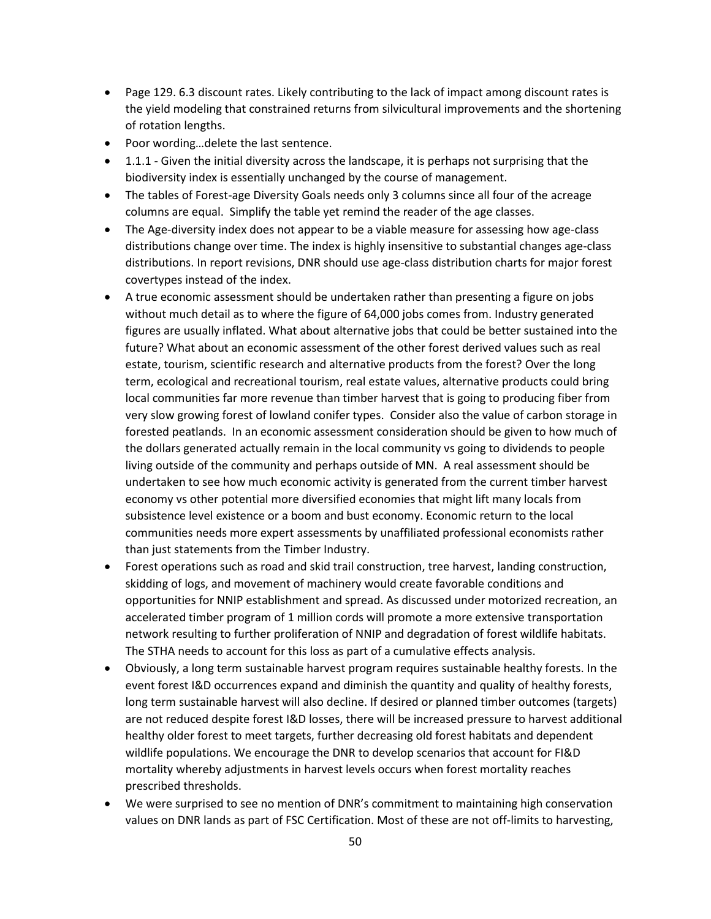- Page 129. 6.3 discount rates. Likely contributing to the lack of impact among discount rates is the yield modeling that constrained returns from silvicultural improvements and the shortening of rotation lengths.
- Poor wording…delete the last sentence.
- 1.1.1 - Given the initial diversity across the landscape, it is perhaps not surprising that the biodiversity index is essentially unchanged by the course of management.
- The tables of Forest-age Diversity Goals needs only 3 columns since all four of the acreage columns are equal. Simplify the table yet remind the reader of the age classes.
- The Age-diversity index does not appear to be a viable measure for assessing how age-class distributions change over time. The index is highly insensitive to substantial changes age-class distributions. In report revisions, DNR should use age-class distribution charts for major forest covertypes instead of the index.
- A true economic assessment should be undertaken rather than presenting a figure on jobs without much detail as to where the figure of 64,000 jobs comes from. Industry generated figures are usually inflated. What about alternative jobs that could be better sustained into the future? What about an economic assessment of the other forest derived values such as real estate, tourism, scientific research and alternative products from the forest? Over the long term, ecological and recreational tourism, real estate values, alternative products could bring local communities far more revenue than timber harvest that is going to producing fiber from very slow growing forest of lowland conifer types. Consider also the value of carbon storage in forested peatlands. In an economic assessment consideration should be given to how much of the dollars generated actually remain in the local community vs going to dividends to people living outside of the community and perhaps outside of MN. A real assessment should be undertaken to see how much economic activity is generated from the current timber harvest economy vs other potential more diversified economies that might lift many locals from subsistence level existence or a boom and bust economy. Economic return to the local communities needs more expert assessments by unaffiliated professional economists rather than just statements from the Timber Industry.
- Forest operations such as road and skid trail construction, tree harvest, landing construction, skidding of logs, and movement of machinery would create favorable conditions and opportunities for NNIP establishment and spread. As discussed under motorized recreation, an accelerated timber program of 1 million cords will promote a more extensive transportation network resulting to further proliferation of NNIP and degradation of forest wildlife habitats. The STHA needs to account for this loss as part of a cumulative effects analysis.
- Obviously, a long term sustainable harvest program requires sustainable healthy forests. In the event forest I&D occurrences expand and diminish the quantity and quality of healthy forests, long term sustainable harvest will also decline. If desired or planned timber outcomes (targets) are not reduced despite forest I&D losses, there will be increased pressure to harvest additional healthy older forest to meet targets, further decreasing old forest habitats and dependent wildlife populations. We encourage the DNR to develop scenarios that account for FI&D mortality whereby adjustments in harvest levels occurs when forest mortality reaches prescribed thresholds.
- We were surprised to see no mention of DNR's commitment to maintaining high conservation values on DNR lands as part of FSC Certification. Most of these are not off-limits to harvesting,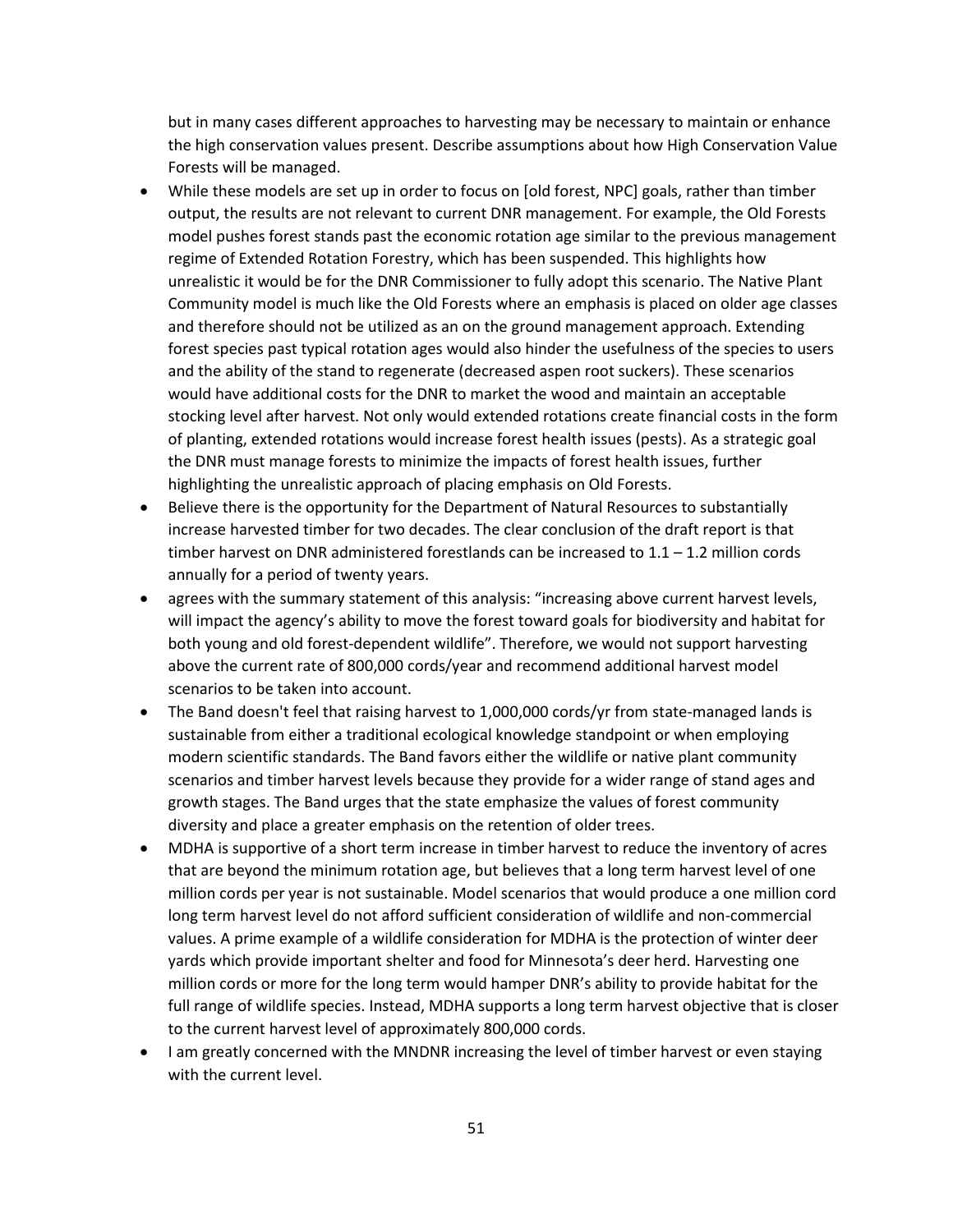but in many cases different approaches to harvesting may be necessary to maintain or enhance the high conservation values present. Describe assumptions about how High Conservation Value Forests will be managed.

- While these models are set up in order to focus on [old forest, NPC] goals, rather than timber output, the results are not relevant to current DNR management. For example, the Old Forests model pushes forest stands past the economic rotation age similar to the previous management regime of Extended Rotation Forestry, which has been suspended. This highlights how unrealistic it would be for the DNR Commissioner to fully adopt this scenario. The Native Plant Community model is much like the Old Forests where an emphasis is placed on older age classes and therefore should not be utilized as an on the ground management approach. Extending forest species past typical rotation ages would also hinder the usefulness of the species to users and the ability of the stand to regenerate (decreased aspen root suckers). These scenarios would have additional costs for the DNR to market the wood and maintain an acceptable stocking level after harvest. Not only would extended rotations create financial costs in the form of planting, extended rotations would increase forest health issues (pests). As a strategic goal the DNR must manage forests to minimize the impacts of forest health issues, further highlighting the unrealistic approach of placing emphasis on Old Forests.
- Believe there is the opportunity for the Department of Natural Resources to substantially increase harvested timber for two decades. The clear conclusion of the draft report is that timber harvest on DNR administered forestlands can be increased to 1.1 – 1.2 million cords annually for a period of twenty years.
- agrees with the summary statement of this analysis: "increasing above current harvest levels, will impact the agency's ability to move the forest toward goals for biodiversity and habitat for both young and old forest-dependent wildlife". Therefore, we would not support harvesting above the current rate of 800,000 cords/year and recommend additional harvest model scenarios to be taken into account.
- The Band doesn't feel that raising harvest to 1,000,000 cords/yr from state-managed lands is sustainable from either a traditional ecological knowledge standpoint or when employing modern scientific standards. The Band favors either the wildlife or native plant community scenarios and timber harvest levels because they provide for a wider range of stand ages and growth stages. The Band urges that the state emphasize the values of forest community diversity and place a greater emphasis on the retention of older trees.
- MDHA is supportive of a short term increase in timber harvest to reduce the inventory of acres that are beyond the minimum rotation age, but believes that a long term harvest level of one million cords per year is not sustainable. Model scenarios that would produce a one million cord long term harvest level do not afford sufficient consideration of wildlife and non-commercial values. A prime example of a wildlife consideration for MDHA is the protection of winter deer yards which provide important shelter and food for Minnesota's deer herd. Harvesting one million cords or more for the long term would hamper DNR's ability to provide habitat for the full range of wildlife species. Instead, MDHA supports a long term harvest objective that is closer to the current harvest level of approximately 800,000 cords.
- I am greatly concerned with the MNDNR increasing the level of timber harvest or even staying with the current level.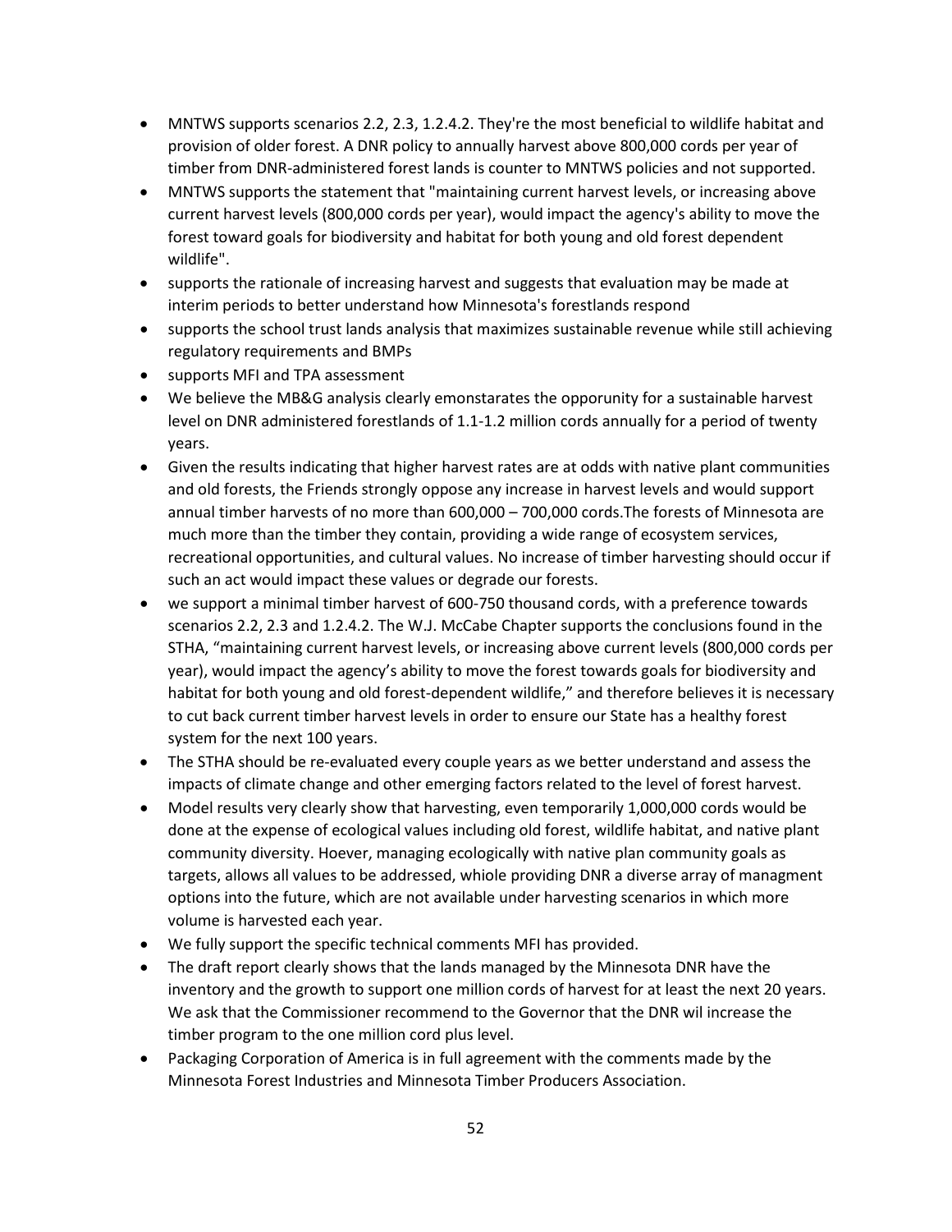- MNTWS supports scenarios 2.2, 2.3, 1.2.4.2. They're the most beneficial to wildlife habitat and provision of older forest. A DNR policy to annually harvest above 800,000 cords per year of timber from DNR-administered forest lands is counter to MNTWS policies and not supported.
- MNTWS supports the statement that "maintaining current harvest levels, or increasing above current harvest levels (800,000 cords per year), would impact the agency's ability to move the forest toward goals for biodiversity and habitat for both young and old forest dependent wildlife".
- supports the rationale of increasing harvest and suggests that evaluation may be made at interim periods to better understand how Minnesota's forestlands respond
- supports the school trust lands analysis that maximizes sustainable revenue while still achieving regulatory requirements and BMPs
- supports MFI and TPA assessment
- We believe the MB&G analysis clearly emonstarates the opporunity for a sustainable harvest level on DNR administered forestlands of 1.1-1.2 million cords annually for a period of twenty years.
- Given the results indicating that higher harvest rates are at odds with native plant communities and old forests, the Friends strongly oppose any increase in harvest levels and would support annual timber harvests of no more than 600,000 – 700,000 cords.The forests of Minnesota are much more than the timber they contain, providing a wide range of ecosystem services, recreational opportunities, and cultural values. No increase of timber harvesting should occur if such an act would impact these values or degrade our forests.
- we support a minimal timber harvest of 600-750 thousand cords, with a preference towards scenarios 2.2, 2.3 and 1.2.4.2. The W.J. McCabe Chapter supports the conclusions found in the STHA, "maintaining current harvest levels, or increasing above current levels (800,000 cords per year), would impact the agency's ability to move the forest towards goals for biodiversity and habitat for both young and old forest-dependent wildlife," and therefore believes it is necessary to cut back current timber harvest levels in order to ensure our State has a healthy forest system for the next 100 years.
- The STHA should be re-evaluated every couple years as we better understand and assess the impacts of climate change and other emerging factors related to the level of forest harvest.
- Model results very clearly show that harvesting, even temporarily 1,000,000 cords would be done at the expense of ecological values including old forest, wildlife habitat, and native plant community diversity. Hoever, managing ecologically with native plan community goals as targets, allows all values to be addressed, whiole providing DNR a diverse array of managment options into the future, which are not available under harvesting scenarios in which more volume is harvested each year.
- We fully support the specific technical comments MFI has provided.
- The draft report clearly shows that the lands managed by the Minnesota DNR have the inventory and the growth to support one million cords of harvest for at least the next 20 years. We ask that the Commissioner recommend to the Governor that the DNR wil increase the timber program to the one million cord plus level.
- Packaging Corporation of America is in full agreement with the comments made by the Minnesota Forest Industries and Minnesota Timber Producers Association.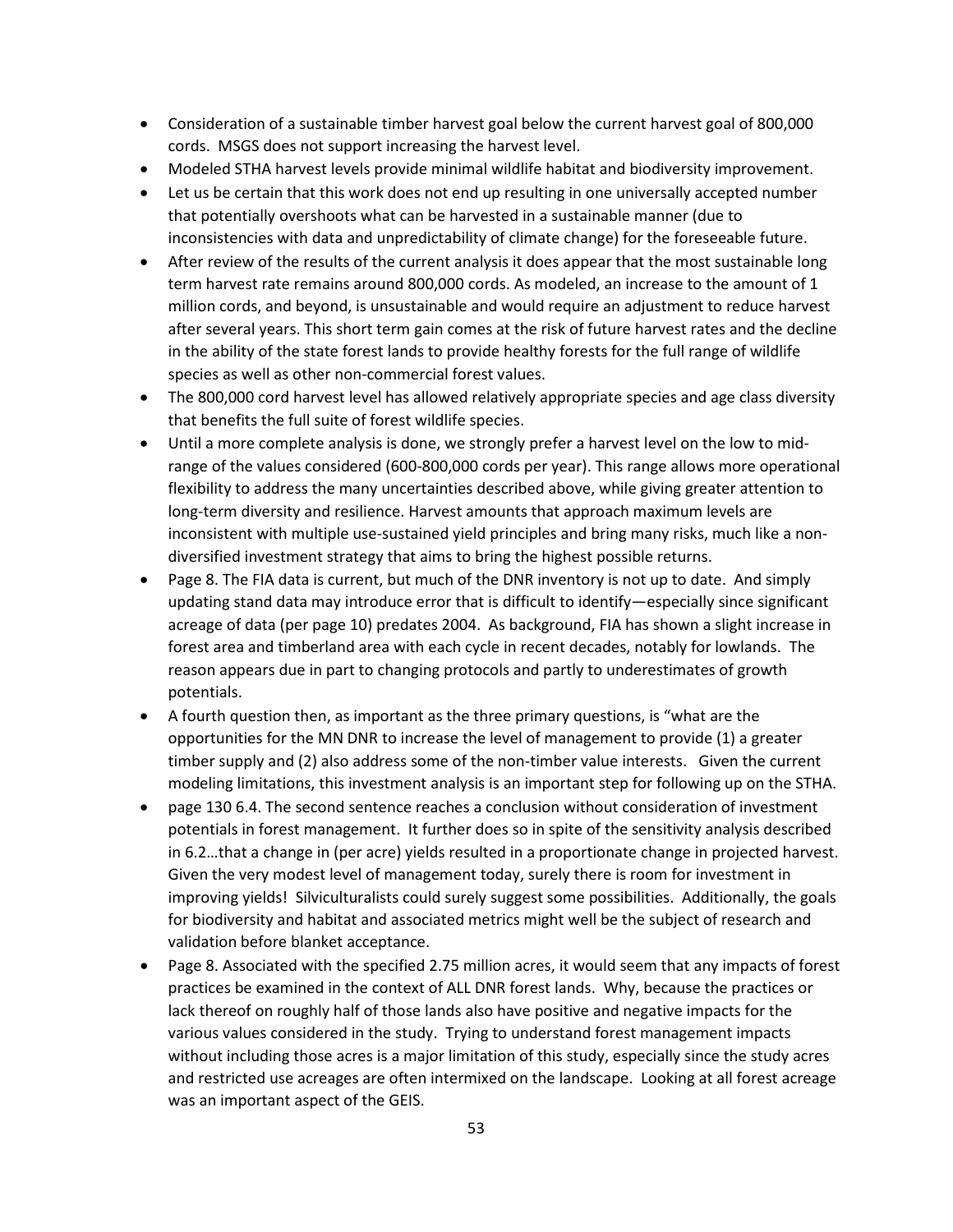- Consideration of a sustainable timber harvest goal below the current harvest goal of 800,000 cords. MSGS does not support increasing the harvest level.
- Modeled STHA harvest levels provide minimal wildlife habitat and biodiversity improvement.
- Let us be certain that this work does not end up resulting in one universally accepted number that potentially overshoots what can be harvested in a sustainable manner (due to inconsistencies with data and unpredictability of climate change) for the foreseeable future.
- After review of the results of the current analysis it does appear that the most sustainable long term harvest rate remains around 800,000 cords. As modeled, an increase to the amount of 1 million cords, and beyond, is unsustainable and would require an adjustment to reduce harvest after several years. This short term gain comes at the risk of future harvest rates and the decline in the ability of the state forest lands to provide healthy forests for the full range of wildlife species as well as other non-commercial forest values.
- The 800,000 cord harvest level has allowed relatively appropriate species and age class diversity that benefits the full suite of forest wildlife species.
- Until a more complete analysis is done, we strongly prefer a harvest level on the low to mid-range of the values considered (600-800,000 cords per year). This range allows more operational flexibility to address the many uncertainties described above, while giving greater attention to long-term diversity and resilience. Harvest amounts that approach maximum levels are inconsistent with multiple use-sustained yield principles and bring many risks, much like a non-diversified investment strategy that aims to bring the highest possible returns.
- Page 8. The FIA data is current, but much of the DNR inventory is not up to date. And simply updating stand data may introduce error that is difficult to identify—especially since significant acreage of data (per page 10) predates 2004. As background, FIA has shown a slight increase in forest area and timberland area with each cycle in recent decades, notably for lowlands. The reason appears due in part to changing protocols and partly to underestimates of growth potentials.
- A fourth question then, as important as the three primary questions, is "what are the opportunities for the MN DNR to increase the level of management to provide (1) a greater timber supply and (2) also address some of the non-timber value interests. Given the current modeling limitations, this investment analysis is an important step for following up on the STHA.
- page 130 6.4. The second sentence reaches a conclusion without consideration of investment potentials in forest management. It further does so in spite of the sensitivity analysis described in 6.2…that a change in (per acre) yields resulted in a proportionate change in projected harvest. Given the very modest level of management today, surely there is room for investment in improving yields! Silviculturalists could surely suggest some possibilities. Additionally, the goals for biodiversity and habitat and associated metrics might well be the subject of research and validation before blanket acceptance.
- Page 8. Associated with the specified 2.75 million acres, it would seem that any impacts of forest practices be examined in the context of ALL DNR forest lands. Why, because the practices or lack thereof on roughly half of those lands also have positive and negative impacts for the various values considered in the study. Trying to understand forest management impacts without including those acres is a major limitation of this study, especially since the study acres and restricted use acreages are often intermixed on the landscape. Looking at all forest acreage was an important aspect of the GEIS.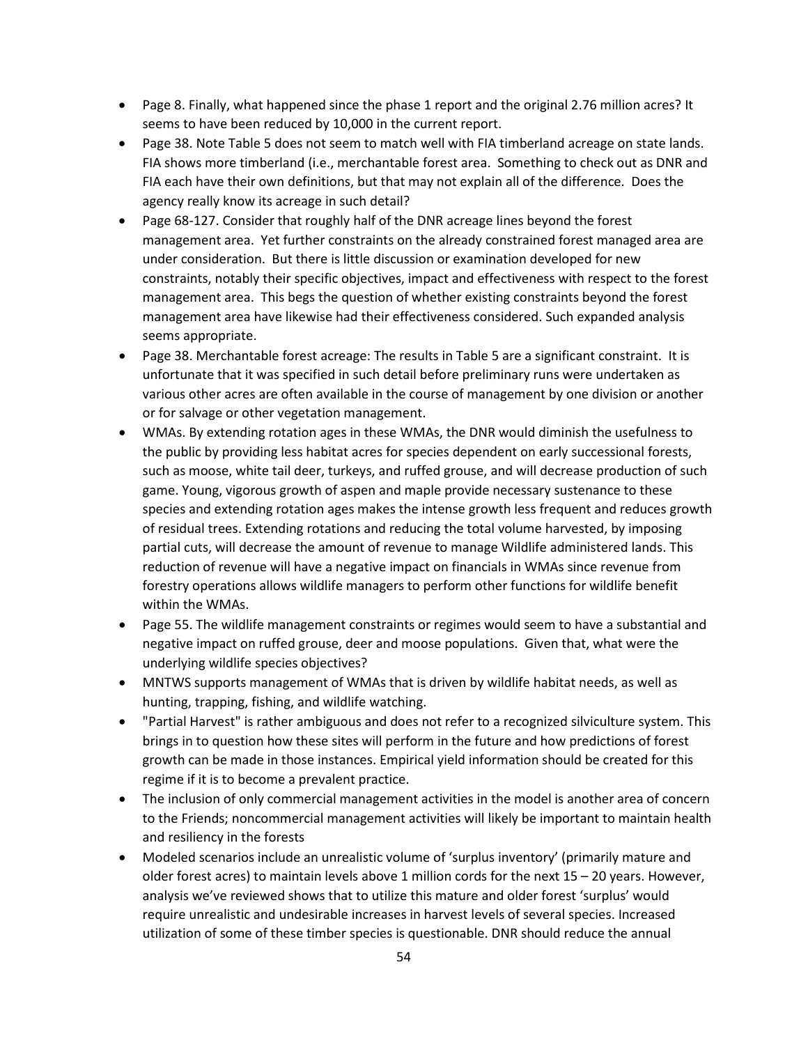- Page 8. Finally, what happened since the phase 1 report and the original 2.76 million acres? It seems to have been reduced by 10,000 in the current report.
- Page 38. Note Table 5 does not seem to match well with FIA timberland acreage on state lands. FIA shows more timberland (i.e., merchantable forest area. Something to check out as DNR and FIA each have their own definitions, but that may not explain all of the difference. Does the agency really know its acreage in such detail?
- Page 68-127. Consider that roughly half of the DNR acreage lines beyond the forest management area. Yet further constraints on the already constrained forest managed area are under consideration. But there is little discussion or examination developed for new constraints, notably their specific objectives, impact and effectiveness with respect to the forest management area. This begs the question of whether existing constraints beyond the forest management area have likewise had their effectiveness considered. Such expanded analysis seems appropriate.
- Page 38. Merchantable forest acreage: The results in Table 5 are a significant constraint. It is unfortunate that it was specified in such detail before preliminary runs were undertaken as various other acres are often available in the course of management by one division or another or for salvage or other vegetation management.
- WMAs. By extending rotation ages in these WMAs, the DNR would diminish the usefulness to the public by providing less habitat acres for species dependent on early successional forests, such as moose, white tail deer, turkeys, and ruffed grouse, and will decrease production of such game. Young, vigorous growth of aspen and maple provide necessary sustenance to these species and extending rotation ages makes the intense growth less frequent and reduces growth of residual trees. Extending rotations and reducing the total volume harvested, by imposing partial cuts, will decrease the amount of revenue to manage Wildlife administered lands. This reduction of revenue will have a negative impact on financials in WMAs since revenue from forestry operations allows wildlife managers to perform other functions for wildlife benefit within the WMAs.
- Page 55. The wildlife management constraints or regimes would seem to have a substantial and negative impact on ruffed grouse, deer and moose populations. Given that, what were the underlying wildlife species objectives?
- MNTWS supports management of WMAs that is driven by wildlife habitat needs, as well as hunting, trapping, fishing, and wildlife watching.
- "Partial Harvest" is rather ambiguous and does not refer to a recognized silviculture system. This brings in to question how these sites will perform in the future and how predictions of forest growth can be made in those instances. Empirical yield information should be created for this regime if it is to become a prevalent practice.
- The inclusion of only commercial management activities in the model is another area of concern to the Friends; noncommercial management activities will likely be important to maintain health and resiliency in the forests
- Modeled scenarios include an unrealistic volume of 'surplus inventory' (primarily mature and older forest acres) to maintain levels above 1 million cords for the next 15 – 20 years. However, analysis we've reviewed shows that to utilize this mature and older forest 'surplus' would require unrealistic and undesirable increases in harvest levels of several species. Increased utilization of some of these timber species is questionable. DNR should reduce the annual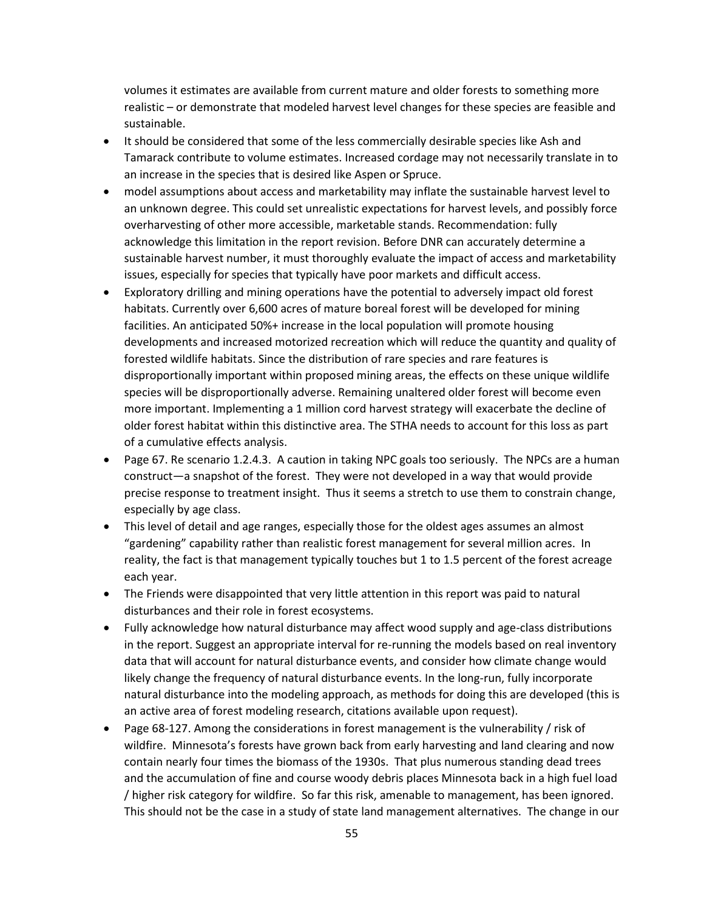volumes it estimates are available from current mature and older forests to something more realistic – or demonstrate that modeled harvest level changes for these species are feasible and sustainable.

- It should be considered that some of the less commercially desirable species like Ash and Tamarack contribute to volume estimates. Increased cordage may not necessarily translate in to an increase in the species that is desired like Aspen or Spruce.
- model assumptions about access and marketability may inflate the sustainable harvest level to an unknown degree. This could set unrealistic expectations for harvest levels, and possibly force overharvesting of other more accessible, marketable stands. Recommendation: fully acknowledge this limitation in the report revision. Before DNR can accurately determine a sustainable harvest number, it must thoroughly evaluate the impact of access and marketability issues, especially for species that typically have poor markets and difficult access.
- Exploratory drilling and mining operations have the potential to adversely impact old forest habitats. Currently over 6,600 acres of mature boreal forest will be developed for mining facilities. An anticipated 50%+ increase in the local population will promote housing developments and increased motorized recreation which will reduce the quantity and quality of forested wildlife habitats. Since the distribution of rare species and rare features is disproportionally important within proposed mining areas, the effects on these unique wildlife species will be disproportionally adverse. Remaining unaltered older forest will become even more important. Implementing a 1 million cord harvest strategy will exacerbate the decline of older forest habitat within this distinctive area. The STHA needs to account for this loss as part of a cumulative effects analysis.
- Page 67. Re scenario 1.2.4.3. A caution in taking NPC goals too seriously. The NPCs are a human construct—a snapshot of the forest. They were not developed in a way that would provide precise response to treatment insight. Thus it seems a stretch to use them to constrain change, especially by age class.
- This level of detail and age ranges, especially those for the oldest ages assumes an almost "gardening" capability rather than realistic forest management for several million acres. In reality, the fact is that management typically touches but 1 to 1.5 percent of the forest acreage each year.
- The Friends were disappointed that very little attention in this report was paid to natural disturbances and their role in forest ecosystems.
- Fully acknowledge how natural disturbance may affect wood supply and age-class distributions in the report. Suggest an appropriate interval for re-running the models based on real inventory data that will account for natural disturbance events, and consider how climate change would likely change the frequency of natural disturbance events. In the long-run, fully incorporate natural disturbance into the modeling approach, as methods for doing this are developed (this is an active area of forest modeling research, citations available upon request).
- Page 68-127. Among the considerations in forest management is the vulnerability / risk of wildfire. Minnesota's forests have grown back from early harvesting and land clearing and now contain nearly four times the biomass of the 1930s. That plus numerous standing dead trees and the accumulation of fine and course woody debris places Minnesota back in a high fuel load / higher risk category for wildfire. So far this risk, amenable to management, has been ignored. This should not be the case in a study of state land management alternatives. The change in our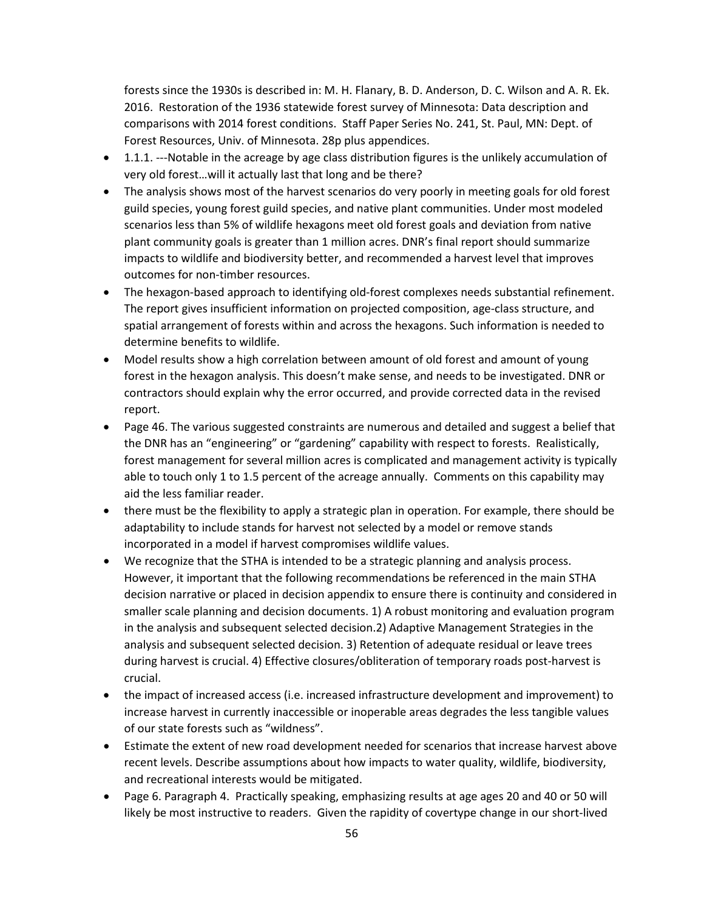forests since the 1930s is described in: M. H. Flanary, B. D. Anderson, D. C. Wilson and A. R. Ek. 2016. Restoration of the 1936 statewide forest survey of Minnesota: Data description and comparisons with 2014 forest conditions. Staff Paper Series No. 241, St. Paul, MN: Dept. of Forest Resources, Univ. of Minnesota. 28p plus appendices.

- 1.1.1. ---Notable in the acreage by age class distribution figures is the unlikely accumulation of very old forest…will it actually last that long and be there?
- The analysis shows most of the harvest scenarios do very poorly in meeting goals for old forest guild species, young forest guild species, and native plant communities. Under most modeled scenarios less than 5% of wildlife hexagons meet old forest goals and deviation from native plant community goals is greater than 1 million acres. DNR's final report should summarize impacts to wildlife and biodiversity better, and recommended a harvest level that improves outcomes for non-timber resources.
- The hexagon-based approach to identifying old-forest complexes needs substantial refinement. The report gives insufficient information on projected composition, age-class structure, and spatial arrangement of forests within and across the hexagons. Such information is needed to determine benefits to wildlife.
- Model results show a high correlation between amount of old forest and amount of young forest in the hexagon analysis. This doesn't make sense, and needs to be investigated. DNR or contractors should explain why the error occurred, and provide corrected data in the revised report.
- Page 46. The various suggested constraints are numerous and detailed and suggest a belief that the DNR has an "engineering" or "gardening" capability with respect to forests. Realistically, forest management for several million acres is complicated and management activity is typically able to touch only 1 to 1.5 percent of the acreage annually. Comments on this capability may aid the less familiar reader.
- there must be the flexibility to apply a strategic plan in operation. For example, there should be adaptability to include stands for harvest not selected by a model or remove stands incorporated in a model if harvest compromises wildlife values.
- We recognize that the STHA is intended to be a strategic planning and analysis process. However, it important that the following recommendations be referenced in the main STHA decision narrative or placed in decision appendix to ensure there is continuity and considered in smaller scale planning and decision documents. 1) A robust monitoring and evaluation program in the analysis and subsequent selected decision.2) Adaptive Management Strategies in the analysis and subsequent selected decision. 3) Retention of adequate residual or leave trees during harvest is crucial. 4) Effective closures/obliteration of temporary roads post-harvest is crucial.
- the impact of increased access (i.e. increased infrastructure development and improvement) to increase harvest in currently inaccessible or inoperable areas degrades the less tangible values of our state forests such as "wildness".
- Estimate the extent of new road development needed for scenarios that increase harvest above recent levels. Describe assumptions about how impacts to water quality, wildlife, biodiversity, and recreational interests would be mitigated.
- Page 6. Paragraph 4. Practically speaking, emphasizing results at age ages 20 and 40 or 50 will likely be most instructive to readers. Given the rapidity of covertype change in our short-lived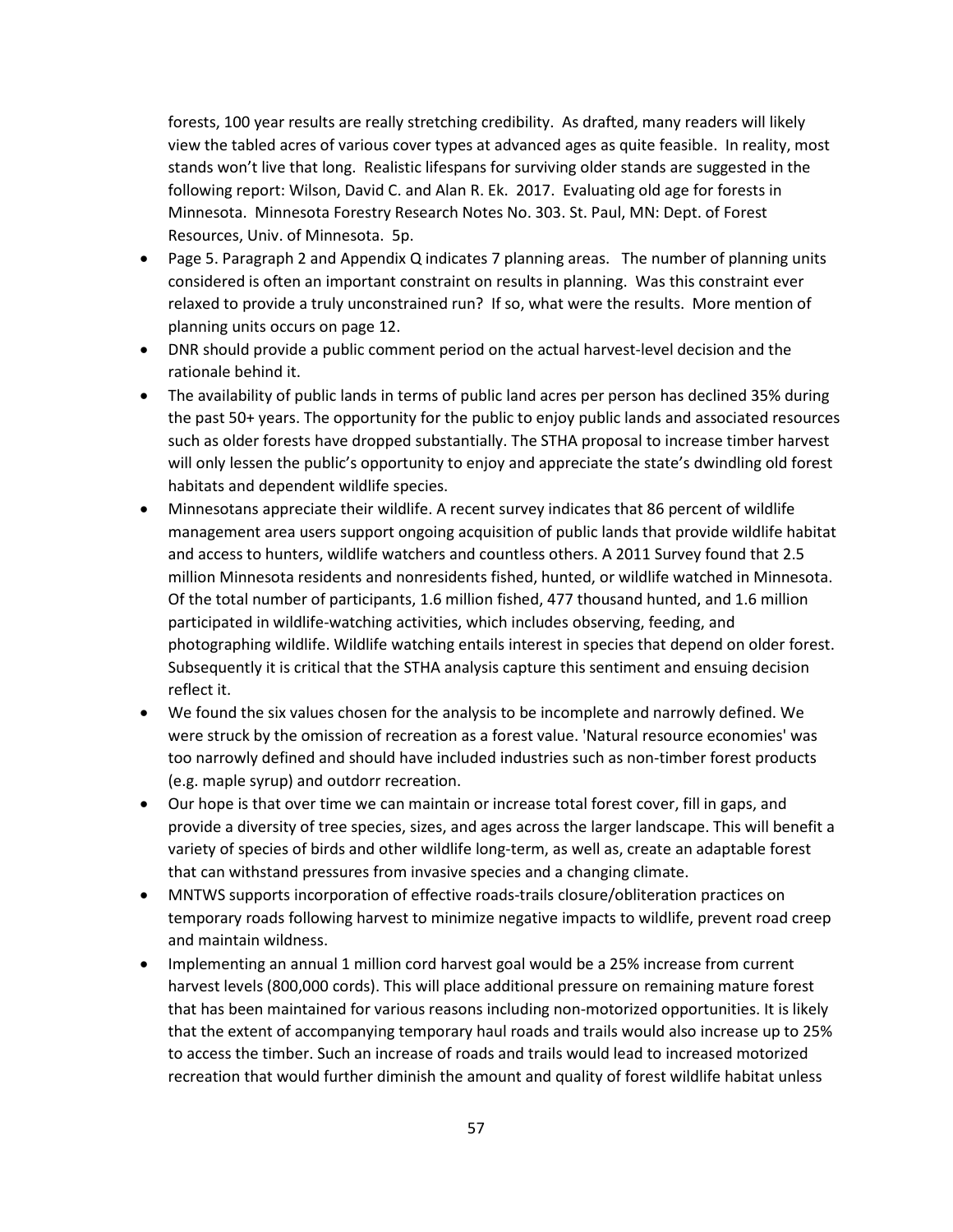forests, 100 year results are really stretching credibility. As drafted, many readers will likely view the tabled acres of various cover types at advanced ages as quite feasible. In reality, most stands won't live that long. Realistic lifespans for surviving older stands are suggested in the following report: Wilson, David C. and Alan R. Ek. 2017. Evaluating old age for forests in Minnesota. Minnesota Forestry Research Notes No. 303. St. Paul, MN: Dept. of Forest Resources, Univ. of Minnesota. 5p.

- Page 5. Paragraph 2 and Appendix Q indicates 7 planning areas. The number of planning units considered is often an important constraint on results in planning. Was this constraint ever relaxed to provide a truly unconstrained run? If so, what were the results. More mention of planning units occurs on page 12.
- DNR should provide a public comment period on the actual harvest-level decision and the rationale behind it.
- The availability of public lands in terms of public land acres per person has declined 35% during the past 50+ years. The opportunity for the public to enjoy public lands and associated resources such as older forests have dropped substantially. The STHA proposal to increase timber harvest will only lessen the public's opportunity to enjoy and appreciate the state's dwindling old forest habitats and dependent wildlife species.
- Minnesotans appreciate their wildlife. A recent survey indicates that 86 percent of wildlife management area users support ongoing acquisition of public lands that provide wildlife habitat and access to hunters, wildlife watchers and countless others. A 2011 Survey found that 2.5 million Minnesota residents and nonresidents fished, hunted, or wildlife watched in Minnesota. Of the total number of participants, 1.6 million fished, 477 thousand hunted, and 1.6 million participated in wildlife-watching activities, which includes observing, feeding, and photographing wildlife. Wildlife watching entails interest in species that depend on older forest. Subsequently it is critical that the STHA analysis capture this sentiment and ensuing decision reflect it.
- We found the six values chosen for the analysis to be incomplete and narrowly defined. We were struck by the omission of recreation as a forest value. 'Natural resource economies' was too narrowly defined and should have included industries such as non-timber forest products (e.g. maple syrup) and outdorr recreation.
- Our hope is that over time we can maintain or increase total forest cover, fill in gaps, and provide a diversity of tree species, sizes, and ages across the larger landscape. This will benefit a variety of species of birds and other wildlife long-term, as well as, create an adaptable forest that can withstand pressures from invasive species and a changing climate.
- MNTWS supports incorporation of effective roads-trails closure/obliteration practices on temporary roads following harvest to minimize negative impacts to wildlife, prevent road creep and maintain wildness.
- Implementing an annual 1 million cord harvest goal would be a 25% increase from current harvest levels (800,000 cords). This will place additional pressure on remaining mature forest that has been maintained for various reasons including non-motorized opportunities. It is likely that the extent of accompanying temporary haul roads and trails would also increase up to 25% to access the timber. Such an increase of roads and trails would lead to increased motorized recreation that would further diminish the amount and quality of forest wildlife habitat unless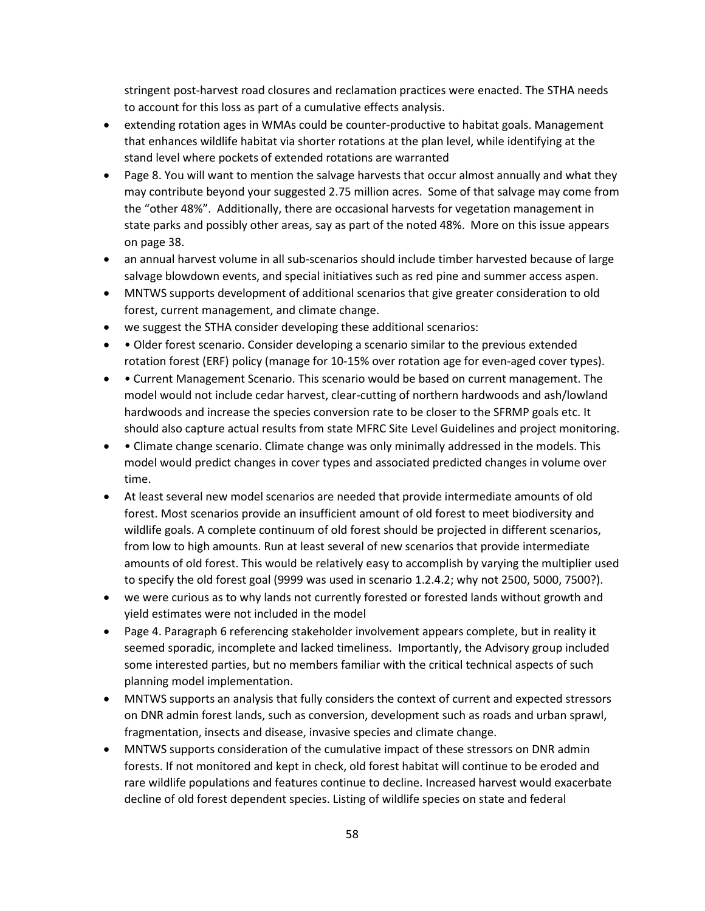stringent post-harvest road closures and reclamation practices were enacted. The STHA needs to account for this loss as part of a cumulative effects analysis.

- extending rotation ages in WMAs could be counter-productive to habitat goals. Management that enhances wildlife habitat via shorter rotations at the plan level, while identifying at the stand level where pockets of extended rotations are warranted
- Page 8. You will want to mention the salvage harvests that occur almost annually and what they may contribute beyond your suggested 2.75 million acres. Some of that salvage may come from the "other 48%". Additionally, there are occasional harvests for vegetation management in state parks and possibly other areas, say as part of the noted 48%. More on this issue appears on page 38.
- an annual harvest volume in all sub-scenarios should include timber harvested because of large salvage blowdown events, and special initiatives such as red pine and summer access aspen.
- MNTWS supports development of additional scenarios that give greater consideration to old forest, current management, and climate change.
- we suggest the STHA consider developing these additional scenarios:
- • Older forest scenario. Consider developing a scenario similar to the previous extended rotation forest (ERF) policy (manage for 10-15% over rotation age for even-aged cover types).
- • Current Management Scenario. This scenario would be based on current management. The model would not include cedar harvest, clear-cutting of northern hardwoods and ash/lowland hardwoods and increase the species conversion rate to be closer to the SFRMP goals etc. It should also capture actual results from state MFRC Site Level Guidelines and project monitoring.
- • Climate change scenario. Climate change was only minimally addressed in the models. This model would predict changes in cover types and associated predicted changes in volume over time.
- At least several new model scenarios are needed that provide intermediate amounts of old forest. Most scenarios provide an insufficient amount of old forest to meet biodiversity and wildlife goals. A complete continuum of old forest should be projected in different scenarios, from low to high amounts. Run at least several of new scenarios that provide intermediate amounts of old forest. This would be relatively easy to accomplish by varying the multiplier used to specify the old forest goal (9999 was used in scenario 1.2.4.2; why not 2500, 5000, 7500?).
- we were curious as to why lands not currently forested or forested lands without growth and yield estimates were not included in the model
- Page 4. Paragraph 6 referencing stakeholder involvement appears complete, but in reality it seemed sporadic, incomplete and lacked timeliness. Importantly, the Advisory group included some interested parties, but no members familiar with the critical technical aspects of such planning model implementation.
- MNTWS supports an analysis that fully considers the context of current and expected stressors on DNR admin forest lands, such as conversion, development such as roads and urban sprawl, fragmentation, insects and disease, invasive species and climate change.
- MNTWS supports consideration of the cumulative impact of these stressors on DNR admin forests. If not monitored and kept in check, old forest habitat will continue to be eroded and rare wildlife populations and features continue to decline. Increased harvest would exacerbate decline of old forest dependent species. Listing of wildlife species on state and federal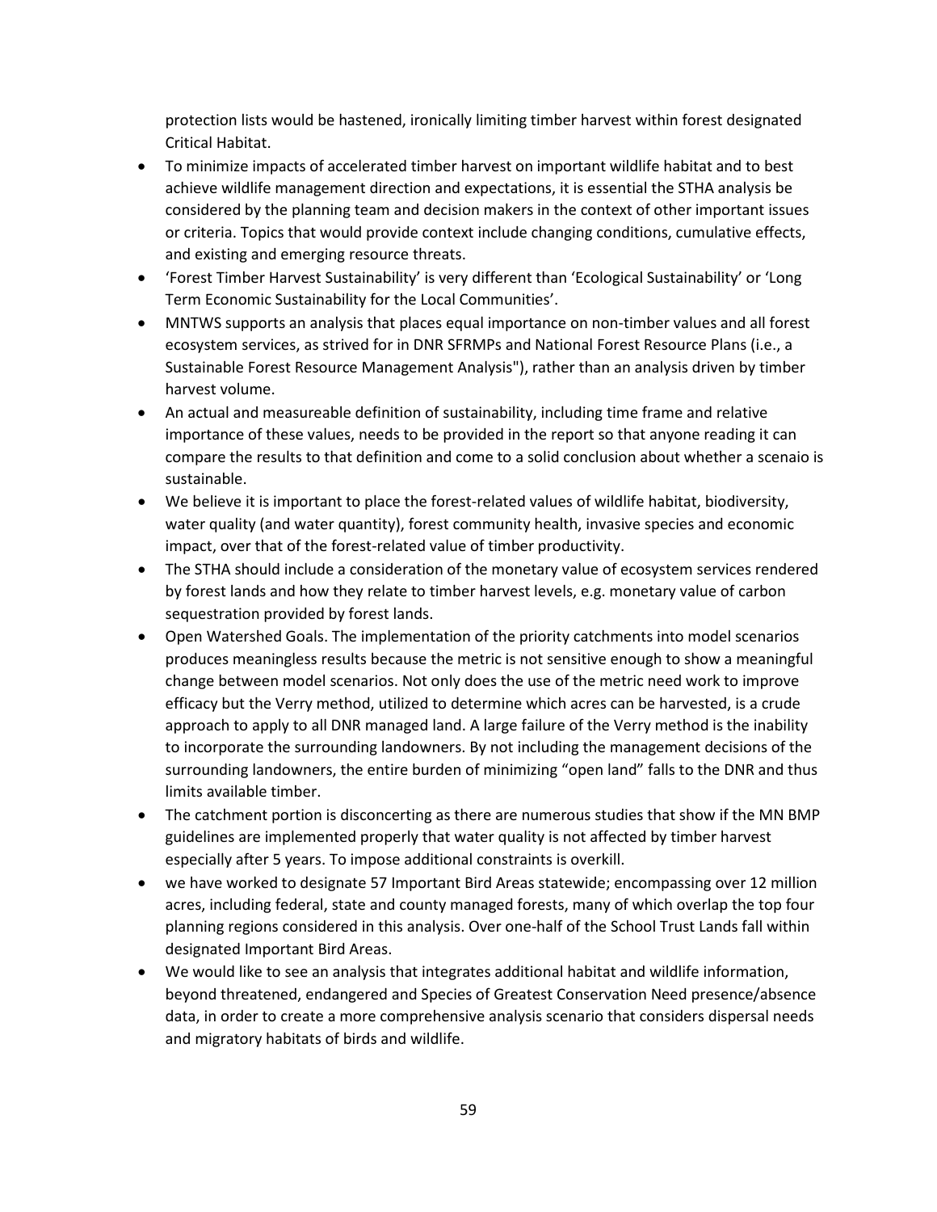protection lists would be hastened, ironically limiting timber harvest within forest designated Critical Habitat.

- To minimize impacts of accelerated timber harvest on important wildlife habitat and to best achieve wildlife management direction and expectations, it is essential the STHA analysis be considered by the planning team and decision makers in the context of other important issues or criteria. Topics that would provide context include changing conditions, cumulative effects, and existing and emerging resource threats.
- 'Forest Timber Harvest Sustainability' is very different than 'Ecological Sustainability' or 'Long Term Economic Sustainability for the Local Communities'.
- MNTWS supports an analysis that places equal importance on non-timber values and all forest ecosystem services, as strived for in DNR SFRMPs and National Forest Resource Plans (i.e., a Sustainable Forest Resource Management Analysis"), rather than an analysis driven by timber harvest volume.
- An actual and measureable definition of sustainability, including time frame and relative importance of these values, needs to be provided in the report so that anyone reading it can compare the results to that definition and come to a solid conclusion about whether a scenaio is sustainable.
- We believe it is important to place the forest-related values of wildlife habitat, biodiversity, water quality (and water quantity), forest community health, invasive species and economic impact, over that of the forest-related value of timber productivity.
- The STHA should include a consideration of the monetary value of ecosystem services rendered by forest lands and how they relate to timber harvest levels, e.g. monetary value of carbon sequestration provided by forest lands.
- Open Watershed Goals. The implementation of the priority catchments into model scenarios produces meaningless results because the metric is not sensitive enough to show a meaningful change between model scenarios. Not only does the use of the metric need work to improve efficacy but the Verry method, utilized to determine which acres can be harvested, is a crude approach to apply to all DNR managed land. A large failure of the Verry method is the inability to incorporate the surrounding landowners. By not including the management decisions of the surrounding landowners, the entire burden of minimizing "open land" falls to the DNR and thus limits available timber.
- The catchment portion is disconcerting as there are numerous studies that show if the MN BMP guidelines are implemented properly that water quality is not affected by timber harvest especially after 5 years. To impose additional constraints is overkill.
- we have worked to designate 57 Important Bird Areas statewide; encompassing over 12 million acres, including federal, state and county managed forests, many of which overlap the top four planning regions considered in this analysis. Over one-half of the School Trust Lands fall within designated Important Bird Areas.
- We would like to see an analysis that integrates additional habitat and wildlife information, beyond threatened, endangered and Species of Greatest Conservation Need presence/absence data, in order to create a more comprehensive analysis scenario that considers dispersal needs and migratory habitats of birds and wildlife.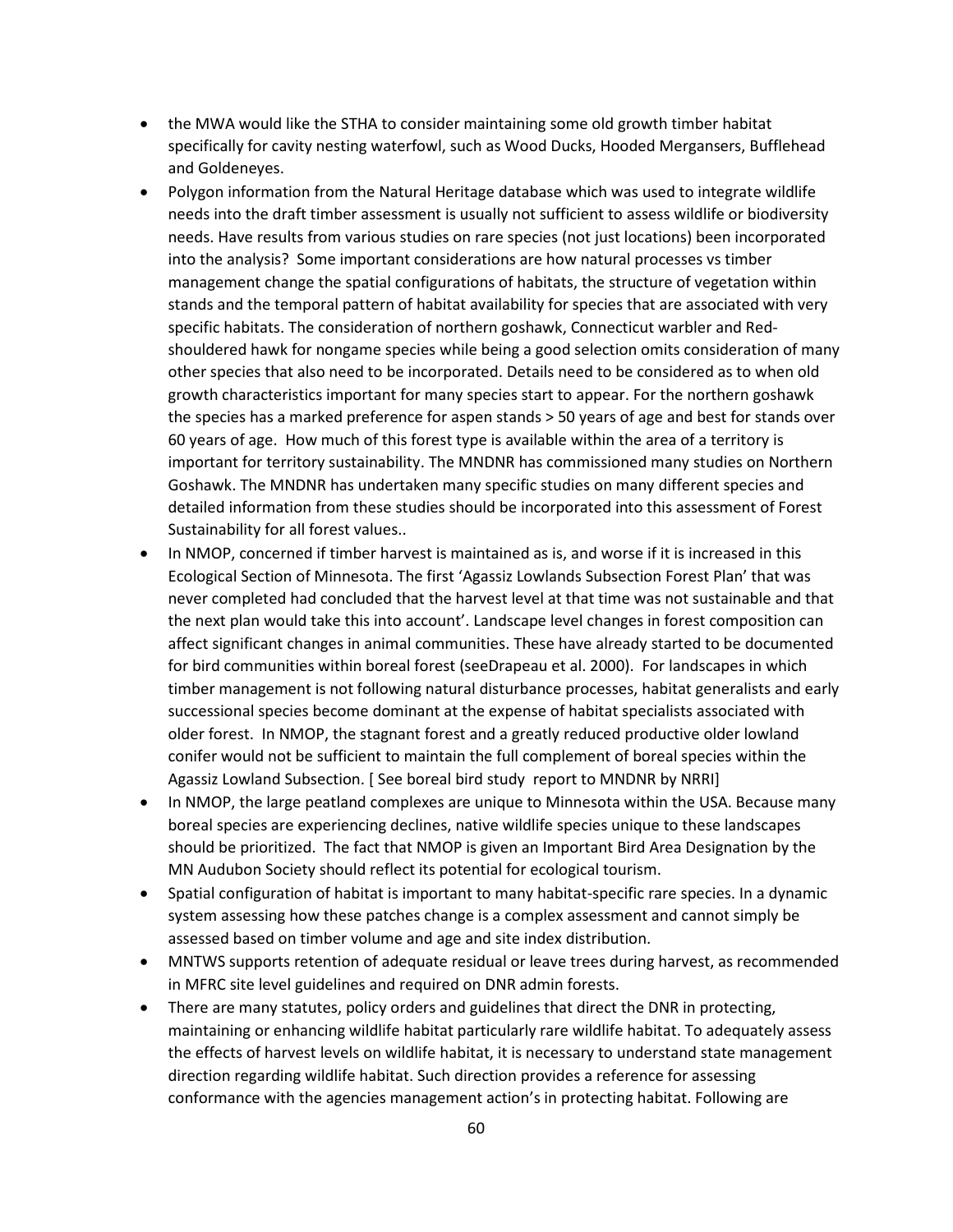- the MWA would like the STHA to consider maintaining some old growth timber habitat specifically for cavity nesting waterfowl, such as Wood Ducks, Hooded Mergansers, Bufflehead and Goldeneyes.
- Polygon information from the Natural Heritage database which was used to integrate wildlife needs into the draft timber assessment is usually not sufficient to assess wildlife or biodiversity needs. Have results from various studies on rare species (not just locations) been incorporated into the analysis? Some important considerations are how natural processes vs timber management change the spatial configurations of habitats, the structure of vegetation within stands and the temporal pattern of habitat availability for species that are associated with very specific habitats. The consideration of northern goshawk, Connecticut warbler and Red-shouldered hawk for nongame species while being a good selection omits consideration of many other species that also need to be incorporated. Details need to be considered as to when old growth characteristics important for many species start to appear. For the northern goshawk the species has a marked preference for aspen stands > 50 years of age and best for stands over 60 years of age. How much of this forest type is available within the area of a territory is important for territory sustainability. The MNDNR has commissioned many studies on Northern Goshawk. The MNDNR has undertaken many specific studies on many different species and detailed information from these studies should be incorporated into this assessment of Forest Sustainability for all forest values..
- In NMOP, concerned if timber harvest is maintained as is, and worse if it is increased in this Ecological Section of Minnesota. The first 'Agassiz Lowlands Subsection Forest Plan' that was never completed had concluded that the harvest level at that time was not sustainable and that the next plan would take this into account'. Landscape level changes in forest composition can affect significant changes in animal communities. These have already started to be documented for bird communities within boreal forest (seeDrapeau et al. 2000). For landscapes in which timber management is not following natural disturbance processes, habitat generalists and early successional species become dominant at the expense of habitat specialists associated with older forest. In NMOP, the stagnant forest and a greatly reduced productive older lowland conifer would not be sufficient to maintain the full complement of boreal species within the Agassiz Lowland Subsection. [ See boreal bird study report to MNDNR by NRRI]
- In NMOP, the large peatland complexes are unique to Minnesota within the USA. Because many boreal species are experiencing declines, native wildlife species unique to these landscapes should be prioritized. The fact that NMOP is given an Important Bird Area Designation by the MN Audubon Society should reflect its potential for ecological tourism.
- Spatial configuration of habitat is important to many habitat-specific rare species. In a dynamic system assessing how these patches change is a complex assessment and cannot simply be assessed based on timber volume and age and site index distribution.
- MNTWS supports retention of adequate residual or leave trees during harvest, as recommended in MFRC site level guidelines and required on DNR admin forests.
- There are many statutes, policy orders and guidelines that direct the DNR in protecting, maintaining or enhancing wildlife habitat particularly rare wildlife habitat. To adequately assess the effects of harvest levels on wildlife habitat, it is necessary to understand state management direction regarding wildlife habitat. Such direction provides a reference for assessing conformance with the agencies management action's in protecting habitat. Following are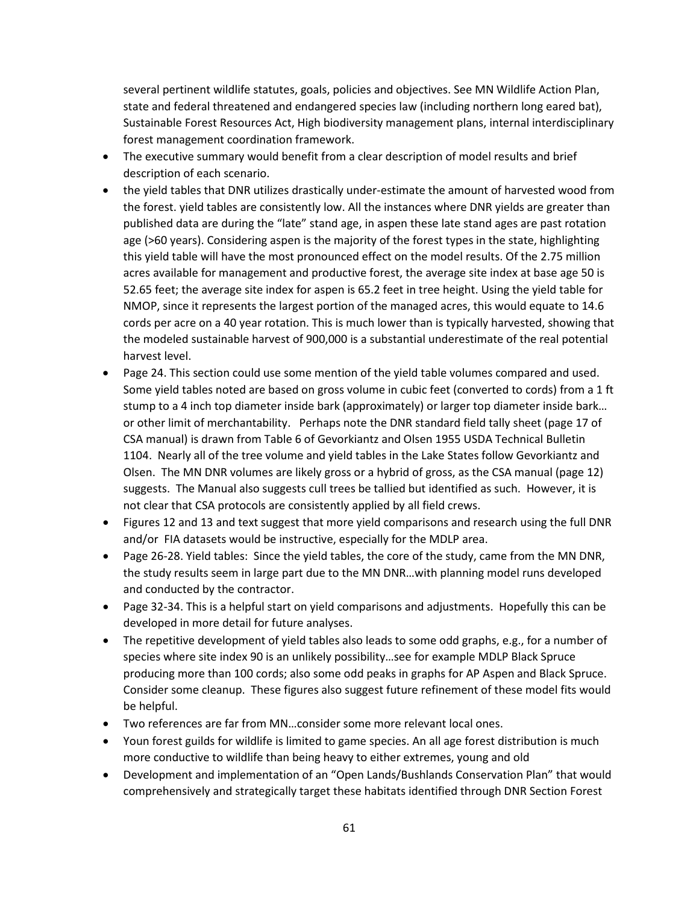several pertinent wildlife statutes, goals, policies and objectives. See MN Wildlife Action Plan, state and federal threatened and endangered species law (including northern long eared bat), Sustainable Forest Resources Act, High biodiversity management plans, internal interdisciplinary forest management coordination framework.

- The executive summary would benefit from a clear description of model results and brief description of each scenario.
- the yield tables that DNR utilizes drastically under-estimate the amount of harvested wood from the forest. yield tables are consistently low. All the instances where DNR yields are greater than published data are during the "late" stand age, in aspen these late stand ages are past rotation age (>60 years). Considering aspen is the majority of the forest types in the state, highlighting this yield table will have the most pronounced effect on the model results. Of the 2.75 million acres available for management and productive forest, the average site index at base age 50 is 52.65 feet; the average site index for aspen is 65.2 feet in tree height. Using the yield table for NMOP, since it represents the largest portion of the managed acres, this would equate to 14.6 cords per acre on a 40 year rotation. This is much lower than is typically harvested, showing that the modeled sustainable harvest of 900,000 is a substantial underestimate of the real potential harvest level.
- Page 24. This section could use some mention of the yield table volumes compared and used. Some yield tables noted are based on gross volume in cubic feet (converted to cords) from a 1 ft stump to a 4 inch top diameter inside bark (approximately) or larger top diameter inside bark… or other limit of merchantability. Perhaps note the DNR standard field tally sheet (page 17 of CSA manual) is drawn from Table 6 of Gevorkiantz and Olsen 1955 USDA Technical Bulletin 1104. Nearly all of the tree volume and yield tables in the Lake States follow Gevorkiantz and Olsen. The MN DNR volumes are likely gross or a hybrid of gross, as the CSA manual (page 12) suggests. The Manual also suggests cull trees be tallied but identified as such. However, it is not clear that CSA protocols are consistently applied by all field crews.
- Figures 12 and 13 and text suggest that more yield comparisons and research using the full DNR and/or FIA datasets would be instructive, especially for the MDLP area.
- Page 26-28. Yield tables: Since the yield tables, the core of the study, came from the MN DNR, the study results seem in large part due to the MN DNR…with planning model runs developed and conducted by the contractor.
- Page 32-34. This is a helpful start on yield comparisons and adjustments. Hopefully this can be developed in more detail for future analyses.
- The repetitive development of yield tables also leads to some odd graphs, e.g., for a number of species where site index 90 is an unlikely possibility…see for example MDLP Black Spruce producing more than 100 cords; also some odd peaks in graphs for AP Aspen and Black Spruce. Consider some cleanup. These figures also suggest future refinement of these model fits would be helpful.
- Two references are far from MN…consider some more relevant local ones.
- Youn forest guilds for wildlife is limited to game species. An all age forest distribution is much more conductive to wildlife than being heavy to either extremes, young and old
- Development and implementation of an "Open Lands/Bushlands Conservation Plan" that would comprehensively and strategically target these habitats identified through DNR Section Forest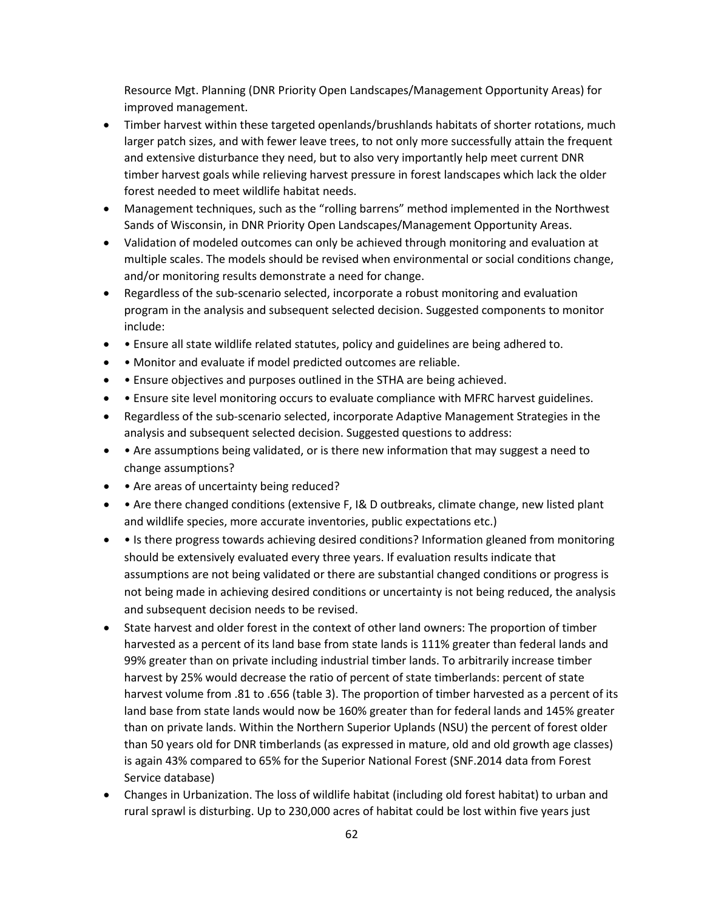Resource Mgt. Planning (DNR Priority Open Landscapes/Management Opportunity Areas) for improved management.

- Timber harvest within these targeted openlands/brushlands habitats of shorter rotations, much larger patch sizes, and with fewer leave trees, to not only more successfully attain the frequent and extensive disturbance they need, but to also very importantly help meet current DNR timber harvest goals while relieving harvest pressure in forest landscapes which lack the older forest needed to meet wildlife habitat needs.
- Management techniques, such as the "rolling barrens" method implemented in the Northwest Sands of Wisconsin, in DNR Priority Open Landscapes/Management Opportunity Areas.
- Validation of modeled outcomes can only be achieved through monitoring and evaluation at multiple scales. The models should be revised when environmental or social conditions change, and/or monitoring results demonstrate a need for change.
- Regardless of the sub-scenario selected, incorporate a robust monitoring and evaluation program in the analysis and subsequent selected decision. Suggested components to monitor include:
- • Ensure all state wildlife related statutes, policy and guidelines are being adhered to.
- • Monitor and evaluate if model predicted outcomes are reliable.
- • Ensure objectives and purposes outlined in the STHA are being achieved.
- • Ensure site level monitoring occurs to evaluate compliance with MFRC harvest guidelines.
- Regardless of the sub-scenario selected, incorporate Adaptive Management Strategies in the analysis and subsequent selected decision. Suggested questions to address:
- • Are assumptions being validated, or is there new information that may suggest a need to change assumptions?
- • Are areas of uncertainty being reduced?
- • Are there changed conditions (extensive F, I& D outbreaks, climate change, new listed plant and wildlife species, more accurate inventories, public expectations etc.)
- • Is there progress towards achieving desired conditions? Information gleaned from monitoring should be extensively evaluated every three years. If evaluation results indicate that assumptions are not being validated or there are substantial changed conditions or progress is not being made in achieving desired conditions or uncertainty is not being reduced, the analysis and subsequent decision needs to be revised.
- State harvest and older forest in the context of other land owners: The proportion of timber harvested as a percent of its land base from state lands is 111% greater than federal lands and 99% greater than on private including industrial timber lands. To arbitrarily increase timber harvest by 25% would decrease the ratio of percent of state timberlands: percent of state harvest volume from .81 to .656 (table 3). The proportion of timber harvested as a percent of its land base from state lands would now be 160% greater than for federal lands and 145% greater than on private lands. Within the Northern Superior Uplands (NSU) the percent of forest older than 50 years old for DNR timberlands (as expressed in mature, old and old growth age classes) is again 43% compared to 65% for the Superior National Forest (SNF.2014 data from Forest Service database)
- Changes in Urbanization. The loss of wildlife habitat (including old forest habitat) to urban and rural sprawl is disturbing. Up to 230,000 acres of habitat could be lost within five years just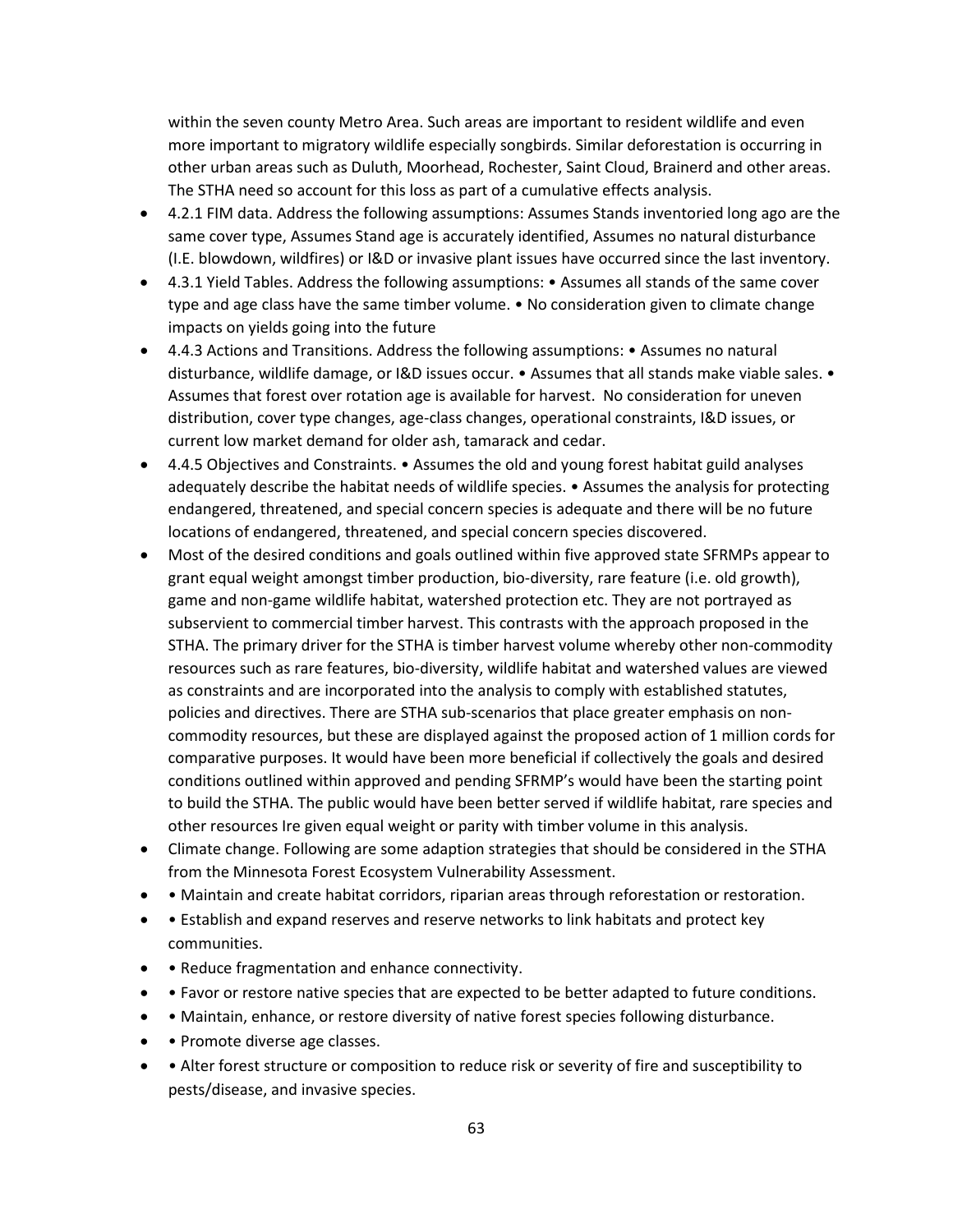within the seven county Metro Area. Such areas are important to resident wildlife and even more important to migratory wildlife especially songbirds. Similar deforestation is occurring in other urban areas such as Duluth, Moorhead, Rochester, Saint Cloud, Brainerd and other areas. The STHA need so account for this loss as part of a cumulative effects analysis.

- 4.2.1 FIM data. Address the following assumptions: Assumes Stands inventoried long ago are the same cover type, Assumes Stand age is accurately identified, Assumes no natural disturbance (I.E. blowdown, wildfires) or I&D or invasive plant issues have occurred since the last inventory.
- 4.3.1 Yield Tables. Address the following assumptions: • Assumes all stands of the same cover type and age class have the same timber volume. • No consideration given to climate change impacts on yields going into the future
- 4.4.3 Actions and Transitions. Address the following assumptions: • Assumes no natural disturbance, wildlife damage, or I&D issues occur. • Assumes that all stands make viable sales. • Assumes that forest over rotation age is available for harvest. No consideration for uneven distribution, cover type changes, age-class changes, operational constraints, I&D issues, or current low market demand for older ash, tamarack and cedar.
- 4.4.5 Objectives and Constraints. • Assumes the old and young forest habitat guild analyses adequately describe the habitat needs of wildlife species. • Assumes the analysis for protecting endangered, threatened, and special concern species is adequate and there will be no future locations of endangered, threatened, and special concern species discovered.
- Most of the desired conditions and goals outlined within five approved state SFRMPs appear to grant equal weight amongst timber production, bio-diversity, rare feature (i.e. old growth), game and non-game wildlife habitat, watershed protection etc. They are not portrayed as subservient to commercial timber harvest. This contrasts with the approach proposed in the STHA. The primary driver for the STHA is timber harvest volume whereby other non-commodity resources such as rare features, bio-diversity, wildlife habitat and watershed values are viewed as constraints and are incorporated into the analysis to comply with established statutes, policies and directives. There are STHA sub-scenarios that place greater emphasis on non-commodity resources, but these are displayed against the proposed action of 1 million cords for comparative purposes. It would have been more beneficial if collectively the goals and desired conditions outlined within approved and pending SFRMP's would have been the starting point to build the STHA. The public would have been better served if wildlife habitat, rare species and other resources Ire given equal weight or parity with timber volume in this analysis.
- Climate change. Following are some adaption strategies that should be considered in the STHA from the Minnesota Forest Ecosystem Vulnerability Assessment.
- • Maintain and create habitat corridors, riparian areas through reforestation or restoration.
- • Establish and expand reserves and reserve networks to link habitats and protect key communities.
- • Reduce fragmentation and enhance connectivity.
- • Favor or restore native species that are expected to be better adapted to future conditions.
- • Maintain, enhance, or restore diversity of native forest species following disturbance.
- • Promote diverse age classes.
- • Alter forest structure or composition to reduce risk or severity of fire and susceptibility to pests/disease, and invasive species.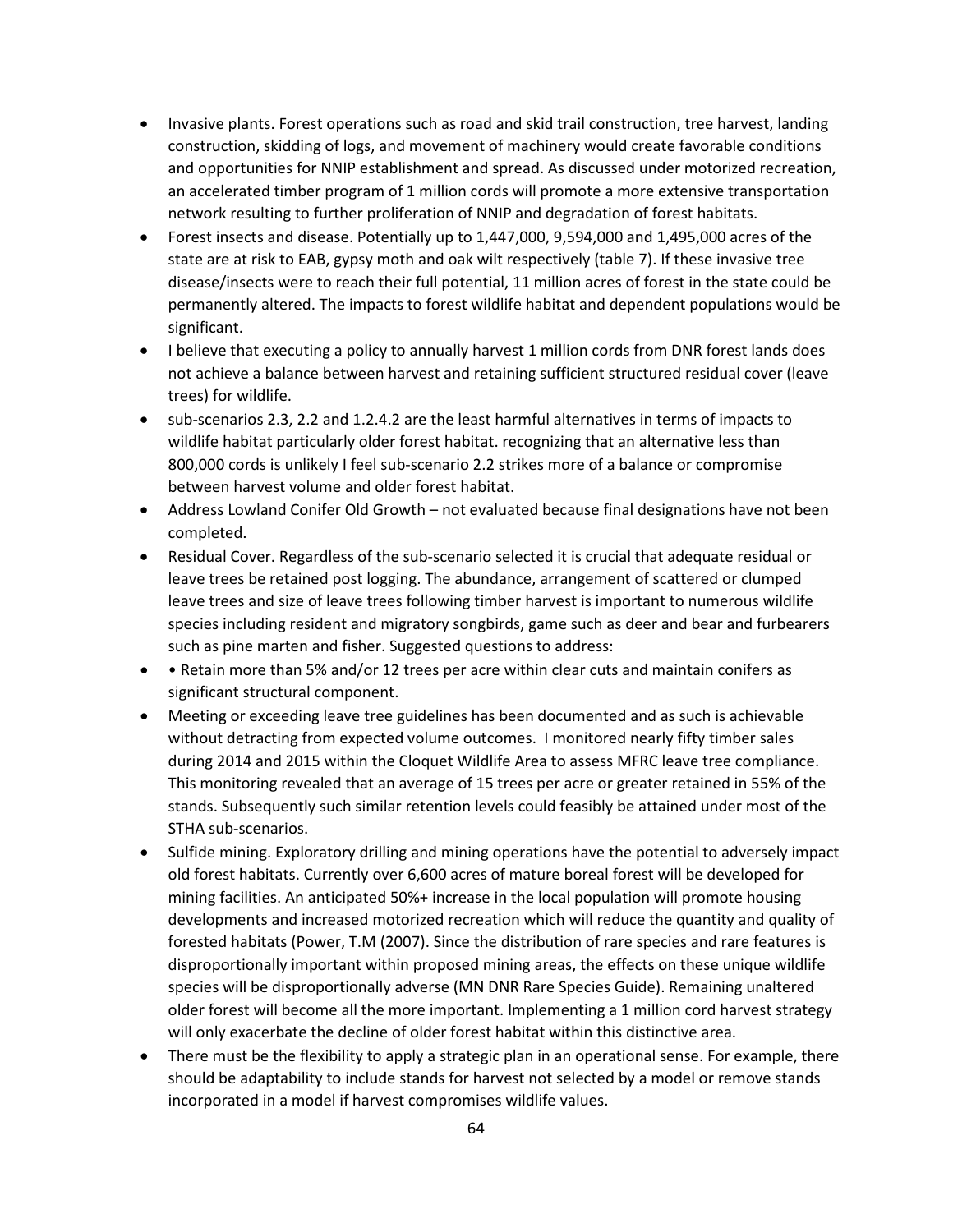- Invasive plants. Forest operations such as road and skid trail construction, tree harvest, landing construction, skidding of logs, and movement of machinery would create favorable conditions and opportunities for NNIP establishment and spread. As discussed under motorized recreation, an accelerated timber program of 1 million cords will promote a more extensive transportation network resulting to further proliferation of NNIP and degradation of forest habitats.
- Forest insects and disease. Potentially up to 1,447,000, 9,594,000 and 1,495,000 acres of the state are at risk to EAB, gypsy moth and oak wilt respectively (table 7). If these invasive tree disease/insects were to reach their full potential, 11 million acres of forest in the state could be permanently altered. The impacts to forest wildlife habitat and dependent populations would be significant.
- I believe that executing a policy to annually harvest 1 million cords from DNR forest lands does not achieve a balance between harvest and retaining sufficient structured residual cover (leave trees) for wildlife.
- sub-scenarios 2.3, 2.2 and 1.2.4.2 are the least harmful alternatives in terms of impacts to wildlife habitat particularly older forest habitat. recognizing that an alternative less than 800,000 cords is unlikely I feel sub-scenario 2.2 strikes more of a balance or compromise between harvest volume and older forest habitat.
- Address Lowland Conifer Old Growth – not evaluated because final designations have not been completed.
- Residual Cover. Regardless of the sub-scenario selected it is crucial that adequate residual or leave trees be retained post logging. The abundance, arrangement of scattered or clumped leave trees and size of leave trees following timber harvest is important to numerous wildlife species including resident and migratory songbirds, game such as deer and bear and furbearers such as pine marten and fisher. Suggested questions to address:
- • Retain more than 5% and/or 12 trees per acre within clear cuts and maintain conifers as significant structural component.
- Meeting or exceeding leave tree guidelines has been documented and as such is achievable without detracting from expected volume outcomes. I monitored nearly fifty timber sales during 2014 and 2015 within the Cloquet Wildlife Area to assess MFRC leave tree compliance. This monitoring revealed that an average of 15 trees per acre or greater retained in 55% of the stands. Subsequently such similar retention levels could feasibly be attained under most of the STHA sub-scenarios.
- Sulfide mining. Exploratory drilling and mining operations have the potential to adversely impact old forest habitats. Currently over 6,600 acres of mature boreal forest will be developed for mining facilities. An anticipated 50%+ increase in the local population will promote housing developments and increased motorized recreation which will reduce the quantity and quality of forested habitats (Power, T.M (2007). Since the distribution of rare species and rare features is disproportionally important within proposed mining areas, the effects on these unique wildlife species will be disproportionally adverse (MN DNR Rare Species Guide). Remaining unaltered older forest will become all the more important. Implementing a 1 million cord harvest strategy will only exacerbate the decline of older forest habitat within this distinctive area.
- There must be the flexibility to apply a strategic plan in an operational sense. For example, there should be adaptability to include stands for harvest not selected by a model or remove stands incorporated in a model if harvest compromises wildlife values.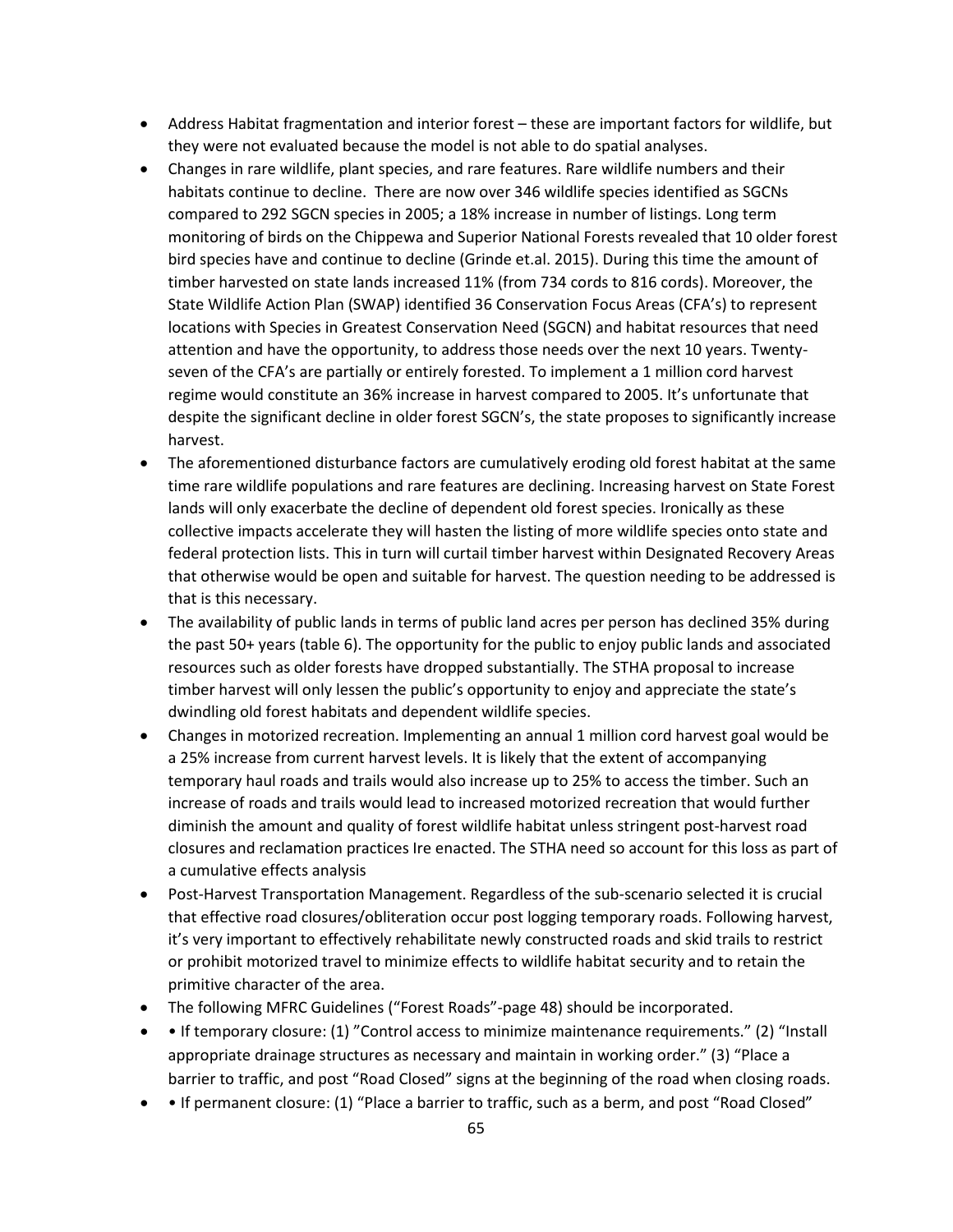- Address Habitat fragmentation and interior forest – these are important factors for wildlife, but they were not evaluated because the model is not able to do spatial analyses.
- Changes in rare wildlife, plant species, and rare features. Rare wildlife numbers and their habitats continue to decline. There are now over 346 wildlife species identified as SGCNs compared to 292 SGCN species in 2005; a 18% increase in number of listings. Long term monitoring of birds on the Chippewa and Superior National Forests revealed that 10 older forest bird species have and continue to decline (Grinde et.al. 2015). During this time the amount of timber harvested on state lands increased 11% (from 734 cords to 816 cords). Moreover, the State Wildlife Action Plan (SWAP) identified 36 Conservation Focus Areas (CFA's) to represent locations with Species in Greatest Conservation Need (SGCN) and habitat resources that need attention and have the opportunity, to address those needs over the next 10 years. Twenty-seven of the CFA's are partially or entirely forested. To implement a 1 million cord harvest regime would constitute an 36% increase in harvest compared to 2005. It's unfortunate that despite the significant decline in older forest SGCN's, the state proposes to significantly increase harvest.
- The aforementioned disturbance factors are cumulatively eroding old forest habitat at the same time rare wildlife populations and rare features are declining. Increasing harvest on State Forest lands will only exacerbate the decline of dependent old forest species. Ironically as these collective impacts accelerate they will hasten the listing of more wildlife species onto state and federal protection lists. This in turn will curtail timber harvest within Designated Recovery Areas that otherwise would be open and suitable for harvest. The question needing to be addressed is that is this necessary.
- The availability of public lands in terms of public land acres per person has declined 35% during the past 50+ years (table 6). The opportunity for the public to enjoy public lands and associated resources such as older forests have dropped substantially. The STHA proposal to increase timber harvest will only lessen the public's opportunity to enjoy and appreciate the state's dwindling old forest habitats and dependent wildlife species.
- Changes in motorized recreation. Implementing an annual 1 million cord harvest goal would be a 25% increase from current harvest levels. It is likely that the extent of accompanying temporary haul roads and trails would also increase up to 25% to access the timber. Such an increase of roads and trails would lead to increased motorized recreation that would further diminish the amount and quality of forest wildlife habitat unless stringent post-harvest road closures and reclamation practices Ire enacted. The STHA need so account for this loss as part of a cumulative effects analysis
- Post-Harvest Transportation Management. Regardless of the sub-scenario selected it is crucial that effective road closures/obliteration occur post logging temporary roads. Following harvest, it's very important to effectively rehabilitate newly constructed roads and skid trails to restrict or prohibit motorized travel to minimize effects to wildlife habitat security and to retain the primitive character of the area.
- The following MFRC Guidelines ("Forest Roads"-page 48) should be incorporated.
- • If temporary closure: (1) "Control access to minimize maintenance requirements." (2) "Install appropriate drainage structures as necessary and maintain in working order." (3) "Place a barrier to traffic, and post "Road Closed" signs at the beginning of the road when closing roads.
- • If permanent closure: (1) "Place a barrier to traffic, such as a berm, and post "Road Closed"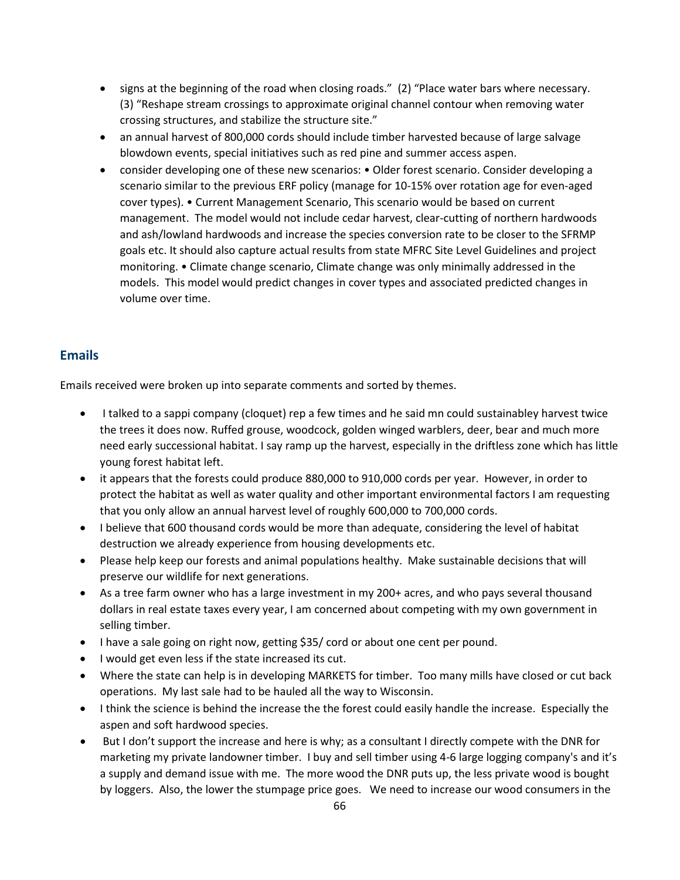- signs at the beginning of the road when closing roads." (2) "Place water bars where necessary. (3) "Reshape stream crossings to approximate original channel contour when removing water crossing structures, and stabilize the structure site."
- an annual harvest of 800,000 cords should include timber harvested because of large salvage blowdown events, special initiatives such as red pine and summer access aspen.
- consider developing one of these new scenarios: • Older forest scenario. Consider developing a scenario similar to the previous ERF policy (manage for 10-15% over rotation age for even-aged cover types). • Current Management Scenario, This scenario would be based on current management. The model would not include cedar harvest, clear-cutting of northern hardwoods and ash/lowland hardwoods and increase the species conversion rate to be closer to the SFRMP goals etc. It should also capture actual results from state MFRC Site Level Guidelines and project monitoring. • Climate change scenario, Climate change was only minimally addressed in the models. This model would predict changes in cover types and associated predicted changes in volume over time.

## Emails

Emails received were broken up into separate comments and sorted by themes.

- I talked to a sappi company (cloquet) rep a few times and he said mn could sustainabley harvest twice the trees it does now. Ruffed grouse, woodcock, golden winged warblers, deer, bear and much more need early successional habitat. I say ramp up the harvest, especially in the driftless zone which has little young forest habitat left.
- it appears that the forests could produce 880,000 to 910,000 cords per year. However, in order to protect the habitat as well as water quality and other important environmental factors I am requesting that you only allow an annual harvest level of roughly 600,000 to 700,000 cords.
- I believe that 600 thousand cords would be more than adequate, considering the level of habitat destruction we already experience from housing developments etc.
- Please help keep our forests and animal populations healthy. Make sustainable decisions that will preserve our wildlife for next generations.
- As a tree farm owner who has a large investment in my 200+ acres, and who pays several thousand dollars in real estate taxes every year, I am concerned about competing with my own government in selling timber.
- I have a sale going on right now, getting $35/ cord or about one cent per pound.
- I would get even less if the state increased its cut.
- Where the state can help is in developing MARKETS for timber. Too many mills have closed or cut back operations. My last sale had to be hauled all the way to Wisconsin.
- I think the science is behind the increase the the forest could easily handle the increase. Especially the aspen and soft hardwood species.
- But I don't support the increase and here is why; as a consultant I directly compete with the DNR for marketing my private landowner timber. I buy and sell timber using 4-6 large logging company's and it's a supply and demand issue with me. The more wood the DNR puts up, the less private wood is bought by loggers. Also, the lower the stumpage price goes. We need to increase our wood consumers in the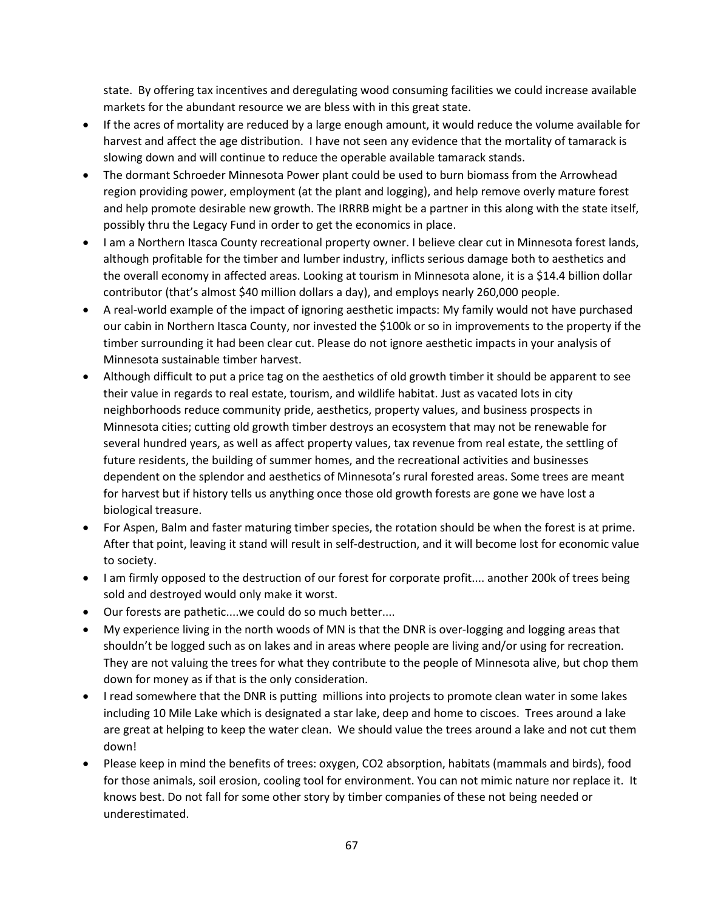state. By offering tax incentives and deregulating wood consuming facilities we could increase available markets for the abundant resource we are bless with in this great state.

- If the acres of mortality are reduced by a large enough amount, it would reduce the volume available for harvest and affect the age distribution. I have not seen any evidence that the mortality of tamarack is slowing down and will continue to reduce the operable available tamarack stands.
- The dormant Schroeder Minnesota Power plant could be used to burn biomass from the Arrowhead region providing power, employment (at the plant and logging), and help remove overly mature forest and help promote desirable new growth. The IRRRB might be a partner in this along with the state itself, possibly thru the Legacy Fund in order to get the economics in place.
- I am a Northern Itasca County recreational property owner. I believe clear cut in Minnesota forest lands, although profitable for the timber and lumber industry, inflicts serious damage both to aesthetics and the overall economy in affected areas. Looking at tourism in Minnesota alone, it is a $14.4 billion dollar contributor (that's almost $40 million dollars a day), and employs nearly 260,000 people.
- A real-world example of the impact of ignoring aesthetic impacts: My family would not have purchased our cabin in Northern Itasca County, nor invested the $100k or so in improvements to the property if the timber surrounding it had been clear cut. Please do not ignore aesthetic impacts in your analysis of Minnesota sustainable timber harvest.
- Although difficult to put a price tag on the aesthetics of old growth timber it should be apparent to see their value in regards to real estate, tourism, and wildlife habitat. Just as vacated lots in city neighborhoods reduce community pride, aesthetics, property values, and business prospects in Minnesota cities; cutting old growth timber destroys an ecosystem that may not be renewable for several hundred years, as well as affect property values, tax revenue from real estate, the settling of future residents, the building of summer homes, and the recreational activities and businesses dependent on the splendor and aesthetics of Minnesota's rural forested areas. Some trees are meant for harvest but if history tells us anything once those old growth forests are gone we have lost a biological treasure.
- For Aspen, Balm and faster maturing timber species, the rotation should be when the forest is at prime. After that point, leaving it stand will result in self-destruction, and it will become lost for economic value to society.
- I am firmly opposed to the destruction of our forest for corporate profit.... another 200k of trees being sold and destroyed would only make it worst.
- Our forests are pathetic....we could do so much better....
- My experience living in the north woods of MN is that the DNR is over-logging and logging areas that shouldn't be logged such as on lakes and in areas where people are living and/or using for recreation. They are not valuing the trees for what they contribute to the people of Minnesota alive, but chop them down for money as if that is the only consideration.
- I read somewhere that the DNR is putting millions into projects to promote clean water in some lakes including 10 Mile Lake which is designated a star lake, deep and home to ciscoes. Trees around a lake are great at helping to keep the water clean. We should value the trees around a lake and not cut them down!
- Please keep in mind the benefits of trees: oxygen, $CO_2$ absorption, habitats (mammals and birds), food for those animals, soil erosion, cooling tool for environment. You can not mimic nature nor replace it. It knows best. Do not fall for some other story by timber companies of these not being needed or underestimated.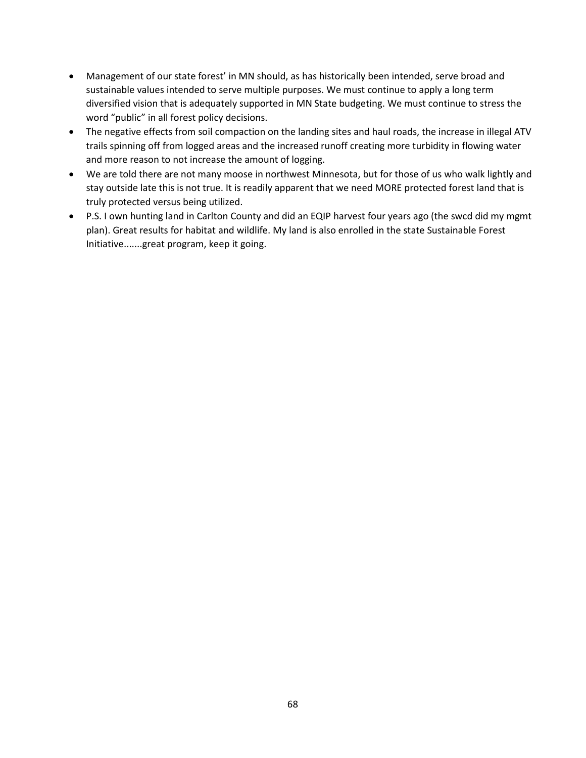- Management of our state forest' in MN should, as has historically been intended, serve broad and sustainable values intended to serve multiple purposes. We must continue to apply a long term diversified vision that is adequately supported in MN State budgeting. We must continue to stress the word "public" in all forest policy decisions.
- The negative effects from soil compaction on the landing sites and haul roads, the increase in illegal ATV trails spinning off from logged areas and the increased runoff creating more turbidity in flowing water and more reason to not increase the amount of logging.
- We are told there are not many moose in northwest Minnesota, but for those of us who walk lightly and stay outside late this is not true. It is readily apparent that we need MORE protected forest land that is truly protected versus being utilized.
- P.S. I own hunting land in Carlton County and did an EQIP harvest four years ago (the swcd did my mgmt plan). Great results for habitat and wildlife. My land is also enrolled in the state Sustainable Forest Initiative.......great program, keep it going.